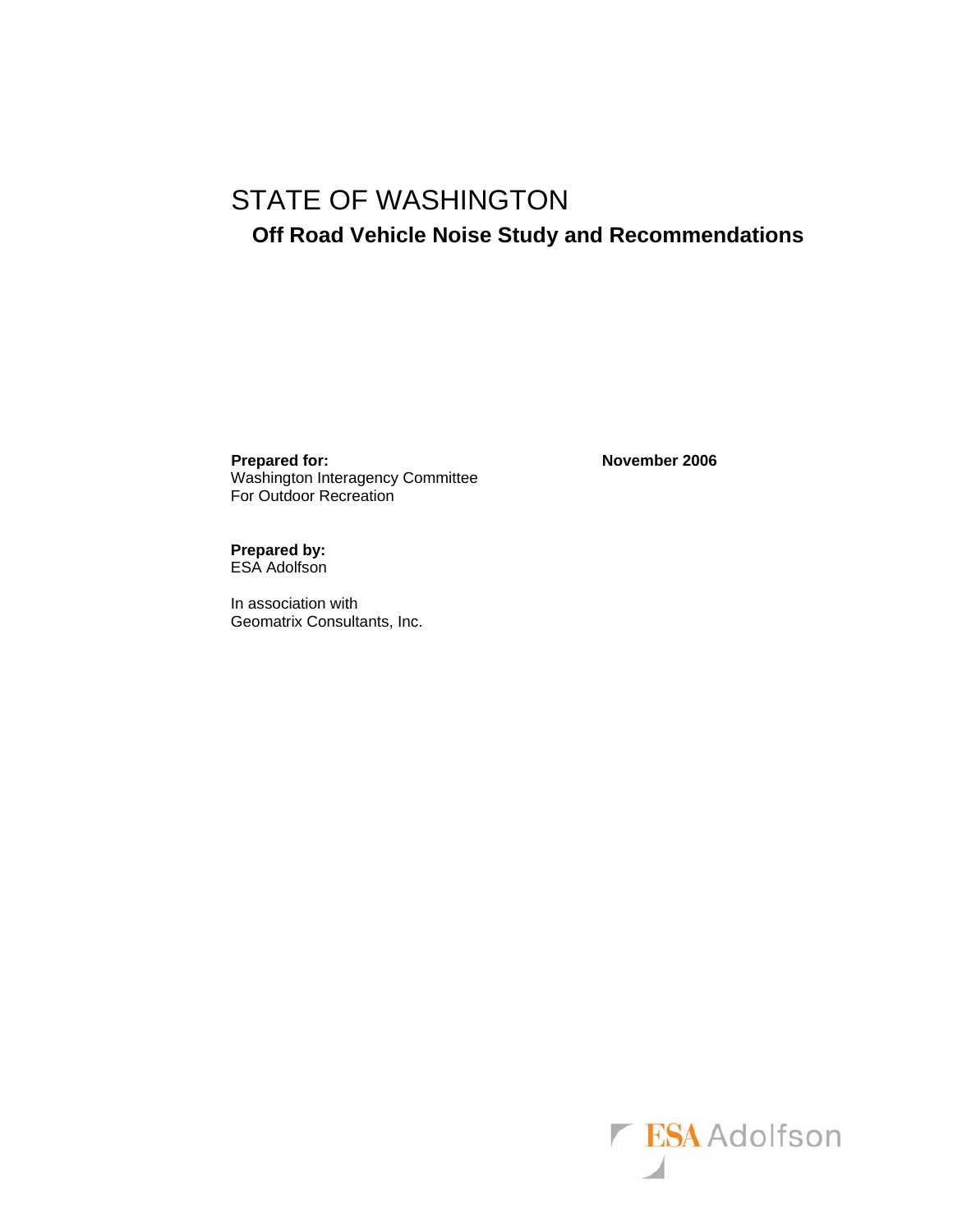# STATE OF WASHINGTON

## Off Road Vehicle Noise Study and Recommendations

**Prepared for:**
Washington Interagency Committee
For Outdoor Recreation

**November 2006**

**Prepared by:**
ESA Adolfson

In association with
Geomatrix Consultants, Inc.

ESA Adolfson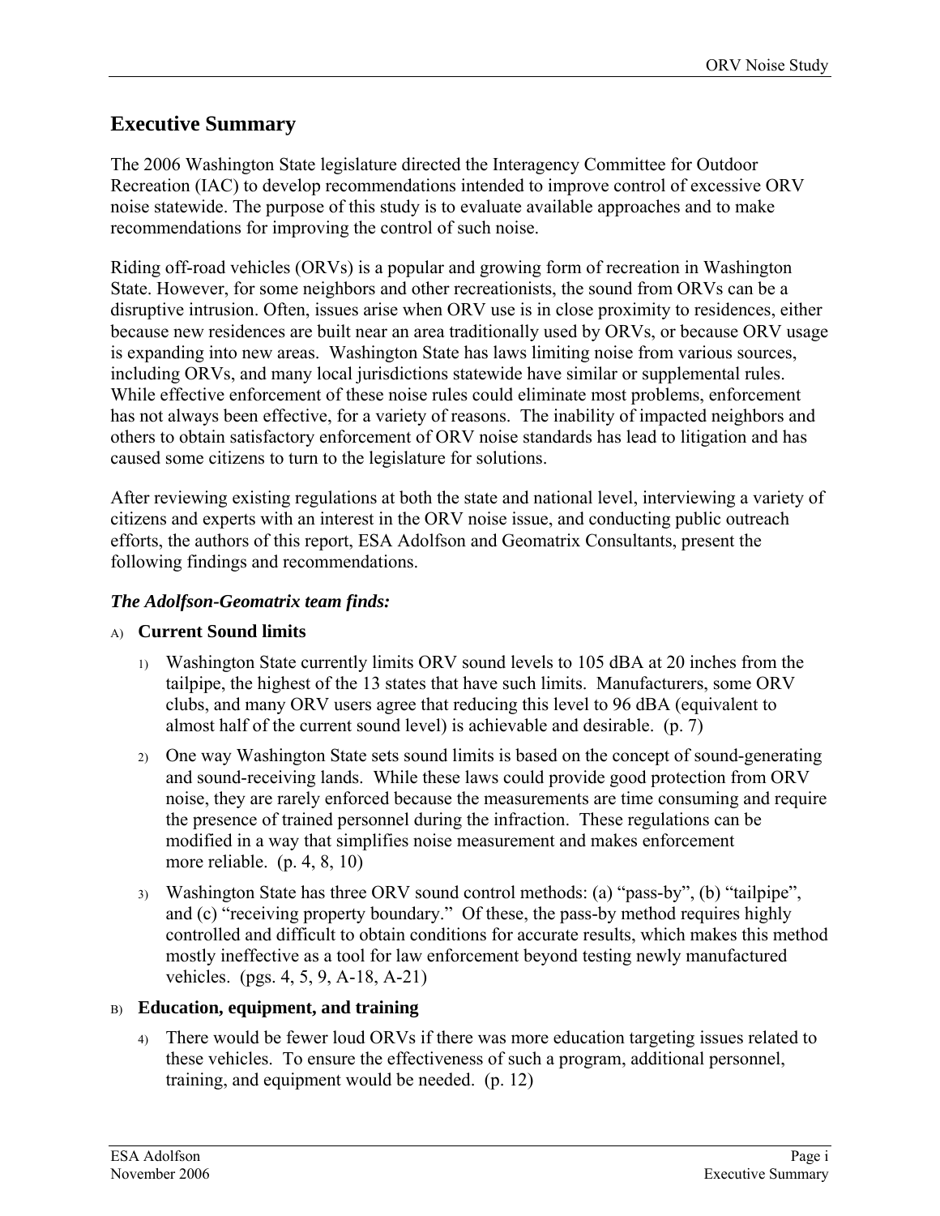## Executive Summary

The 2006 Washington State legislature directed the Interagency Committee for Outdoor Recreation (IAC) to develop recommendations intended to improve control of excessive ORV noise statewide. The purpose of this study is to evaluate available approaches and to make recommendations for improving the control of such noise.

Riding off-road vehicles (ORVs) is a popular and growing form of recreation in Washington State. However, for some neighbors and other recreationists, the sound from ORVs can be a disruptive intrusion. Often, issues arise when ORV use is in close proximity to residences, either because new residences are built near an area traditionally used by ORVs, or because ORV usage is expanding into new areas. Washington State has laws limiting noise from various sources, including ORVs, and many local jurisdictions statewide have similar or supplemental rules. While effective enforcement of these noise rules could eliminate most problems, enforcement has not always been effective, for a variety of reasons. The inability of impacted neighbors and others to obtain satisfactory enforcement of ORV noise standards has lead to litigation and has caused some citizens to turn to the legislature for solutions.

After reviewing existing regulations at both the state and national level, interviewing a variety of citizens and experts with an interest in the ORV noise issue, and conducting public outreach efforts, the authors of this report, ESA Adolfson and Geomatrix Consultants, present the following findings and recommendations.

### *The Adolfson-Geomatrix team finds:*

A) **Current Sound limits**

1) Washington State currently limits ORV sound levels to 105 dBA at 20 inches from the tailpipe, the highest of the 13 states that have such limits. Manufacturers, some ORV clubs, and many ORV users agree that reducing this level to 96 dBA (equivalent to almost half of the current sound level) is achievable and desirable. (p. 7)

2) One way Washington State sets sound limits is based on the concept of sound-generating and sound-receiving lands. While these laws could provide good protection from ORV noise, they are rarely enforced because the measurements are time consuming and require the presence of trained personnel during the infraction. These regulations can be modified in a way that simplifies noise measurement and makes enforcement more reliable. (p. 4, 8, 10)

3) Washington State has three ORV sound control methods: (a) "pass-by", (b) "tailpipe", and (c) "receiving property boundary." Of these, the pass-by method requires highly controlled and difficult to obtain conditions for accurate results, which makes this method mostly ineffective as a tool for law enforcement beyond testing newly manufactured vehicles. (pgs. 4, 5, 9, A-18, A-21)

B) **Education, equipment, and training**

4) There would be fewer loud ORVs if there was more education targeting issues related to these vehicles. To ensure the effectiveness of such a program, additional personnel, training, and equipment would be needed. (p. 12)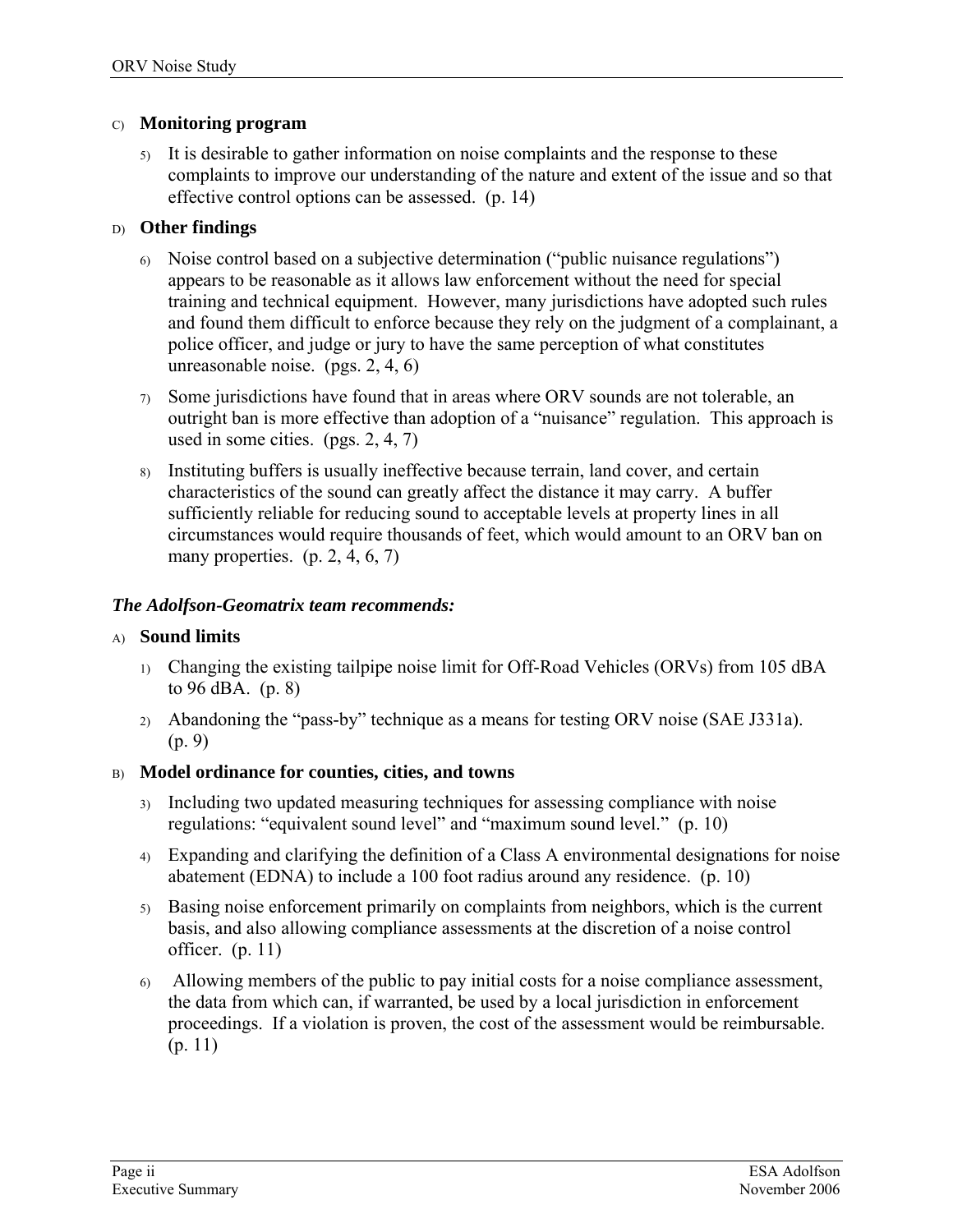C) **Monitoring program**

5) It is desirable to gather information on noise complaints and the response to these complaints to improve our understanding of the nature and extent of the issue and so that effective control options can be assessed. (p. 14)

D) **Other findings**

6) Noise control based on a subjective determination ("public nuisance regulations") appears to be reasonable as it allows law enforcement without the need for special training and technical equipment. However, many jurisdictions have adopted such rules and found them difficult to enforce because they rely on the judgment of a complainant, a police officer, and judge or jury to have the same perception of what constitutes unreasonable noise. (pgs. 2, 4, 6)

7) Some jurisdictions have found that in areas where ORV sounds are not tolerable, an outright ban is more effective than adoption of a "nuisance" regulation. This approach is used in some cities. (pgs. 2, 4, 7)

8) Instituting buffers is usually ineffective because terrain, land cover, and certain characteristics of the sound can greatly affect the distance it may carry. A buffer sufficiently reliable for reducing sound to acceptable levels at property lines in all circumstances would require thousands of feet, which would amount to an ORV ban on many properties. (p. 2, 4, 6, 7)

***The Adolfson-Geomatrix team recommends:***

A) **Sound limits**

1) Changing the existing tailpipe noise limit for Off-Road Vehicles (ORVs) from 105 dBA to 96 dBA. (p. 8)

2) Abandoning the "pass-by" technique as a means for testing ORV noise (SAE J331a). (p. 9)

B) **Model ordinance for counties, cities, and towns**

3) Including two updated measuring techniques for assessing compliance with noise regulations: "equivalent sound level" and "maximum sound level." (p. 10)

4) Expanding and clarifying the definition of a Class A environmental designations for noise abatement (EDNA) to include a 100 foot radius around any residence. (p. 10)

5) Basing noise enforcement primarily on complaints from neighbors, which is the current basis, and also allowing compliance assessments at the discretion of a noise control officer. (p. 11)

6) Allowing members of the public to pay initial costs for a noise compliance assessment, the data from which can, if warranted, be used by a local jurisdiction in enforcement proceedings. If a violation is proven, the cost of the assessment would be reimbursable. (p. 11)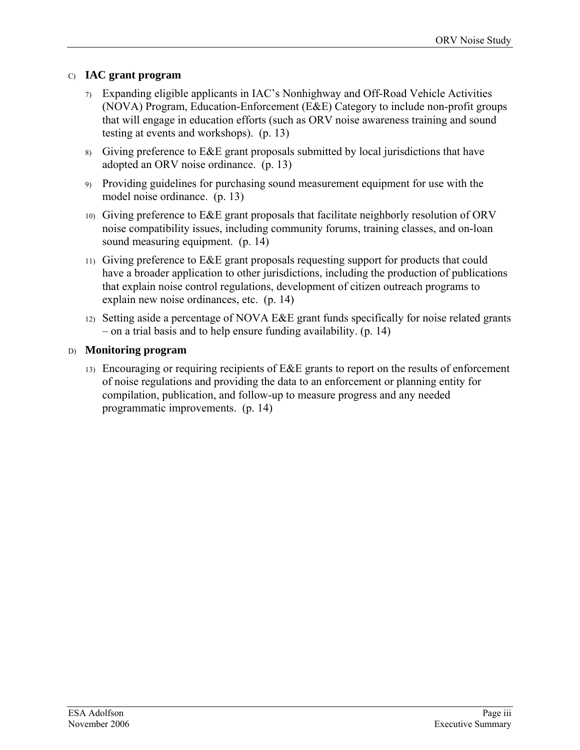C) **IAC grant program**

7) Expanding eligible applicants in IAC's Nonhighway and Off-Road Vehicle Activities (NOVA) Program, Education-Enforcement (E&E) Category to include non-profit groups that will engage in education efforts (such as ORV noise awareness training and sound testing at events and workshops). (p. 13)

8) Giving preference to E&E grant proposals submitted by local jurisdictions that have adopted an ORV noise ordinance. (p. 13)

9) Providing guidelines for purchasing sound measurement equipment for use with the model noise ordinance. (p. 13)

10) Giving preference to E&E grant proposals that facilitate neighborly resolution of ORV noise compatibility issues, including community forums, training classes, and on-loan sound measuring equipment. (p. 14)

11) Giving preference to E&E grant proposals requesting support for products that could have a broader application to other jurisdictions, including the production of publications that explain noise control regulations, development of citizen outreach programs to explain new noise ordinances, etc. (p. 14)

12) Setting aside a percentage of NOVA E&E grant funds specifically for noise related grants – on a trial basis and to help ensure funding availability. (p. 14)

D) **Monitoring program**

13) Encouraging or requiring recipients of E&E grants to report on the results of enforcement of noise regulations and providing the data to an enforcement or planning entity for compilation, publication, and follow-up to measure progress and any needed programmatic improvements. (p. 14)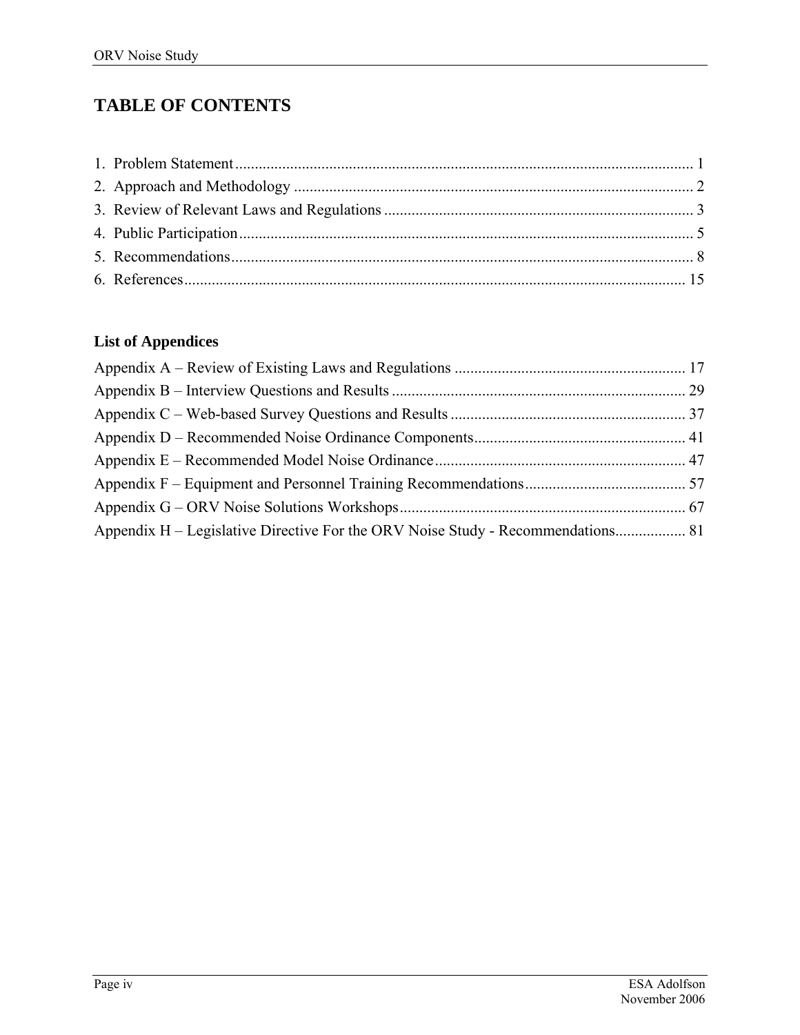# TABLE OF CONTENTS

1. Problem Statement .... 1
2. Approach and Methodology .... 2
3. Review of Relevant Laws and Regulations .... 3
4. Public Participation .... 5
5. Recommendations .... 8
6. References .... 15

### List of Appendices

Appendix A – Review of Existing Laws and Regulations .... 17
Appendix B – Interview Questions and Results .... 29
Appendix C – Web-based Survey Questions and Results .... 37
Appendix D – Recommended Noise Ordinance Components .... 41
Appendix E – Recommended Model Noise Ordinance .... 47
Appendix F – Equipment and Personnel Training Recommendations .... 57
Appendix G – ORV Noise Solutions Workshops .... 67
Appendix H – Legislative Directive For the ORV Noise Study - Recommendations .... 81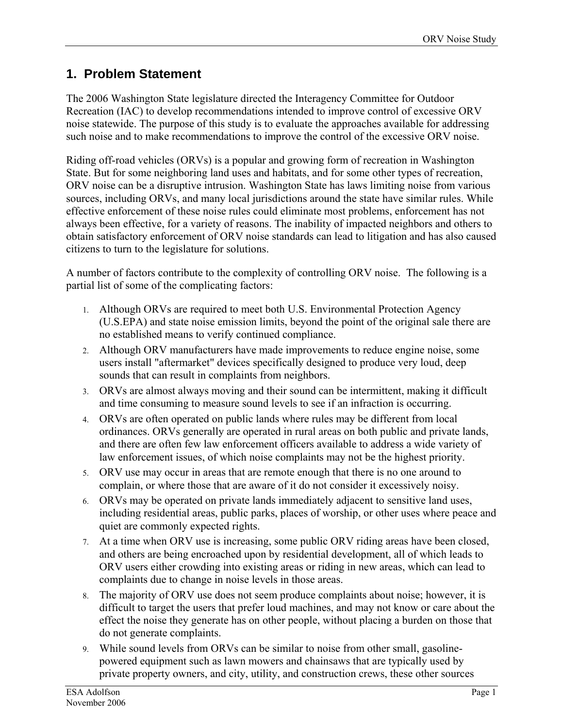## 1. Problem Statement

The 2006 Washington State legislature directed the Interagency Committee for Outdoor Recreation (IAC) to develop recommendations intended to improve control of excessive ORV noise statewide. The purpose of this study is to evaluate the approaches available for addressing such noise and to make recommendations to improve the control of the excessive ORV noise.

Riding off-road vehicles (ORVs) is a popular and growing form of recreation in Washington State. But for some neighboring land uses and habitats, and for some other types of recreation, ORV noise can be a disruptive intrusion. Washington State has laws limiting noise from various sources, including ORVs, and many local jurisdictions around the state have similar rules. While effective enforcement of these noise rules could eliminate most problems, enforcement has not always been effective, for a variety of reasons. The inability of impacted neighbors and others to obtain satisfactory enforcement of ORV noise standards can lead to litigation and has also caused citizens to turn to the legislature for solutions.

A number of factors contribute to the complexity of controlling ORV noise. The following is a partial list of some of the complicating factors:

1. Although ORVs are required to meet both U.S. Environmental Protection Agency (U.S.EPA) and state noise emission limits, beyond the point of the original sale there are no established means to verify continued compliance.
2. Although ORV manufacturers have made improvements to reduce engine noise, some users install "aftermarket" devices specifically designed to produce very loud, deep sounds that can result in complaints from neighbors.
3. ORVs are almost always moving and their sound can be intermittent, making it difficult and time consuming to measure sound levels to see if an infraction is occurring.
4. ORVs are often operated on public lands where rules may be different from local ordinances. ORVs generally are operated in rural areas on both public and private lands, and there are often few law enforcement officers available to address a wide variety of law enforcement issues, of which noise complaints may not be the highest priority.
5. ORV use may occur in areas that are remote enough that there is no one around to complain, or where those that are aware of it do not consider it excessively noisy.
6. ORVs may be operated on private lands immediately adjacent to sensitive land uses, including residential areas, public parks, places of worship, or other uses where peace and quiet are commonly expected rights.
7. At a time when ORV use is increasing, some public ORV riding areas have been closed, and others are being encroached upon by residential development, all of which leads to ORV users either crowding into existing areas or riding in new areas, which can lead to complaints due to change in noise levels in those areas.
8. The majority of ORV use does not seem produce complaints about noise; however, it is difficult to target the users that prefer loud machines, and may not know or care about the effect the noise they generate has on other people, without placing a burden on those that do not generate complaints.
9. While sound levels from ORVs can be similar to noise from other small, gasoline-powered equipment such as lawn mowers and chainsaws that are typically used by private property owners, and city, utility, and construction crews, these other sources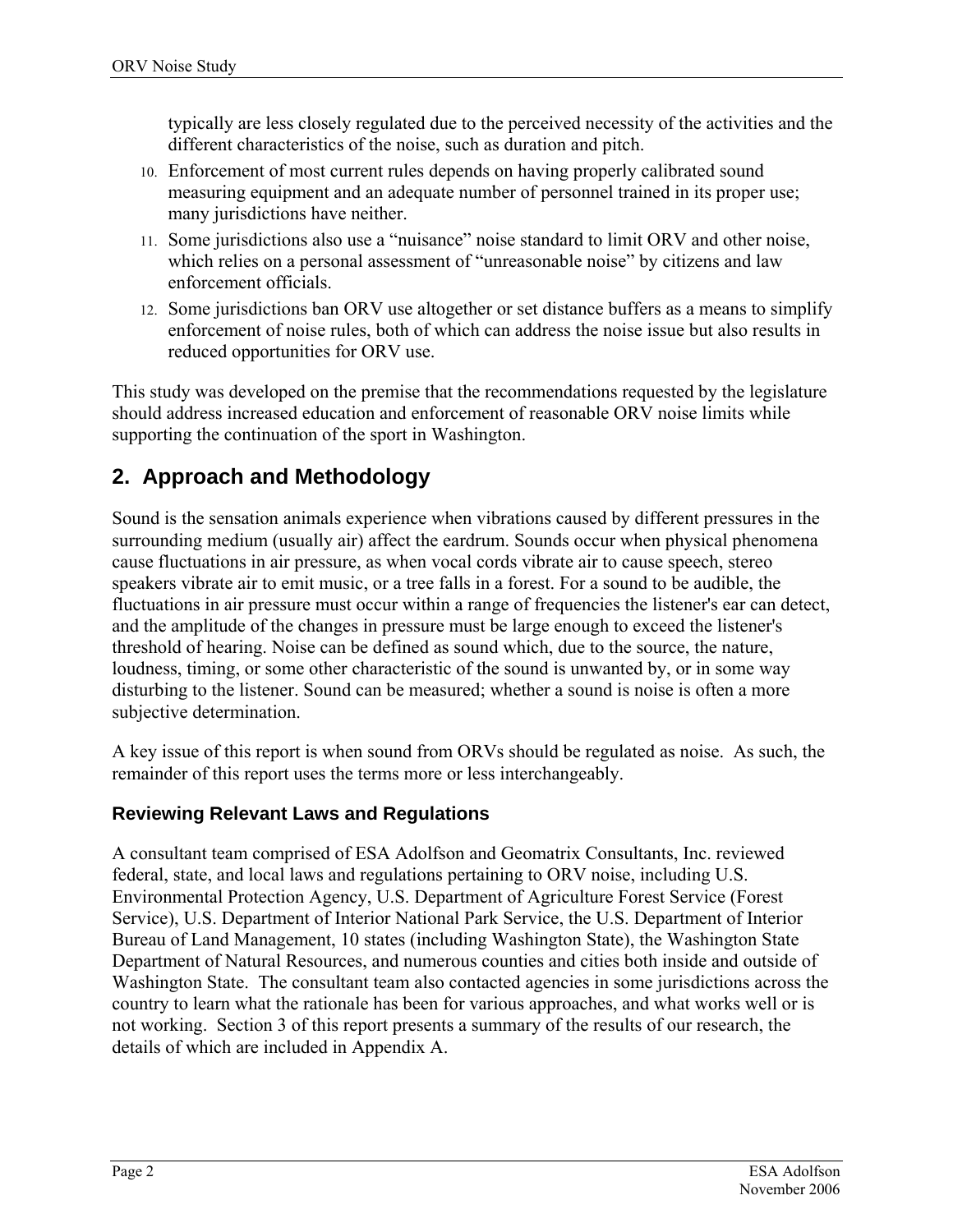typically are less closely regulated due to the perceived necessity of the activities and the different characteristics of the noise, such as duration and pitch.

10. Enforcement of most current rules depends on having properly calibrated sound measuring equipment and an adequate number of personnel trained in its proper use; many jurisdictions have neither.
11. Some jurisdictions also use a “nuisance” noise standard to limit ORV and other noise, which relies on a personal assessment of “unreasonable noise” by citizens and law enforcement officials.
12. Some jurisdictions ban ORV use altogether or set distance buffers as a means to simplify enforcement of noise rules, both of which can address the noise issue but also results in reduced opportunities for ORV use.

This study was developed on the premise that the recommendations requested by the legislature should address increased education and enforcement of reasonable ORV noise limits while supporting the continuation of the sport in Washington.

## 2. Approach and Methodology

Sound is the sensation animals experience when vibrations caused by different pressures in the surrounding medium (usually air) affect the eardrum. Sounds occur when physical phenomena cause fluctuations in air pressure, as when vocal cords vibrate air to cause speech, stereo speakers vibrate air to emit music, or a tree falls in a forest. For a sound to be audible, the fluctuations in air pressure must occur within a range of frequencies the listener's ear can detect, and the amplitude of the changes in pressure must be large enough to exceed the listener's threshold of hearing. Noise can be defined as sound which, due to the source, the nature, loudness, timing, or some other characteristic of the sound is unwanted by, or in some way disturbing to the listener. Sound can be measured; whether a sound is noise is often a more subjective determination.

A key issue of this report is when sound from ORVs should be regulated as noise. As such, the remainder of this report uses the terms more or less interchangeably.

### Reviewing Relevant Laws and Regulations

A consultant team comprised of ESA Adolfson and Geomatrix Consultants, Inc. reviewed federal, state, and local laws and regulations pertaining to ORV noise, including U.S. Environmental Protection Agency, U.S. Department of Agriculture Forest Service (Forest Service), U.S. Department of Interior National Park Service, the U.S. Department of Interior Bureau of Land Management, 10 states (including Washington State), the Washington State Department of Natural Resources, and numerous counties and cities both inside and outside of Washington State. The consultant team also contacted agencies in some jurisdictions across the country to learn what the rationale has been for various approaches, and what works well or is not working. Section 3 of this report presents a summary of the results of our research, the details of which are included in Appendix A.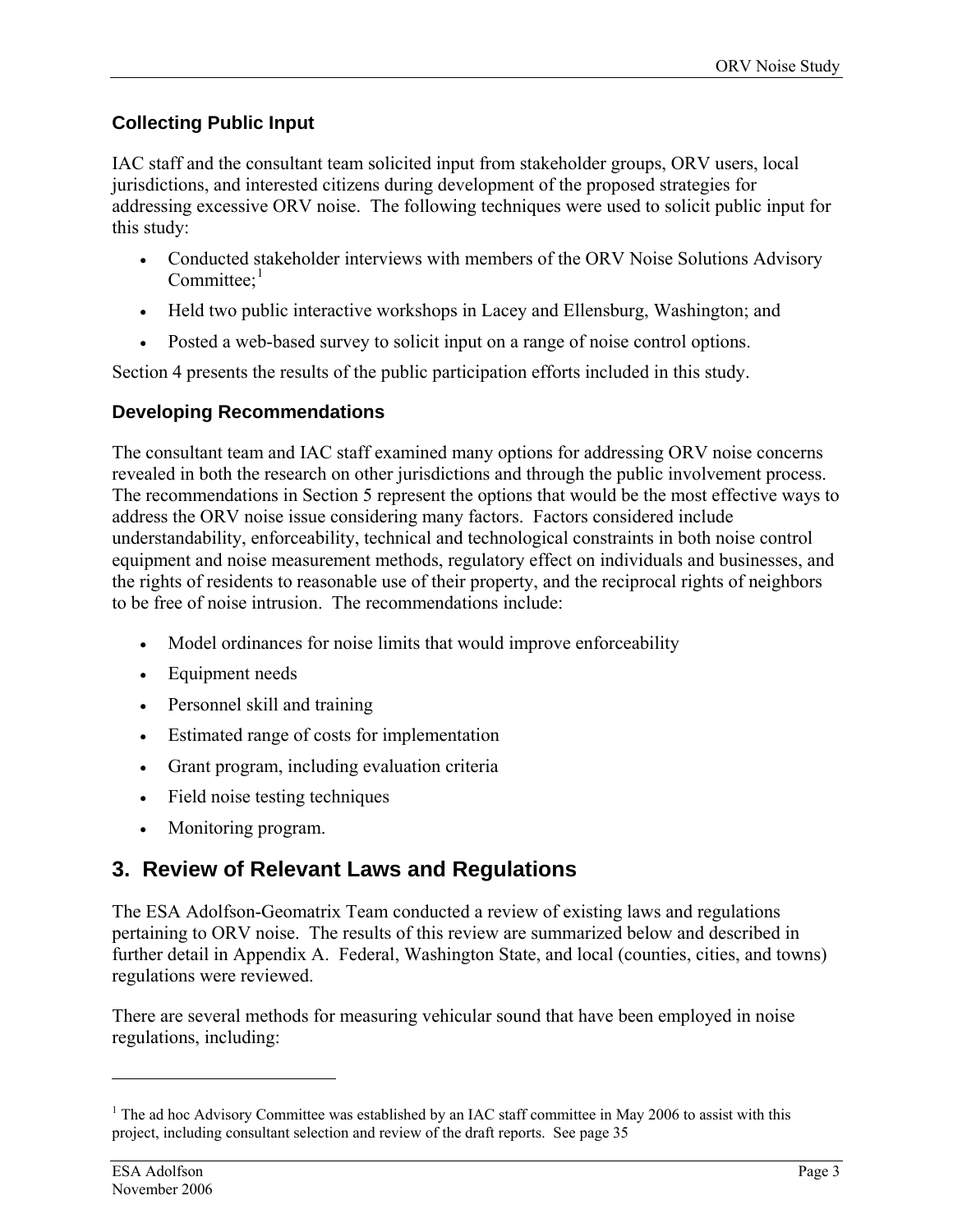### Collecting Public Input

IAC staff and the consultant team solicited input from stakeholder groups, ORV users, local jurisdictions, and interested citizens during development of the proposed strategies for addressing excessive ORV noise. The following techniques were used to solicit public input for this study:

- Conducted stakeholder interviews with members of the ORV Noise Solutions Advisory Committee;[1]
- Held two public interactive workshops in Lacey and Ellensburg, Washington; and
- Posted a web-based survey to solicit input on a range of noise control options.

Section 4 presents the results of the public participation efforts included in this study.

### Developing Recommendations

The consultant team and IAC staff examined many options for addressing ORV noise concerns revealed in both the research on other jurisdictions and through the public involvement process. The recommendations in Section 5 represent the options that would be the most effective ways to address the ORV noise issue considering many factors. Factors considered include understandability, enforceability, technical and technological constraints in both noise control equipment and noise measurement methods, regulatory effect on individuals and businesses, and the rights of residents to reasonable use of their property, and the reciprocal rights of neighbors to be free of noise intrusion. The recommendations include:

- Model ordinances for noise limits that would improve enforceability
- Equipment needs
- Personnel skill and training
- Estimated range of costs for implementation
- Grant program, including evaluation criteria
- Field noise testing techniques
- Monitoring program.

## 3. Review of Relevant Laws and Regulations

The ESA Adolfson-Geomatrix Team conducted a review of existing laws and regulations pertaining to ORV noise. The results of this review are summarized below and described in further detail in Appendix A. Federal, Washington State, and local (counties, cities, and towns) regulations were reviewed.

There are several methods for measuring vehicular sound that have been employed in noise regulations, including:

---

[1] The ad hoc Advisory Committee was established by an IAC staff committee in May 2006 to assist with this project, including consultant selection and review of the draft reports. See page 35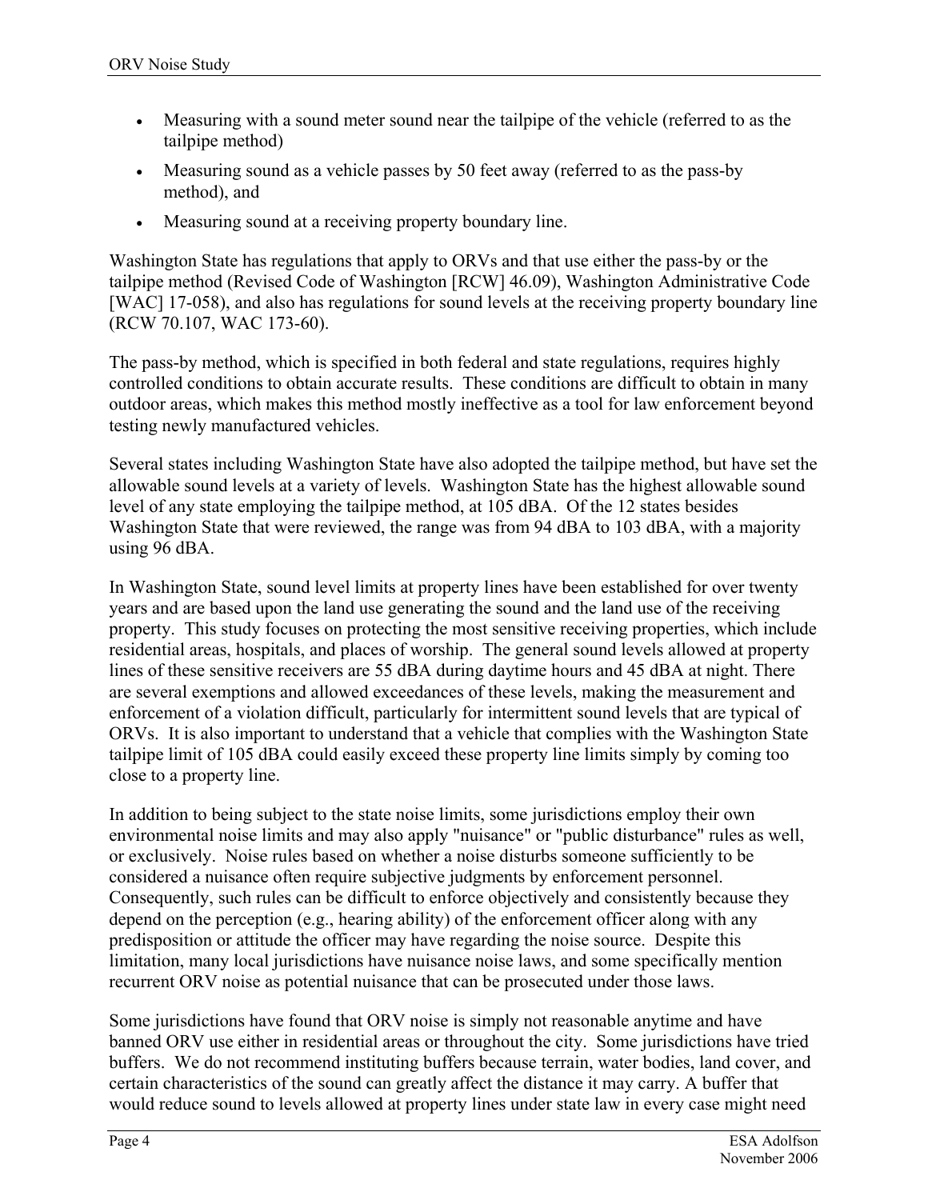- Measuring with a sound meter sound near the tailpipe of the vehicle (referred to as the tailpipe method)
- Measuring sound as a vehicle passes by 50 feet away (referred to as the pass-by method), and
- Measuring sound at a receiving property boundary line.

Washington State has regulations that apply to ORVs and that use either the pass-by or the tailpipe method (Revised Code of Washington [RCW] 46.09), Washington Administrative Code [WAC] 17-058), and also has regulations for sound levels at the receiving property boundary line (RCW 70.107, WAC 173-60).

The pass-by method, which is specified in both federal and state regulations, requires highly controlled conditions to obtain accurate results. These conditions are difficult to obtain in many outdoor areas, which makes this method mostly ineffective as a tool for law enforcement beyond testing newly manufactured vehicles.

Several states including Washington State have also adopted the tailpipe method, but have set the allowable sound levels at a variety of levels. Washington State has the highest allowable sound level of any state employing the tailpipe method, at 105 dBA. Of the 12 states besides Washington State that were reviewed, the range was from 94 dBA to 103 dBA, with a majority using 96 dBA.

In Washington State, sound level limits at property lines have been established for over twenty years and are based upon the land use generating the sound and the land use of the receiving property. This study focuses on protecting the most sensitive receiving properties, which include residential areas, hospitals, and places of worship. The general sound levels allowed at property lines of these sensitive receivers are 55 dBA during daytime hours and 45 dBA at night. There are several exemptions and allowed exceedances of these levels, making the measurement and enforcement of a violation difficult, particularly for intermittent sound levels that are typical of ORVs. It is also important to understand that a vehicle that complies with the Washington State tailpipe limit of 105 dBA could easily exceed these property line limits simply by coming too close to a property line.

In addition to being subject to the state noise limits, some jurisdictions employ their own environmental noise limits and may also apply "nuisance" or "public disturbance" rules as well, or exclusively. Noise rules based on whether a noise disturbs someone sufficiently to be considered a nuisance often require subjective judgments by enforcement personnel. Consequently, such rules can be difficult to enforce objectively and consistently because they depend on the perception (e.g., hearing ability) of the enforcement officer along with any predisposition or attitude the officer may have regarding the noise source. Despite this limitation, many local jurisdictions have nuisance noise laws, and some specifically mention recurrent ORV noise as potential nuisance that can be prosecuted under those laws.

Some jurisdictions have found that ORV noise is simply not reasonable anytime and have banned ORV use either in residential areas or throughout the city. Some jurisdictions have tried buffers. We do not recommend instituting buffers because terrain, water bodies, land cover, and certain characteristics of the sound can greatly affect the distance it may carry. A buffer that would reduce sound to levels allowed at property lines under state law in every case might need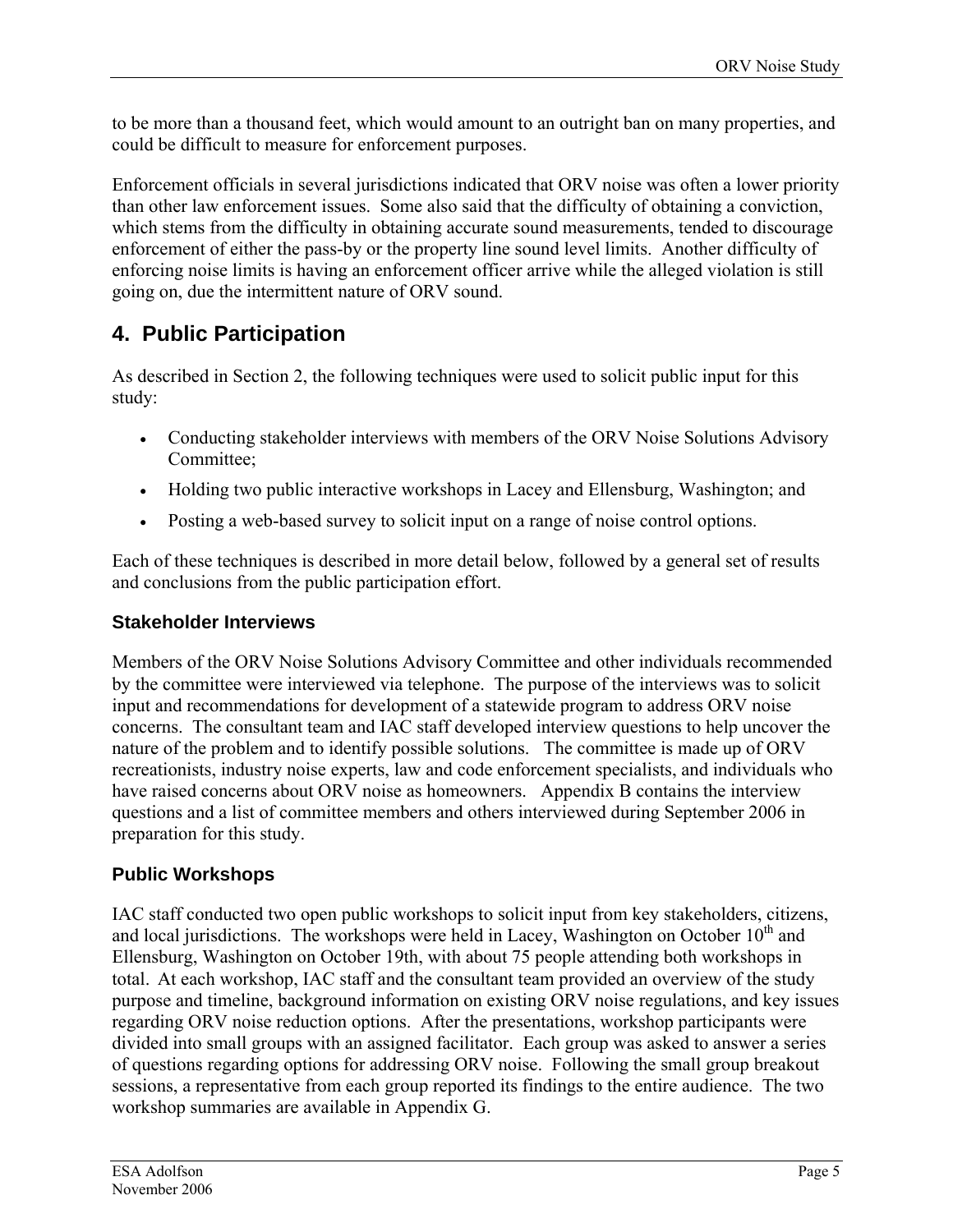to be more than a thousand feet, which would amount to an outright ban on many properties, and could be difficult to measure for enforcement purposes.

Enforcement officials in several jurisdictions indicated that ORV noise was often a lower priority than other law enforcement issues. Some also said that the difficulty of obtaining a conviction, which stems from the difficulty in obtaining accurate sound measurements, tended to discourage enforcement of either the pass-by or the property line sound level limits. Another difficulty of enforcing noise limits is having an enforcement officer arrive while the alleged violation is still going on, due the intermittent nature of ORV sound.

## 4. Public Participation

As described in Section 2, the following techniques were used to solicit public input for this study:

- Conducting stakeholder interviews with members of the ORV Noise Solutions Advisory Committee;
- Holding two public interactive workshops in Lacey and Ellensburg, Washington; and
- Posting a web-based survey to solicit input on a range of noise control options.

Each of these techniques is described in more detail below, followed by a general set of results and conclusions from the public participation effort.

### Stakeholder Interviews

Members of the ORV Noise Solutions Advisory Committee and other individuals recommended by the committee were interviewed via telephone. The purpose of the interviews was to solicit input and recommendations for development of a statewide program to address ORV noise concerns. The consultant team and IAC staff developed interview questions to help uncover the nature of the problem and to identify possible solutions. The committee is made up of ORV recreationists, industry noise experts, law and code enforcement specialists, and individuals who have raised concerns about ORV noise as homeowners. Appendix B contains the interview questions and a list of committee members and others interviewed during September 2006 in preparation for this study.

### Public Workshops

IAC staff conducted two open public workshops to solicit input from key stakeholders, citizens, and local jurisdictions. The workshops were held in Lacey, Washington on October 10th and Ellensburg, Washington on October 19th, with about 75 people attending both workshops in total. At each workshop, IAC staff and the consultant team provided an overview of the study purpose and timeline, background information on existing ORV noise regulations, and key issues regarding ORV noise reduction options. After the presentations, workshop participants were divided into small groups with an assigned facilitator. Each group was asked to answer a series of questions regarding options for addressing ORV noise. Following the small group breakout sessions, a representative from each group reported its findings to the entire audience. The two workshop summaries are available in Appendix G.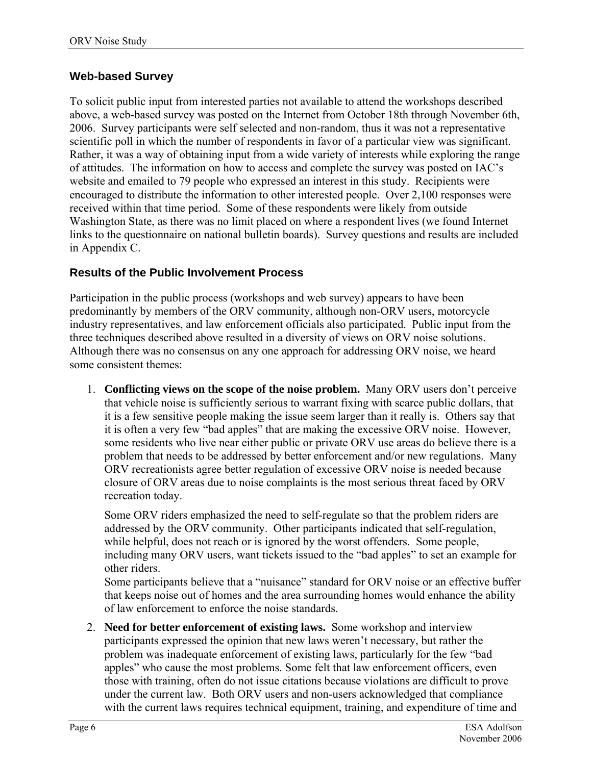## Web-based Survey

To solicit public input from interested parties not available to attend the workshops described above, a web-based survey was posted on the Internet from October 18th through November 6th, 2006. Survey participants were self selected and non-random, thus it was not a representative scientific poll in which the number of respondents in favor of a particular view was significant. Rather, it was a way of obtaining input from a wide variety of interests while exploring the range of attitudes. The information on how to access and complete the survey was posted on IAC's website and emailed to 79 people who expressed an interest in this study. Recipients were encouraged to distribute the information to other interested people. Over 2,100 responses were received within that time period. Some of these respondents were likely from outside Washington State, as there was no limit placed on where a respondent lives (we found Internet links to the questionnaire on national bulletin boards). Survey questions and results are included in Appendix C.

## Results of the Public Involvement Process

Participation in the public process (workshops and web survey) appears to have been predominantly by members of the ORV community, although non-ORV users, motorcycle industry representatives, and law enforcement officials also participated. Public input from the three techniques described above resulted in a diversity of views on ORV noise solutions. Although there was no consensus on any one approach for addressing ORV noise, we heard some consistent themes:

1. **Conflicting views on the scope of the noise problem.** Many ORV users don't perceive that vehicle noise is sufficiently serious to warrant fixing with scarce public dollars, that it is a few sensitive people making the issue seem larger than it really is. Others say that it is often a very few "bad apples" that are making the excessive ORV noise. However, some residents who live near either public or private ORV use areas do believe there is a problem that needs to be addressed by better enforcement and/or new regulations. Many ORV recreationists agree better regulation of excessive ORV noise is needed because closure of ORV areas due to noise complaints is the most serious threat faced by ORV recreation today.

   Some ORV riders emphasized the need to self-regulate so that the problem riders are addressed by the ORV community. Other participants indicated that self-regulation, while helpful, does not reach or is ignored by the worst offenders. Some people, including many ORV users, want tickets issued to the "bad apples" to set an example for other riders.
   Some participants believe that a "nuisance" standard for ORV noise or an effective buffer that keeps noise out of homes and the area surrounding homes would enhance the ability of law enforcement to enforce the noise standards.

2. **Need for better enforcement of existing laws.** Some workshop and interview participants expressed the opinion that new laws weren't necessary, but rather the problem was inadequate enforcement of existing laws, particularly for the few "bad apples" who cause the most problems. Some felt that law enforcement officers, even those with training, often do not issue citations because violations are difficult to prove under the current law. Both ORV users and non-users acknowledged that compliance with the current laws requires technical equipment, training, and expenditure of time and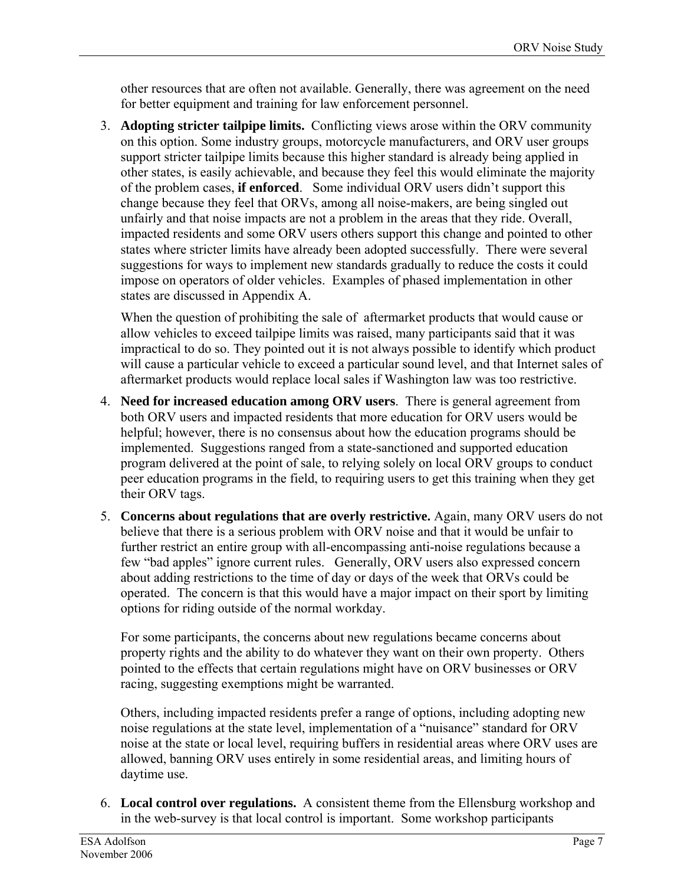other resources that are often not available. Generally, there was agreement on the need for better equipment and training for law enforcement personnel.

3. **Adopting stricter tailpipe limits.** Conflicting views arose within the ORV community on this option. Some industry groups, motorcycle manufacturers, and ORV user groups support stricter tailpipe limits because this higher standard is already being applied in other states, is easily achievable, and because they feel this would eliminate the majority of the problem cases, **if enforced**. Some individual ORV users didn't support this change because they feel that ORVs, among all noise-makers, are being singled out unfairly and that noise impacts are not a problem in the areas that they ride. Overall, impacted residents and some ORV users others support this change and pointed to other states where stricter limits have already been adopted successfully. There were several suggestions for ways to implement new standards gradually to reduce the costs it could impose on operators of older vehicles. Examples of phased implementation in other states are discussed in Appendix A.

   When the question of prohibiting the sale of aftermarket products that would cause or allow vehicles to exceed tailpipe limits was raised, many participants said that it was impractical to do so. They pointed out it is not always possible to identify which product will cause a particular vehicle to exceed a particular sound level, and that Internet sales of aftermarket products would replace local sales if Washington law was too restrictive.

4. **Need for increased education among ORV users**. There is general agreement from both ORV users and impacted residents that more education for ORV users would be helpful; however, there is no consensus about how the education programs should be implemented. Suggestions ranged from a state-sanctioned and supported education program delivered at the point of sale, to relying solely on local ORV groups to conduct peer education programs in the field, to requiring users to get this training when they get their ORV tags.

5. **Concerns about regulations that are overly restrictive.** Again, many ORV users do not believe that there is a serious problem with ORV noise and that it would be unfair to further restrict an entire group with all-encompassing anti-noise regulations because a few "bad apples" ignore current rules. Generally, ORV users also expressed concern about adding restrictions to the time of day or days of the week that ORVs could be operated. The concern is that this would have a major impact on their sport by limiting options for riding outside of the normal workday.

   For some participants, the concerns about new regulations became concerns about property rights and the ability to do whatever they want on their own property. Others pointed to the effects that certain regulations might have on ORV businesses or ORV racing, suggesting exemptions might be warranted.

   Others, including impacted residents prefer a range of options, including adopting new noise regulations at the state level, implementation of a "nuisance" standard for ORV noise at the state or local level, requiring buffers in residential areas where ORV uses are allowed, banning ORV uses entirely in some residential areas, and limiting hours of daytime use.

6. **Local control over regulations.** A consistent theme from the Ellensburg workshop and in the web-survey is that local control is important. Some workshop participants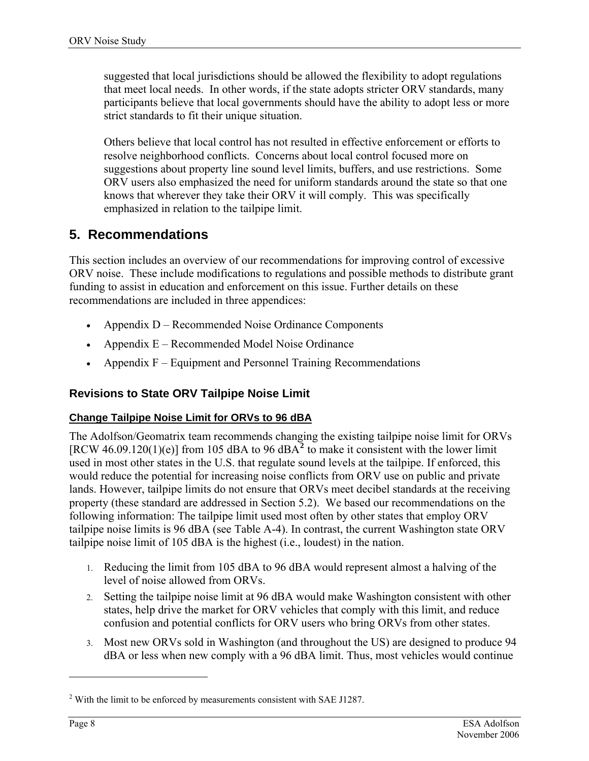suggested that local jurisdictions should be allowed the flexibility to adopt regulations that meet local needs. In other words, if the state adopts stricter ORV standards, many participants believe that local governments should have the ability to adopt less or more strict standards to fit their unique situation.

Others believe that local control has not resulted in effective enforcement or efforts to resolve neighborhood conflicts. Concerns about local control focused more on suggestions about property line sound level limits, buffers, and use restrictions. Some ORV users also emphasized the need for uniform standards around the state so that one knows that wherever they take their ORV it will comply. This was specifically emphasized in relation to the tailpipe limit.

# 5. Recommendations

This section includes an overview of our recommendations for improving control of excessive ORV noise. These include modifications to regulations and possible methods to distribute grant funding to assist in education and enforcement on this issue. Further details on these recommendations are included in three appendices:

- Appendix D – Recommended Noise Ordinance Components
- Appendix E – Recommended Model Noise Ordinance
- Appendix F – Equipment and Personnel Training Recommendations

## Revisions to State ORV Tailpipe Noise Limit

### Change Tailpipe Noise Limit for ORVs to 96 dBA

The Adolfson/Geomatrix team recommends changing the existing tailpipe noise limit for ORVs [RCW 46.09.120(1)(e)] from 105 dBA to 96 dBA[2] to make it consistent with the lower limit used in most other states in the U.S. that regulate sound levels at the tailpipe. If enforced, this would reduce the potential for increasing noise conflicts from ORV use on public and private lands. However, tailpipe limits do not ensure that ORVs meet decibel standards at the receiving property (these standard are addressed in Section 5.2). We based our recommendations on the following information: The tailpipe limit used most often by other states that employ ORV tailpipe noise limits is 96 dBA (see Table A-4). In contrast, the current Washington state ORV tailpipe noise limit of 105 dBA is the highest (i.e., loudest) in the nation.

1. Reducing the limit from 105 dBA to 96 dBA would represent almost a halving of the level of noise allowed from ORVs.
2. Setting the tailpipe noise limit at 96 dBA would make Washington consistent with other states, help drive the market for ORV vehicles that comply with this limit, and reduce confusion and potential conflicts for ORV users who bring ORVs from other states.
3. Most new ORVs sold in Washington (and throughout the US) are designed to produce 94 dBA or less when new comply with a 96 dBA limit. Thus, most vehicles would continue

[2] With the limit to be enforced by measurements consistent with SAE J1287.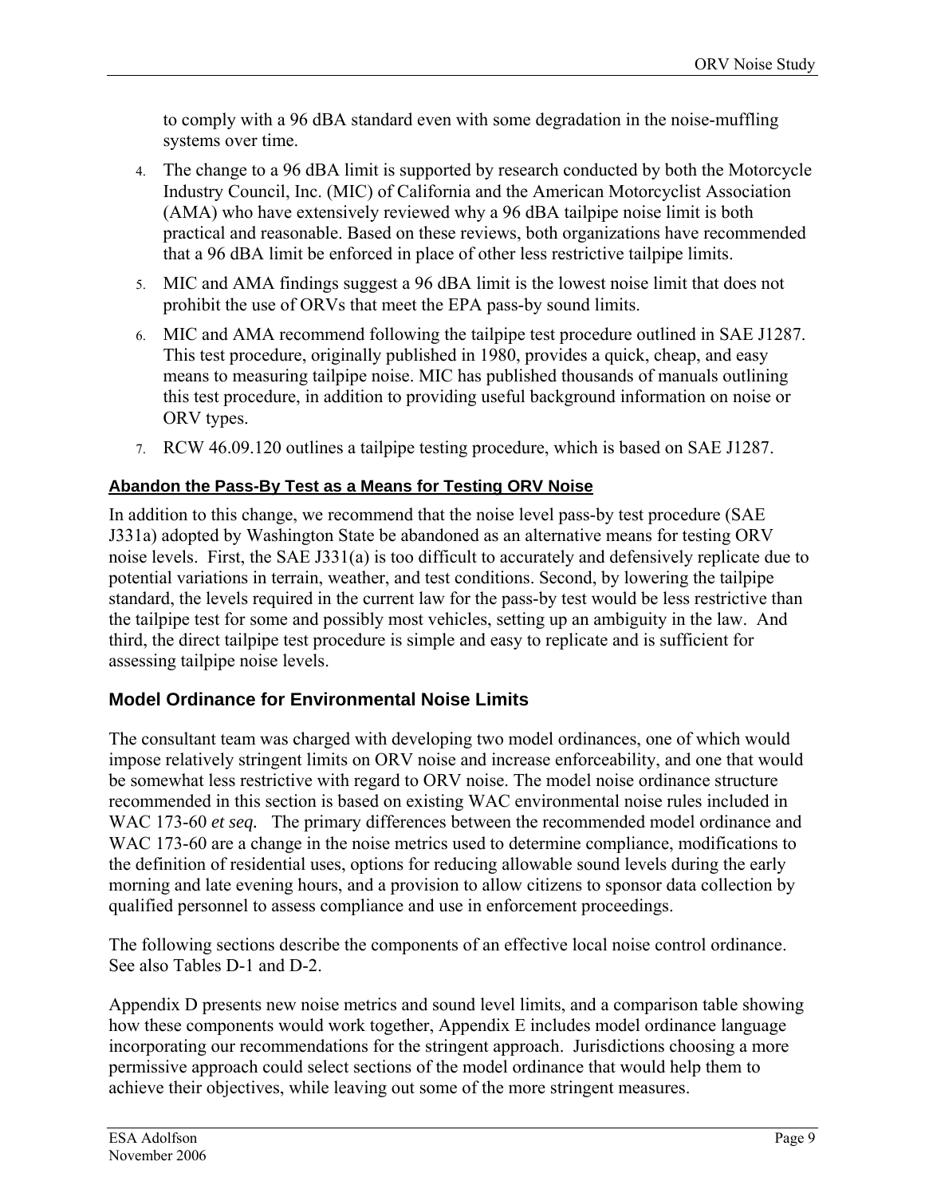to comply with a 96 dBA standard even with some degradation in the noise-muffling systems over time.

4. The change to a 96 dBA limit is supported by research conducted by both the Motorcycle Industry Council, Inc. (MIC) of California and the American Motorcyclist Association (AMA) who have extensively reviewed why a 96 dBA tailpipe noise limit is both practical and reasonable. Based on these reviews, both organizations have recommended that a 96 dBA limit be enforced in place of other less restrictive tailpipe limits.
5. MIC and AMA findings suggest a 96 dBA limit is the lowest noise limit that does not prohibit the use of ORVs that meet the EPA pass-by sound limits.
6. MIC and AMA recommend following the tailpipe test procedure outlined in SAE J1287. This test procedure, originally published in 1980, provides a quick, cheap, and easy means to measuring tailpipe noise. MIC has published thousands of manuals outlining this test procedure, in addition to providing useful background information on noise or ORV types.
7. RCW 46.09.120 outlines a tailpipe testing procedure, which is based on SAE J1287.

#### Abandon the Pass-By Test as a Means for Testing ORV Noise

In addition to this change, we recommend that the noise level pass-by test procedure (SAE J331a) adopted by Washington State be abandoned as an alternative means for testing ORV noise levels. First, the SAE J331(a) is too difficult to accurately and defensively replicate due to potential variations in terrain, weather, and test conditions. Second, by lowering the tailpipe standard, the levels required in the current law for the pass-by test would be less restrictive than the tailpipe test for some and possibly most vehicles, setting up an ambiguity in the law. And third, the direct tailpipe test procedure is simple and easy to replicate and is sufficient for assessing tailpipe noise levels.

### Model Ordinance for Environmental Noise Limits

The consultant team was charged with developing two model ordinances, one of which would impose relatively stringent limits on ORV noise and increase enforceability, and one that would be somewhat less restrictive with regard to ORV noise. The model noise ordinance structure recommended in this section is based on existing WAC environmental noise rules included in WAC 173-60 *et seq.* The primary differences between the recommended model ordinance and WAC 173-60 are a change in the noise metrics used to determine compliance, modifications to the definition of residential uses, options for reducing allowable sound levels during the early morning and late evening hours, and a provision to allow citizens to sponsor data collection by qualified personnel to assess compliance and use in enforcement proceedings.

The following sections describe the components of an effective local noise control ordinance. See also Tables D-1 and D-2.

Appendix D presents new noise metrics and sound level limits, and a comparison table showing how these components would work together, Appendix E includes model ordinance language incorporating our recommendations for the stringent approach. Jurisdictions choosing a more permissive approach could select sections of the model ordinance that would help them to achieve their objectives, while leaving out some of the more stringent measures.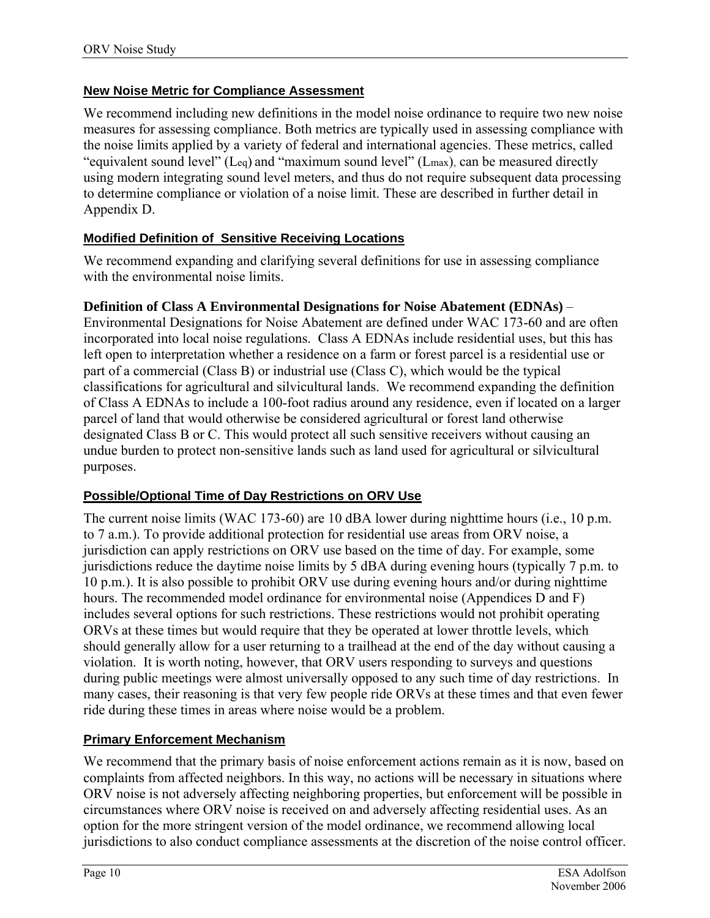### New Noise Metric for Compliance Assessment

We recommend including new definitions in the model noise ordinance to require two new noise measures for assessing compliance. Both metrics are typically used in assessing compliance with the noise limits applied by a variety of federal and international agencies. These metrics, called "equivalent sound level" ($L_{eq}$) and "maximum sound level" ($L_{max}$), can be measured directly using modern integrating sound level meters, and thus do not require subsequent data processing to determine compliance or violation of a noise limit. These are described in further detail in Appendix D.

### Modified Definition of Sensitive Receiving Locations

We recommend expanding and clarifying several definitions for use in assessing compliance with the environmental noise limits.

**Definition of Class A Environmental Designations for Noise Abatement (EDNAs)** – Environmental Designations for Noise Abatement are defined under WAC 173-60 and are often incorporated into local noise regulations. Class A EDNAs include residential uses, but this has left open to interpretation whether a residence on a farm or forest parcel is a residential use or part of a commercial (Class B) or industrial use (Class C), which would be the typical classifications for agricultural and silvicultural lands. We recommend expanding the definition of Class A EDNAs to include a 100-foot radius around any residence, even if located on a larger parcel of land that would otherwise be considered agricultural or forest land otherwise designated Class B or C. This would protect all such sensitive receivers without causing an undue burden to protect non-sensitive lands such as land used for agricultural or silvicultural purposes.

### Possible/Optional Time of Day Restrictions on ORV Use

The current noise limits (WAC 173-60) are 10 dBA lower during nighttime hours (i.e., 10 p.m. to 7 a.m.). To provide additional protection for residential use areas from ORV noise, a jurisdiction can apply restrictions on ORV use based on the time of day. For example, some jurisdictions reduce the daytime noise limits by 5 dBA during evening hours (typically 7 p.m. to 10 p.m.). It is also possible to prohibit ORV use during evening hours and/or during nighttime hours. The recommended model ordinance for environmental noise (Appendices D and F) includes several options for such restrictions. These restrictions would not prohibit operating ORVs at these times but would require that they be operated at lower throttle levels, which should generally allow for a user returning to a trailhead at the end of the day without causing a violation. It is worth noting, however, that ORV users responding to surveys and questions during public meetings were almost universally opposed to any such time of day restrictions. In many cases, their reasoning is that very few people ride ORVs at these times and that even fewer ride during these times in areas where noise would be a problem.

### Primary Enforcement Mechanism

We recommend that the primary basis of noise enforcement actions remain as it is now, based on complaints from affected neighbors. In this way, no actions will be necessary in situations where ORV noise is not adversely affecting neighboring properties, but enforcement will be possible in circumstances where ORV noise is received on and adversely affecting residential uses. As an option for the more stringent version of the model ordinance, we recommend allowing local jurisdictions to also conduct compliance assessments at the discretion of the noise control officer.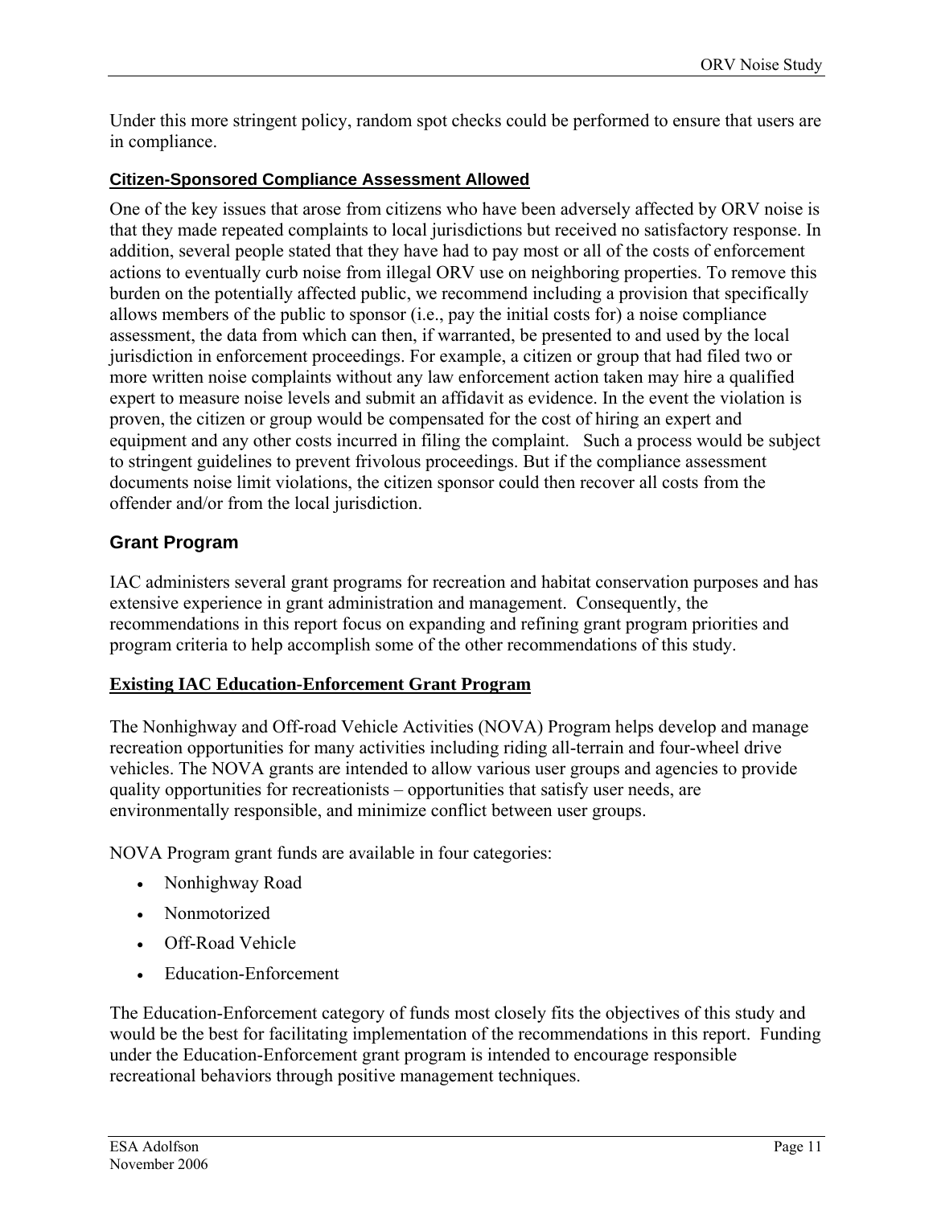Under this more stringent policy, random spot checks could be performed to ensure that users are in compliance.

#### Citizen-Sponsored Compliance Assessment Allowed

One of the key issues that arose from citizens who have been adversely affected by ORV noise is that they made repeated complaints to local jurisdictions but received no satisfactory response. In addition, several people stated that they have had to pay most or all of the costs of enforcement actions to eventually curb noise from illegal ORV use on neighboring properties. To remove this burden on the potentially affected public, we recommend including a provision that specifically allows members of the public to sponsor (i.e., pay the initial costs for) a noise compliance assessment, the data from which can then, if warranted, be presented to and used by the local jurisdiction in enforcement proceedings. For example, a citizen or group that had filed two or more written noise complaints without any law enforcement action taken may hire a qualified expert to measure noise levels and submit an affidavit as evidence. In the event the violation is proven, the citizen or group would be compensated for the cost of hiring an expert and equipment and any other costs incurred in filing the complaint. Such a process would be subject to stringent guidelines to prevent frivolous proceedings. But if the compliance assessment documents noise limit violations, the citizen sponsor could then recover all costs from the offender and/or from the local jurisdiction.

### Grant Program

IAC administers several grant programs for recreation and habitat conservation purposes and has extensive experience in grant administration and management. Consequently, the recommendations in this report focus on expanding and refining grant program priorities and program criteria to help accomplish some of the other recommendations of this study.

#### Existing IAC Education-Enforcement Grant Program

The Nonhighway and Off-road Vehicle Activities (NOVA) Program helps develop and manage recreation opportunities for many activities including riding all-terrain and four-wheel drive vehicles. The NOVA grants are intended to allow various user groups and agencies to provide quality opportunities for recreationists – opportunities that satisfy user needs, are environmentally responsible, and minimize conflict between user groups.

NOVA Program grant funds are available in four categories:

- Nonhighway Road
- Nonmotorized
- Off-Road Vehicle
- Education-Enforcement

The Education-Enforcement category of funds most closely fits the objectives of this study and would be the best for facilitating implementation of the recommendations in this report. Funding under the Education-Enforcement grant program is intended to encourage responsible recreational behaviors through positive management techniques.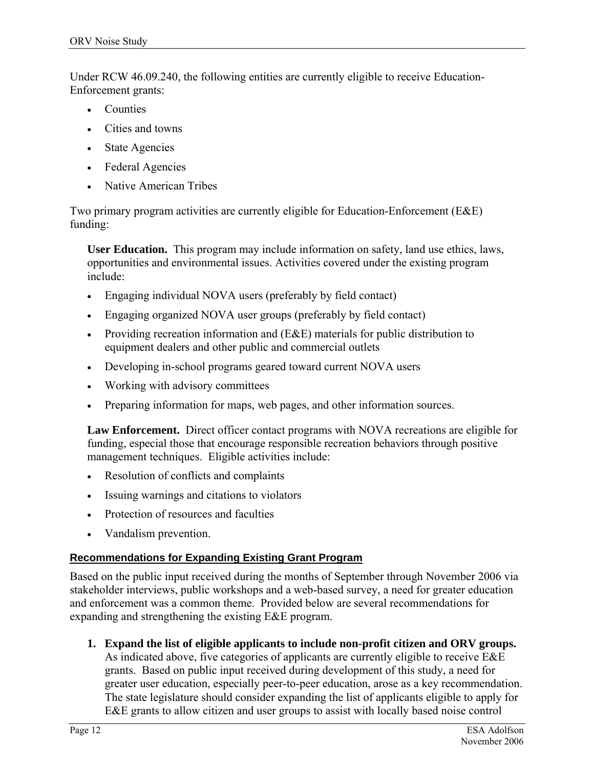Under RCW 46.09.240, the following entities are currently eligible to receive Education-Enforcement grants:

- Counties
- Cities and towns
- State Agencies
- Federal Agencies
- Native American Tribes

Two primary program activities are currently eligible for Education-Enforcement (E&E) funding:

**User Education.** This program may include information on safety, land use ethics, laws, opportunities and environmental issues. Activities covered under the existing program include:

- Engaging individual NOVA users (preferably by field contact)
- Engaging organized NOVA user groups (preferably by field contact)
- Providing recreation information and (E&E) materials for public distribution to equipment dealers and other public and commercial outlets
- Developing in-school programs geared toward current NOVA users
- Working with advisory committees
- Preparing information for maps, web pages, and other information sources.

**Law Enforcement.** Direct officer contact programs with NOVA recreations are eligible for funding, especial those that encourage responsible recreation behaviors through positive management techniques. Eligible activities include:

- Resolution of conflicts and complaints
- Issuing warnings and citations to violators
- Protection of resources and faculties
- Vandalism prevention.

### Recommendations for Expanding Existing Grant Program

Based on the public input received during the months of September through November 2006 via stakeholder interviews, public workshops and a web-based survey, a need for greater education and enforcement was a common theme. Provided below are several recommendations for expanding and strengthening the existing E&E program.

1. **Expand the list of eligible applicants to include non-profit citizen and ORV groups.** As indicated above, five categories of applicants are currently eligible to receive E&E grants. Based on public input received during development of this study, a need for greater user education, especially peer-to-peer education, arose as a key recommendation. The state legislature should consider expanding the list of applicants eligible to apply for E&E grants to allow citizen and user groups to assist with locally based noise control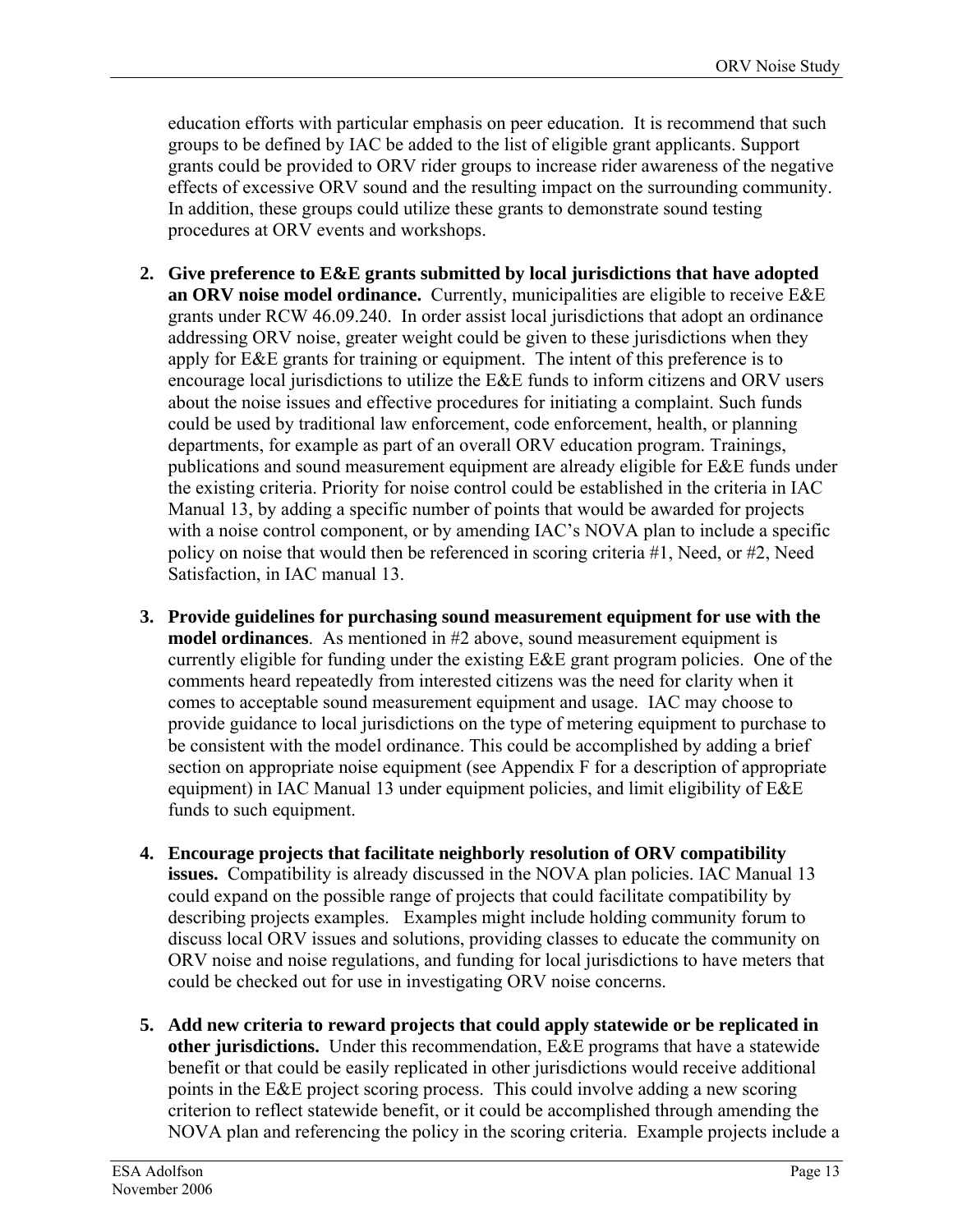education efforts with particular emphasis on peer education. It is recommend that such groups to be defined by IAC be added to the list of eligible grant applicants. Support grants could be provided to ORV rider groups to increase rider awareness of the negative effects of excessive ORV sound and the resulting impact on the surrounding community. In addition, these groups could utilize these grants to demonstrate sound testing procedures at ORV events and workshops.

2. **Give preference to E&E grants submitted by local jurisdictions that have adopted an ORV noise model ordinance.** Currently, municipalities are eligible to receive E&E grants under RCW 46.09.240. In order assist local jurisdictions that adopt an ordinance addressing ORV noise, greater weight could be given to these jurisdictions when they apply for E&E grants for training or equipment. The intent of this preference is to encourage local jurisdictions to utilize the E&E funds to inform citizens and ORV users about the noise issues and effective procedures for initiating a complaint. Such funds could be used by traditional law enforcement, code enforcement, health, or planning departments, for example as part of an overall ORV education program. Trainings, publications and sound measurement equipment are already eligible for E&E funds under the existing criteria. Priority for noise control could be established in the criteria in IAC Manual 13, by adding a specific number of points that would be awarded for projects with a noise control component, or by amending IAC's NOVA plan to include a specific policy on noise that would then be referenced in scoring criteria #1, Need, or #2, Need Satisfaction, in IAC manual 13.

3. **Provide guidelines for purchasing sound measurement equipment for use with the model ordinances**. As mentioned in #2 above, sound measurement equipment is currently eligible for funding under the existing E&E grant program policies. One of the comments heard repeatedly from interested citizens was the need for clarity when it comes to acceptable sound measurement equipment and usage. IAC may choose to provide guidance to local jurisdictions on the type of metering equipment to purchase to be consistent with the model ordinance. This could be accomplished by adding a brief section on appropriate noise equipment (see Appendix F for a description of appropriate equipment) in IAC Manual 13 under equipment policies, and limit eligibility of E&E funds to such equipment.

4. **Encourage projects that facilitate neighborly resolution of ORV compatibility issues.** Compatibility is already discussed in the NOVA plan policies. IAC Manual 13 could expand on the possible range of projects that could facilitate compatibility by describing projects examples. Examples might include holding community forum to discuss local ORV issues and solutions, providing classes to educate the community on ORV noise and noise regulations, and funding for local jurisdictions to have meters that could be checked out for use in investigating ORV noise concerns.

5. **Add new criteria to reward projects that could apply statewide or be replicated in other jurisdictions.** Under this recommendation, E&E programs that have a statewide benefit or that could be easily replicated in other jurisdictions would receive additional points in the E&E project scoring process. This could involve adding a new scoring criterion to reflect statewide benefit, or it could be accomplished through amending the NOVA plan and referencing the policy in the scoring criteria. Example projects include a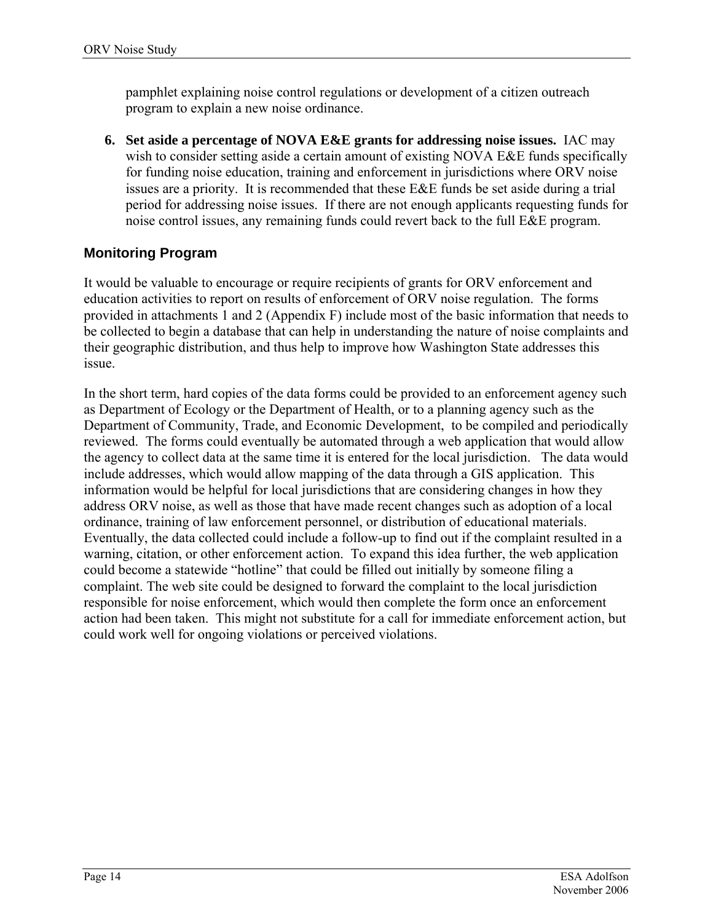pamphlet explaining noise control regulations or development of a citizen outreach program to explain a new noise ordinance.

6. **Set aside a percentage of NOVA E&E grants for addressing noise issues.** IAC may wish to consider setting aside a certain amount of existing NOVA E&E funds specifically for funding noise education, training and enforcement in jurisdictions where ORV noise issues are a priority. It is recommended that these E&E funds be set aside during a trial period for addressing noise issues. If there are not enough applicants requesting funds for noise control issues, any remaining funds could revert back to the full E&E program.

### Monitoring Program

It would be valuable to encourage or require recipients of grants for ORV enforcement and education activities to report on results of enforcement of ORV noise regulation. The forms provided in attachments 1 and 2 (Appendix F) include most of the basic information that needs to be collected to begin a database that can help in understanding the nature of noise complaints and their geographic distribution, and thus help to improve how Washington State addresses this issue.

In the short term, hard copies of the data forms could be provided to an enforcement agency such as Department of Ecology or the Department of Health, or to a planning agency such as the Department of Community, Trade, and Economic Development, to be compiled and periodically reviewed. The forms could eventually be automated through a web application that would allow the agency to collect data at the same time it is entered for the local jurisdiction. The data would include addresses, which would allow mapping of the data through a GIS application. This information would be helpful for local jurisdictions that are considering changes in how they address ORV noise, as well as those that have made recent changes such as adoption of a local ordinance, training of law enforcement personnel, or distribution of educational materials. Eventually, the data collected could include a follow-up to find out if the complaint resulted in a warning, citation, or other enforcement action. To expand this idea further, the web application could become a statewide "hotline" that could be filled out initially by someone filing a complaint. The web site could be designed to forward the complaint to the local jurisdiction responsible for noise enforcement, which would then complete the form once an enforcement action had been taken. This might not substitute for a call for immediate enforcement action, but could work well for ongoing violations or perceived violations.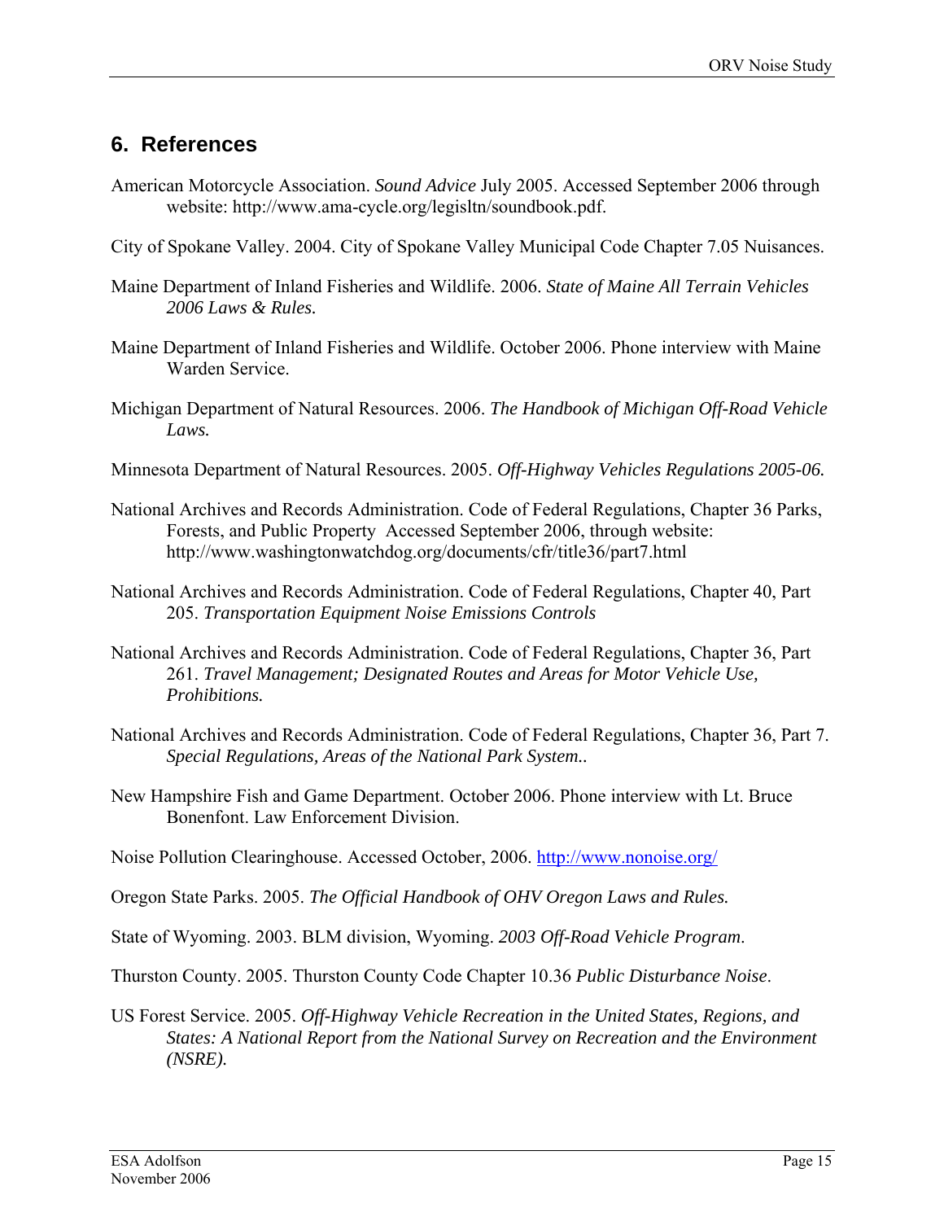## 6. References

American Motorcycle Association. *Sound Advice* July 2005. Accessed September 2006 through website: http://www.ama-cycle.org/legisltn/soundbook.pdf.

City of Spokane Valley. 2004. City of Spokane Valley Municipal Code Chapter 7.05 Nuisances.

Maine Department of Inland Fisheries and Wildlife. 2006. *State of Maine All Terrain Vehicles 2006 Laws & Rules.*

Maine Department of Inland Fisheries and Wildlife. October 2006. Phone interview with Maine Warden Service.

Michigan Department of Natural Resources. 2006. *The Handbook of Michigan Off-Road Vehicle Laws.*

Minnesota Department of Natural Resources. 2005. *Off-Highway Vehicles Regulations 2005-06.*

National Archives and Records Administration. Code of Federal Regulations, Chapter 36 Parks, Forests, and Public Property Accessed September 2006, through website: http://www.washingtonwatchdog.org/documents/cfr/title36/part7.html

National Archives and Records Administration. Code of Federal Regulations, Chapter 40, Part 205. *Transportation Equipment Noise Emissions Controls*

National Archives and Records Administration. Code of Federal Regulations, Chapter 36, Part 261. *Travel Management; Designated Routes and Areas for Motor Vehicle Use, Prohibitions.*

National Archives and Records Administration. Code of Federal Regulations, Chapter 36, Part 7. *Special Regulations, Areas of the National Park System..*

New Hampshire Fish and Game Department. October 2006. Phone interview with Lt. Bruce Bonenfont. Law Enforcement Division.

Noise Pollution Clearinghouse. Accessed October, 2006. http://www.nonoise.org/

Oregon State Parks. 2005. *The Official Handbook of OHV Oregon Laws and Rules.*

State of Wyoming. 2003. BLM division, Wyoming. *2003 Off-Road Vehicle Program*.

Thurston County. 2005. Thurston County Code Chapter 10.36 *Public Disturbance Noise*.

US Forest Service. 2005. *Off-Highway Vehicle Recreation in the United States, Regions, and States: A National Report from the National Survey on Recreation and the Environment (NSRE).*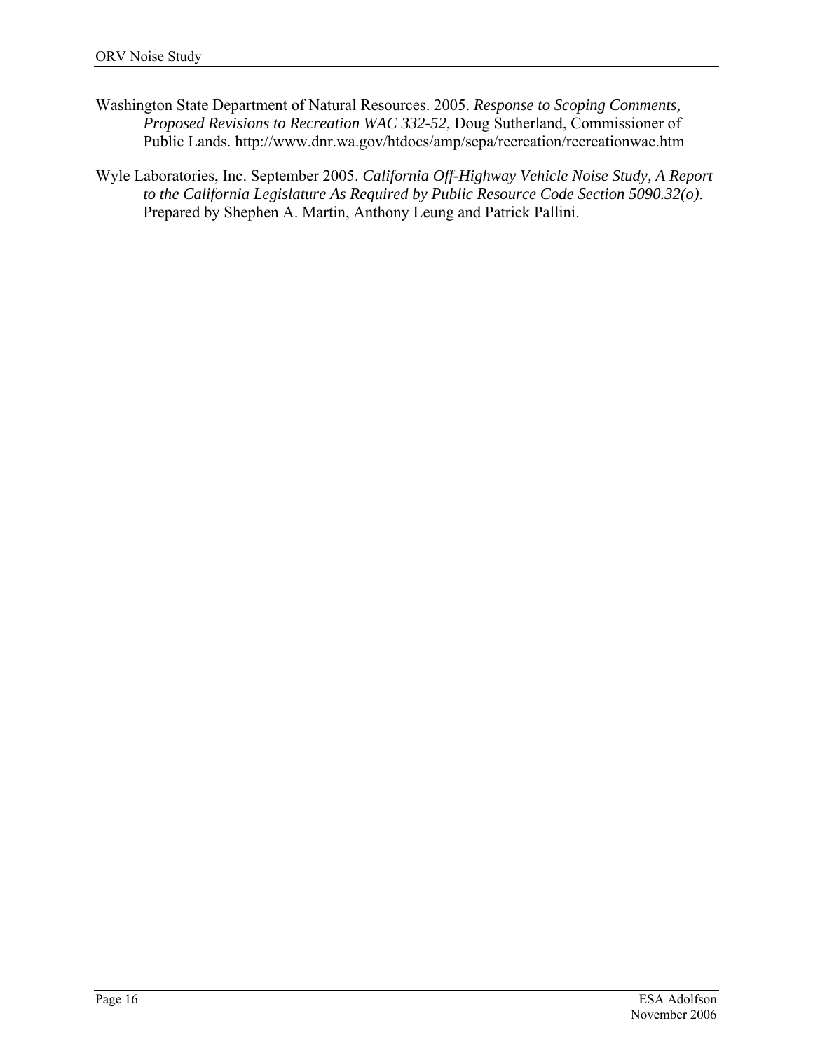Washington State Department of Natural Resources. 2005. *Response to Scoping Comments, Proposed Revisions to Recreation WAC 332-52*, Doug Sutherland, Commissioner of Public Lands. http://www.dnr.wa.gov/htdocs/amp/sepa/recreation/recreationwac.htm

Wyle Laboratories, Inc. September 2005. *California Off-Highway Vehicle Noise Study, A Report to the California Legislature As Required by Public Resource Code Section 5090.32(o).* Prepared by Shephen A. Martin, Anthony Leung and Patrick Pallini.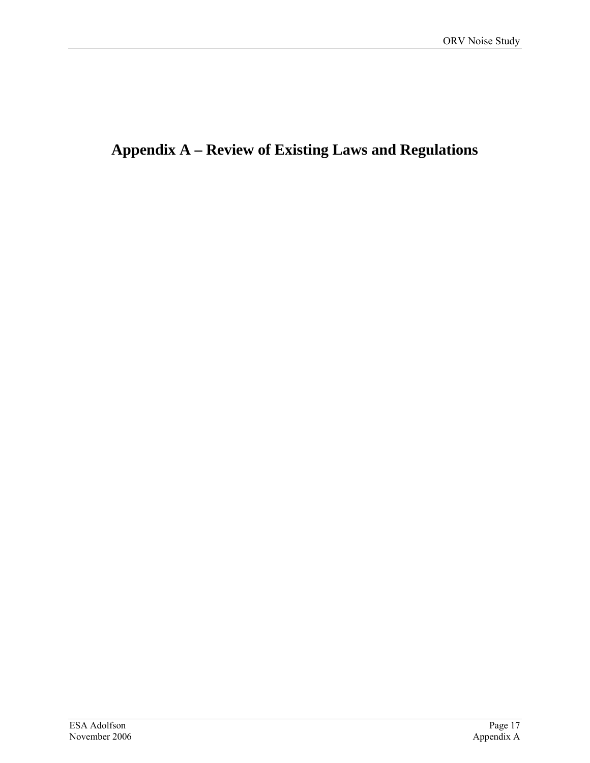# Appendix A – Review of Existing Laws and Regulations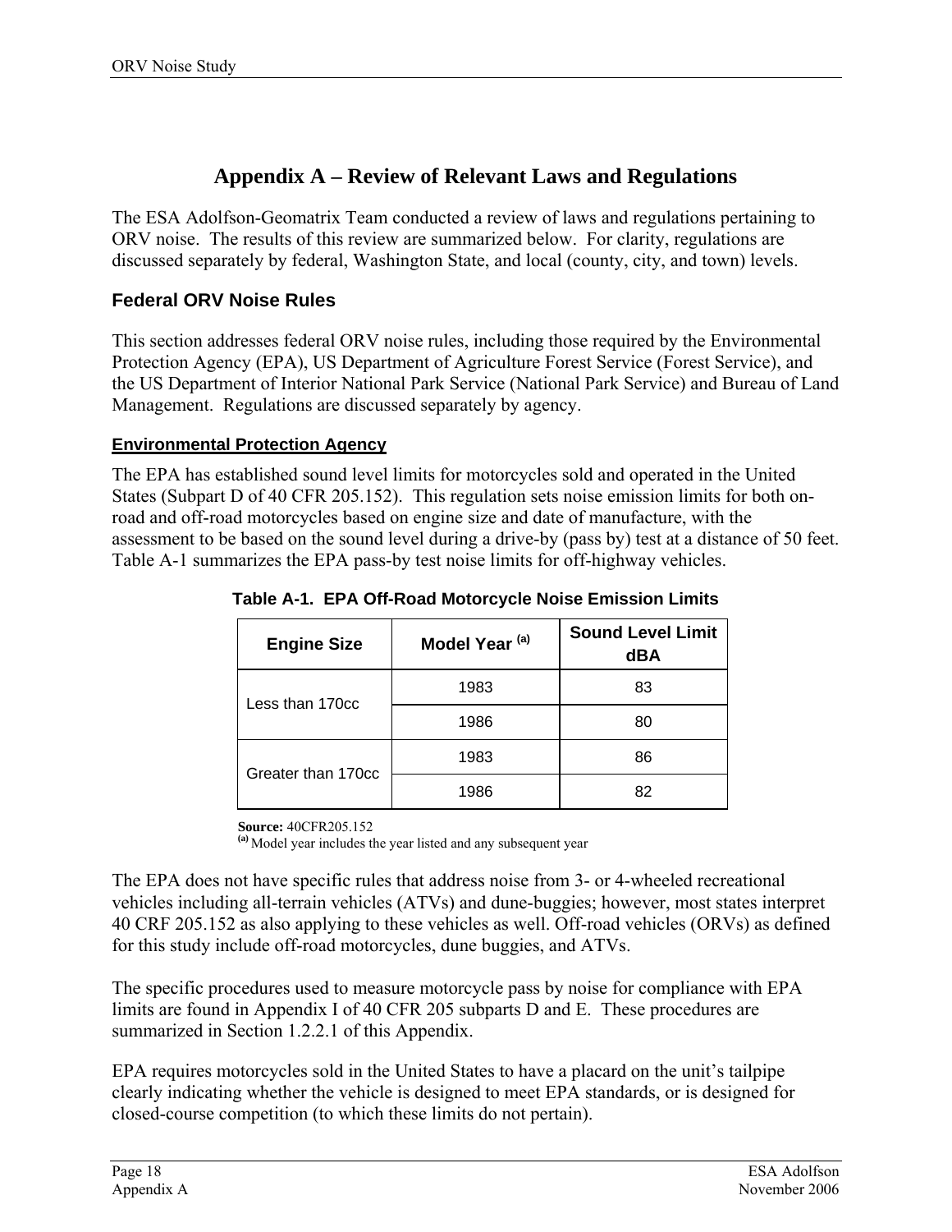# Appendix A – Review of Relevant Laws and Regulations

The ESA Adolfson-Geomatrix Team conducted a review of laws and regulations pertaining to ORV noise. The results of this review are summarized below. For clarity, regulations are discussed separately by federal, Washington State, and local (county, city, and town) levels.

## Federal ORV Noise Rules

This section addresses federal ORV noise rules, including those required by the Environmental Protection Agency (EPA), US Department of Agriculture Forest Service (Forest Service), and the US Department of Interior National Park Service (National Park Service) and Bureau of Land Management. Regulations are discussed separately by agency.

### Environmental Protection Agency

The EPA has established sound level limits for motorcycles sold and operated in the United States (Subpart D of 40 CFR 205.152). This regulation sets noise emission limits for both on-road and off-road motorcycles based on engine size and date of manufacture, with the assessment to be based on the sound level during a drive-by (pass by) test at a distance of 50 feet. Table A-1 summarizes the EPA pass-by test noise limits for off-highway vehicles.

**Table A-1. EPA Off-Road Motorcycle Noise Emission Limits**

| Engine Size | Model Year [(a)] | Sound Level Limit dBA |
|---|---|---|
| Less than 170cc | 1983 | 83 |
| | 1986 | 80 |
| Greater than 170cc | 1983 | 86 |
| | 1986 | 82 |

**Source:** 40CFR205.152
[(a)] Model year includes the year listed and any subsequent year

The EPA does not have specific rules that address noise from 3- or 4-wheeled recreational vehicles including all-terrain vehicles (ATVs) and dune-buggies; however, most states interpret 40 CRF 205.152 as also applying to these vehicles as well. Off-road vehicles (ORVs) as defined for this study include off-road motorcycles, dune buggies, and ATVs.

The specific procedures used to measure motorcycle pass by noise for compliance with EPA limits are found in Appendix I of 40 CFR 205 subparts D and E. These procedures are summarized in Section 1.2.2.1 of this Appendix.

EPA requires motorcycles sold in the United States to have a placard on the unit's tailpipe clearly indicating whether the vehicle is designed to meet EPA standards, or is designed for closed-course competition (to which these limits do not pertain).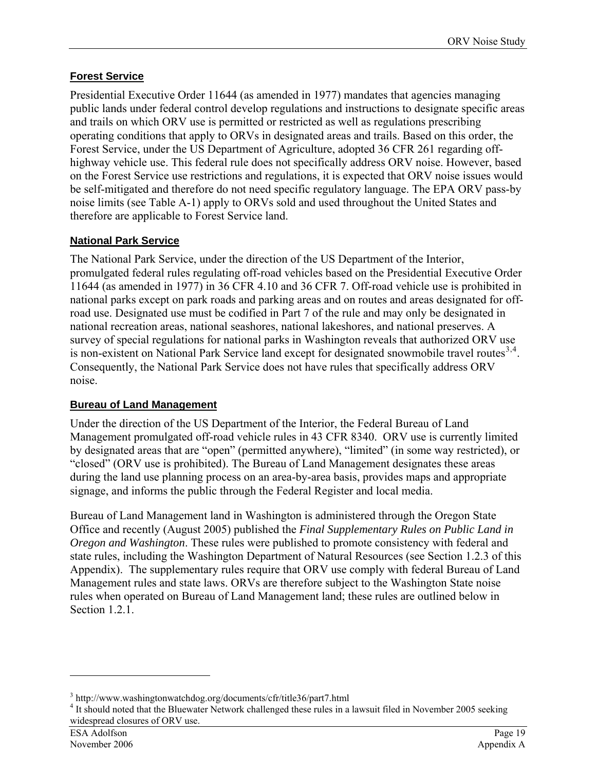### Forest Service

Presidential Executive Order 11644 (as amended in 1977) mandates that agencies managing public lands under federal control develop regulations and instructions to designate specific areas and trails on which ORV use is permitted or restricted as well as regulations prescribing operating conditions that apply to ORVs in designated areas and trails. Based on this order, the Forest Service, under the US Department of Agriculture, adopted 36 CFR 261 regarding off-highway vehicle use. This federal rule does not specifically address ORV noise. However, based on the Forest Service use restrictions and regulations, it is expected that ORV noise issues would be self-mitigated and therefore do not need specific regulatory language. The EPA ORV pass-by noise limits (see Table A-1) apply to ORVs sold and used throughout the United States and therefore are applicable to Forest Service land.

### National Park Service

The National Park Service, under the direction of the US Department of the Interior, promulgated federal rules regulating off-road vehicles based on the Presidential Executive Order 11644 (as amended in 1977) in 36 CFR 4.10 and 36 CFR 7. Off-road vehicle use is prohibited in national parks except on park roads and parking areas and on routes and areas designated for off-road use. Designated use must be codified in Part 7 of the rule and may only be designated in national recreation areas, national seashores, national lakeshores, and national preserves. A survey of special regulations for national parks in Washington reveals that authorized ORV use is non-existent on National Park Service land except for designated snowmobile travel routes[3,4]. Consequently, the National Park Service does not have rules that specifically address ORV noise.

### Bureau of Land Management

Under the direction of the US Department of the Interior, the Federal Bureau of Land Management promulgated off-road vehicle rules in 43 CFR 8340. ORV use is currently limited by designated areas that are "open" (permitted anywhere), "limited" (in some way restricted), or "closed" (ORV use is prohibited). The Bureau of Land Management designates these areas during the land use planning process on an area-by-area basis, provides maps and appropriate signage, and informs the public through the Federal Register and local media.

Bureau of Land Management land in Washington is administered through the Oregon State Office and recently (August 2005) published the *Final Supplementary Rules on Public Land in Oregon and Washington*. These rules were published to promote consistency with federal and state rules, including the Washington Department of Natural Resources (see Section 1.2.3 of this Appendix). The supplementary rules require that ORV use comply with federal Bureau of Land Management rules and state laws. ORVs are therefore subject to the Washington State noise rules when operated on Bureau of Land Management land; these rules are outlined below in Section 1.2.1.

---

[3] http://www.washingtonwatchdog.org/documents/cfr/title36/part7.html

[4] It should noted that the Bluewater Network challenged these rules in a lawsuit filed in November 2005 seeking widespread closures of ORV use.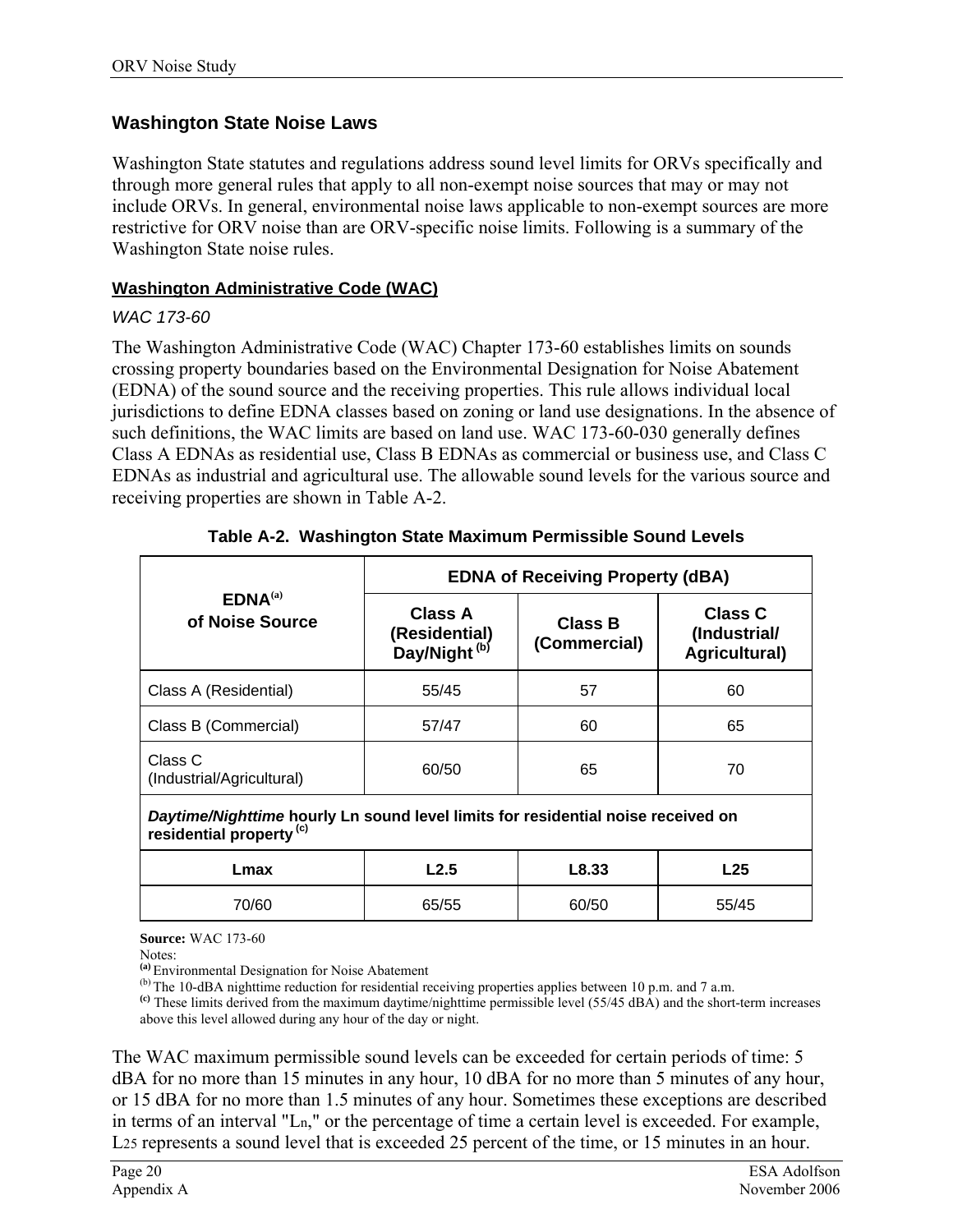## Washington State Noise Laws

Washington State statutes and regulations address sound level limits for ORVs specifically and through more general rules that apply to all non-exempt noise sources that may or may not include ORVs. In general, environmental noise laws applicable to non-exempt sources are more restrictive for ORV noise than are ORV-specific noise limits. Following is a summary of the Washington State noise rules.

### Washington Administrative Code (WAC)

*WAC 173-60*

The Washington Administrative Code (WAC) Chapter 173-60 establishes limits on sounds crossing property boundaries based on the Environmental Designation for Noise Abatement (EDNA) of the sound source and the receiving properties. This rule allows individual local jurisdictions to define EDNA classes based on zoning or land use designations. In the absence of such definitions, the WAC limits are based on land use. WAC 173-60-030 generally defines Class A EDNAs as residential use, Class B EDNAs as commercial or business use, and Class C EDNAs as industrial and agricultural use. The allowable sound levels for the various source and receiving properties are shown in Table A-2.

**Table A-2. Washington State Maximum Permissible Sound Levels**

| EDNA[(a)] of Noise Source | EDNA of Receiving Property (dBA) | | |
|---|---|---|---|
| | **Class A (Residential) Day/Night [(b)]** | **Class B (Commercial)** | **Class C (Industrial/ Agricultural)** |
| Class A (Residential) | 55/45 | 57 | 60 |
| Class B (Commercial) | 57/47 | 60 | 65 |
| Class C (Industrial/Agricultural) | 60/50 | 65 | 70 |
| ***Daytime/Nighttime* hourly Ln sound level limits for residential noise received on residential property [(c)]** | | | |
| **Lmax** | **L2.5** | **L8.33** | **L25** |
| 70/60 | 65/55 | 60/50 | 55/45 |

**Source:** WAC 173-60

Notes:

(a) Environmental Designation for Noise Abatement

(b) The 10-dBA nighttime reduction for residential receiving properties applies between 10 p.m. and 7 a.m.

(c) These limits derived from the maximum daytime/nighttime permissible level (55/45 dBA) and the short-term increases above this level allowed during any hour of the day or night.

The WAC maximum permissible sound levels can be exceeded for certain periods of time: 5 dBA for no more than 15 minutes in any hour, 10 dBA for no more than 5 minutes of any hour, or 15 dBA for no more than 1.5 minutes of any hour. Sometimes these exceptions are described in terms of an interval "$L_n$," or the percentage of time a certain level is exceeded. For example, $L_{25}$ represents a sound level that is exceeded 25 percent of the time, or 15 minutes in an hour.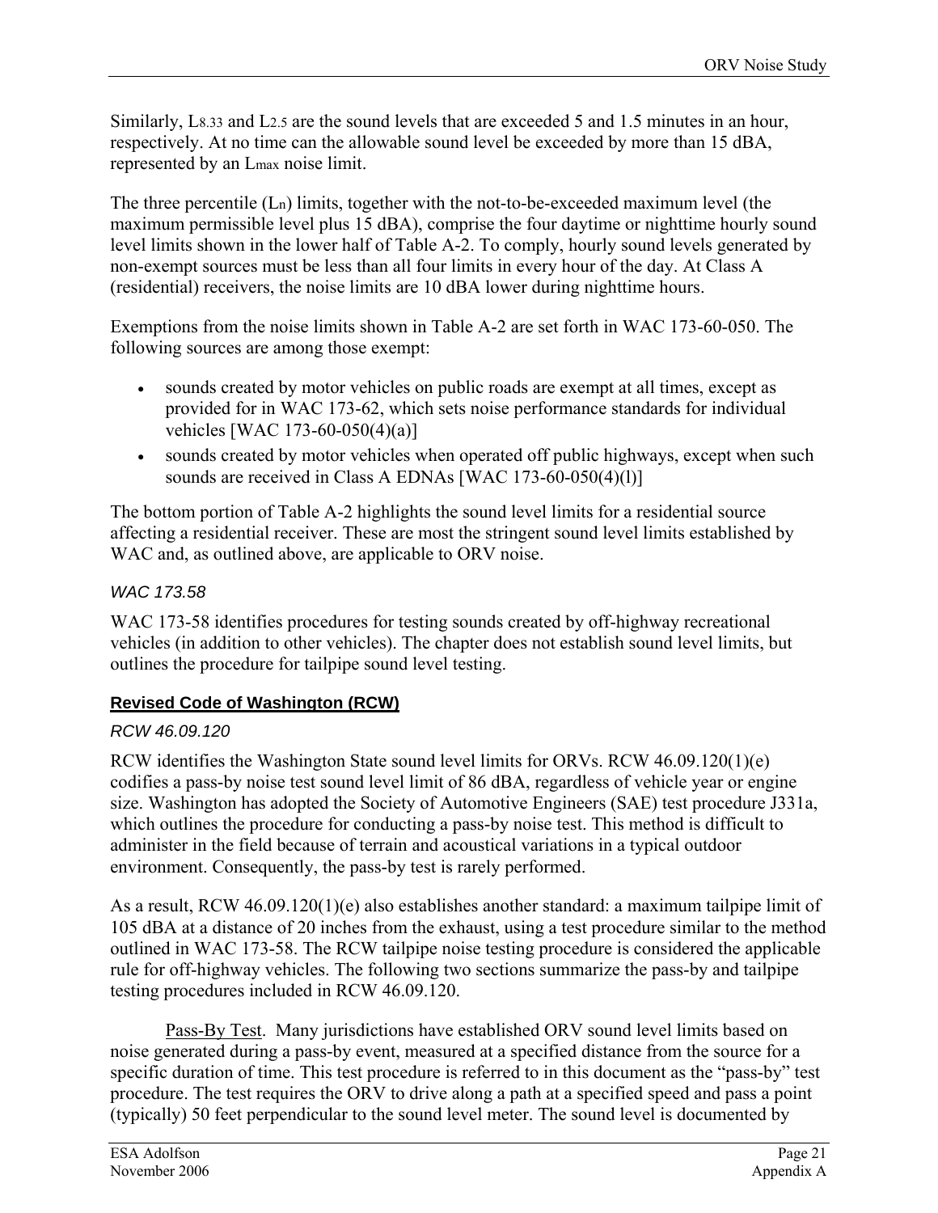Similarly, $L_{8.33}$ and $L_{2.5}$ are the sound levels that are exceeded 5 and 1.5 minutes in an hour, respectively. At no time can the allowable sound level be exceeded by more than 15 dBA, represented by an $L_{max}$ noise limit.

The three percentile ($L_n$) limits, together with the not-to-be-exceeded maximum level (the maximum permissible level plus 15 dBA), comprise the four daytime or nighttime hourly sound level limits shown in the lower half of Table A-2. To comply, hourly sound levels generated by non-exempt sources must be less than all four limits in every hour of the day. At Class A (residential) receivers, the noise limits are 10 dBA lower during nighttime hours.

Exemptions from the noise limits shown in Table A-2 are set forth in WAC 173-60-050. The following sources are among those exempt:

- sounds created by motor vehicles on public roads are exempt at all times, except as provided for in WAC 173-62, which sets noise performance standards for individual vehicles [WAC 173-60-050(4)(a)]
- sounds created by motor vehicles when operated off public highways, except when such sounds are received in Class A EDNAs [WAC 173-60-050(4)(l)]

The bottom portion of Table A-2 highlights the sound level limits for a residential source affecting a residential receiver. These are most the stringent sound level limits established by WAC and, as outlined above, are applicable to ORV noise.

#### *WAC 173.58*

WAC 173-58 identifies procedures for testing sounds created by off-highway recreational vehicles (in addition to other vehicles). The chapter does not establish sound level limits, but outlines the procedure for tailpipe sound level testing.

### Revised Code of Washington (RCW)

#### *RCW 46.09.120*

RCW identifies the Washington State sound level limits for ORVs. RCW 46.09.120(1)(e) codifies a pass-by noise test sound level limit of 86 dBA, regardless of vehicle year or engine size. Washington has adopted the Society of Automotive Engineers (SAE) test procedure J331a, which outlines the procedure for conducting a pass-by noise test. This method is difficult to administer in the field because of terrain and acoustical variations in a typical outdoor environment. Consequently, the pass-by test is rarely performed.

As a result, RCW 46.09.120(1)(e) also establishes another standard: a maximum tailpipe limit of 105 dBA at a distance of 20 inches from the exhaust, using a test procedure similar to the method outlined in WAC 173-58. The RCW tailpipe noise testing procedure is considered the applicable rule for off-highway vehicles. The following two sections summarize the pass-by and tailpipe testing procedures included in RCW 46.09.120.

Pass-By Test. Many jurisdictions have established ORV sound level limits based on noise generated during a pass-by event, measured at a specified distance from the source for a specific duration of time. This test procedure is referred to in this document as the "pass-by" test procedure. The test requires the ORV to drive along a path at a specified speed and pass a point (typically) 50 feet perpendicular to the sound level meter. The sound level is documented by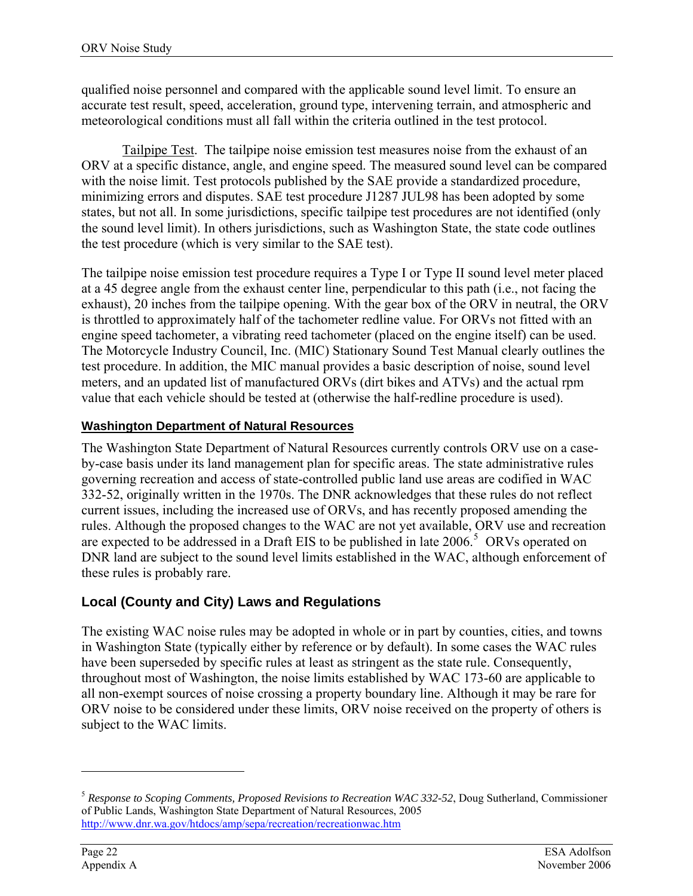qualified noise personnel and compared with the applicable sound level limit. To ensure an accurate test result, speed, acceleration, ground type, intervening terrain, and atmospheric and meteorological conditions must all fall within the criteria outlined in the test protocol.

Tailpipe Test. The tailpipe noise emission test measures noise from the exhaust of an ORV at a specific distance, angle, and engine speed. The measured sound level can be compared with the noise limit. Test protocols published by the SAE provide a standardized procedure, minimizing errors and disputes. SAE test procedure J1287 JUL98 has been adopted by some states, but not all. In some jurisdictions, specific tailpipe test procedures are not identified (only the sound level limit). In others jurisdictions, such as Washington State, the state code outlines the test procedure (which is very similar to the SAE test).

The tailpipe noise emission test procedure requires a Type I or Type II sound level meter placed at a 45 degree angle from the exhaust center line, perpendicular to this path (i.e., not facing the exhaust), 20 inches from the tailpipe opening. With the gear box of the ORV in neutral, the ORV is throttled to approximately half of the tachometer redline value. For ORVs not fitted with an engine speed tachometer, a vibrating reed tachometer (placed on the engine itself) can be used. The Motorcycle Industry Council, Inc. (MIC) Stationary Sound Test Manual clearly outlines the test procedure. In addition, the MIC manual provides a basic description of noise, sound level meters, and an updated list of manufactured ORVs (dirt bikes and ATVs) and the actual rpm value that each vehicle should be tested at (otherwise the half-redline procedure is used).

### Washington Department of Natural Resources

The Washington State Department of Natural Resources currently controls ORV use on a case-by-case basis under its land management plan for specific areas. The state administrative rules governing recreation and access of state-controlled public land use areas are codified in WAC 332-52, originally written in the 1970s. The DNR acknowledges that these rules do not reflect current issues, including the increased use of ORVs, and has recently proposed amending the rules. Although the proposed changes to the WAC are not yet available, ORV use and recreation are expected to be addressed in a Draft EIS to be published in late 2006.[5] ORVs operated on DNR land are subject to the sound level limits established in the WAC, although enforcement of these rules is probably rare.

## Local (County and City) Laws and Regulations

The existing WAC noise rules may be adopted in whole or in part by counties, cities, and towns in Washington State (typically either by reference or by default). In some cases the WAC rules have been superseded by specific rules at least as stringent as the state rule. Consequently, throughout most of Washington, the noise limits established by WAC 173-60 are applicable to all non-exempt sources of noise crossing a property boundary line. Although it may be rare for ORV noise to be considered under these limits, ORV noise received on the property of others is subject to the WAC limits.

---

[5] *Response to Scoping Comments, Proposed Revisions to Recreation WAC 332-52*, Doug Sutherland, Commissioner of Public Lands, Washington State Department of Natural Resources, 2005 http://www.dnr.wa.gov/htdocs/amp/sepa/recreation/recreationwac.htm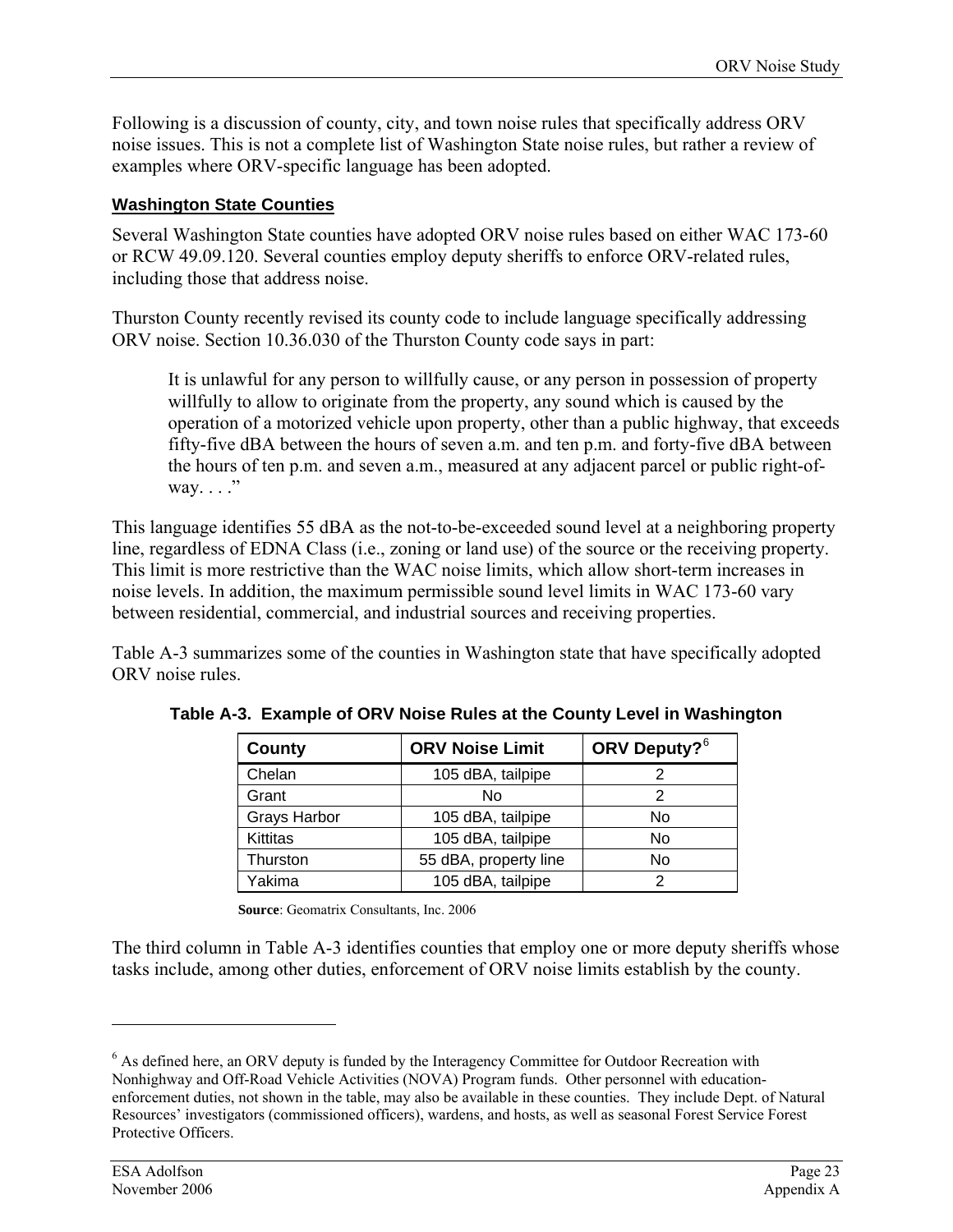Following is a discussion of county, city, and town noise rules that specifically address ORV noise issues. This is not a complete list of Washington State noise rules, but rather a review of examples where ORV-specific language has been adopted.

### Washington State Counties

Several Washington State counties have adopted ORV noise rules based on either WAC 173-60 or RCW 49.09.120. Several counties employ deputy sheriffs to enforce ORV-related rules, including those that address noise.

Thurston County recently revised its county code to include language specifically addressing ORV noise. Section 10.36.030 of the Thurston County code says in part:

> It is unlawful for any person to willfully cause, or any person in possession of property willfully to allow to originate from the property, any sound which is caused by the operation of a motorized vehicle upon property, other than a public highway, that exceeds fifty-five dBA between the hours of seven a.m. and ten p.m. and forty-five dBA between the hours of ten p.m. and seven a.m., measured at any adjacent parcel or public right-of-way. . . ."

This language identifies 55 dBA as the not-to-be-exceeded sound level at a neighboring property line, regardless of EDNA Class (i.e., zoning or land use) of the source or the receiving property. This limit is more restrictive than the WAC noise limits, which allow short-term increases in noise levels. In addition, the maximum permissible sound level limits in WAC 173-60 vary between residential, commercial, and industrial sources and receiving properties.

Table A-3 summarizes some of the counties in Washington state that have specifically adopted ORV noise rules.

**Table A-3. Example of ORV Noise Rules at the County Level in Washington**

| County | ORV Noise Limit | ORV Deputy?[6] |
|---|---|---|
| Chelan | 105 dBA, tailpipe | 2 |
| Grant | No | 2 |
| Grays Harbor | 105 dBA, tailpipe | No |
| Kittitas | 105 dBA, tailpipe | No |
| Thurston | 55 dBA, property line | No |
| Yakima | 105 dBA, tailpipe | 2 |

**Source**: Geomatrix Consultants, Inc. 2006

The third column in Table A-3 identifies counties that employ one or more deputy sheriffs whose tasks include, among other duties, enforcement of ORV noise limits establish by the county.

---

[6] As defined here, an ORV deputy is funded by the Interagency Committee for Outdoor Recreation with Nonhighway and Off-Road Vehicle Activities (NOVA) Program funds. Other personnel with education-enforcement duties, not shown in the table, may also be available in these counties. They include Dept. of Natural Resources' investigators (commissioned officers), wardens, and hosts, as well as seasonal Forest Service Forest Protective Officers.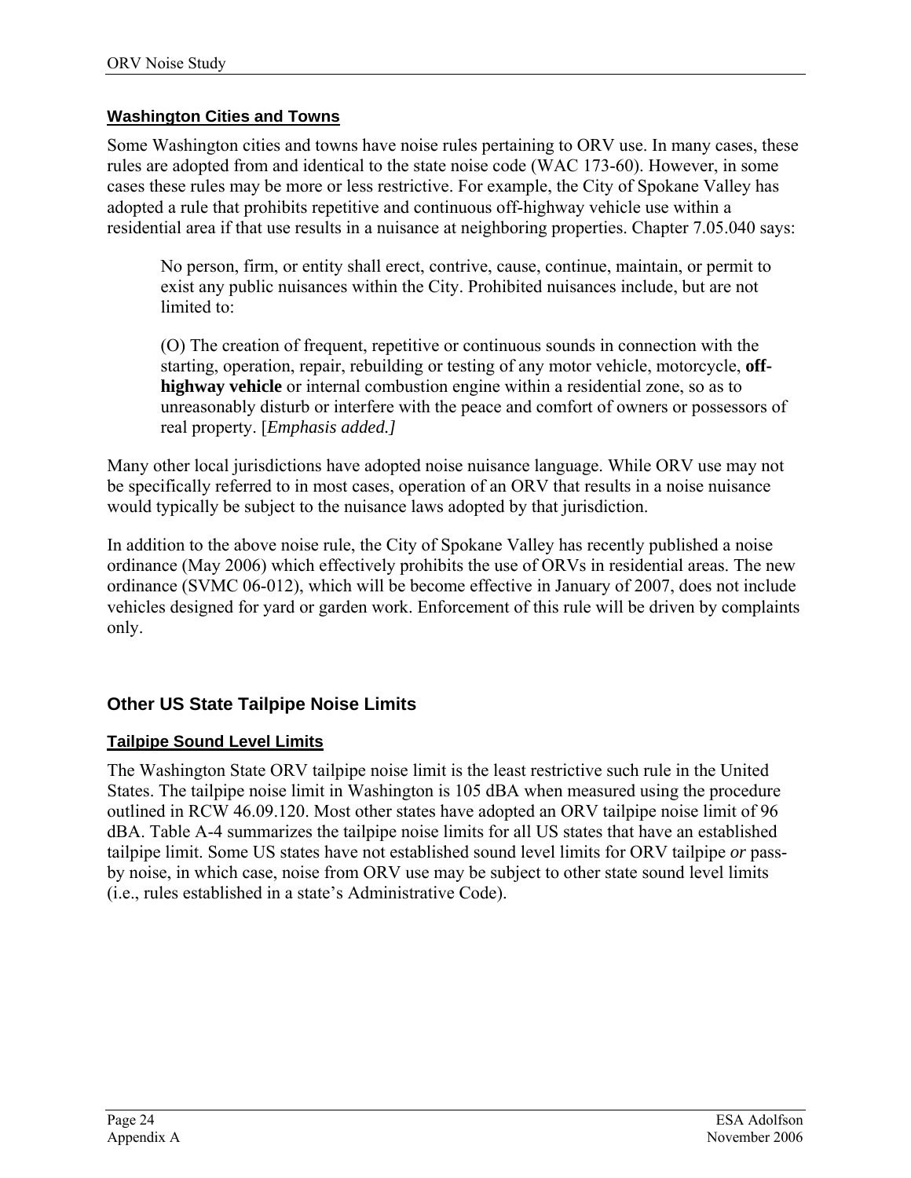### Washington Cities and Towns

Some Washington cities and towns have noise rules pertaining to ORV use. In many cases, these rules are adopted from and identical to the state noise code (WAC 173-60). However, in some cases these rules may be more or less restrictive. For example, the City of Spokane Valley has adopted a rule that prohibits repetitive and continuous off-highway vehicle use within a residential area if that use results in a nuisance at neighboring properties. Chapter 7.05.040 says:

> No person, firm, or entity shall erect, contrive, cause, continue, maintain, or permit to exist any public nuisances within the City. Prohibited nuisances include, but are not limited to:
>
> (O) The creation of frequent, repetitive or continuous sounds in connection with the starting, operation, repair, rebuilding or testing of any motor vehicle, motorcycle, **off-highway vehicle** or internal combustion engine within a residential zone, so as to unreasonably disturb or interfere with the peace and comfort of owners or possessors of real property. [*Emphasis added.]*

Many other local jurisdictions have adopted noise nuisance language. While ORV use may not be specifically referred to in most cases, operation of an ORV that results in a noise nuisance would typically be subject to the nuisance laws adopted by that jurisdiction.

In addition to the above noise rule, the City of Spokane Valley has recently published a noise ordinance (May 2006) which effectively prohibits the use of ORVs in residential areas. The new ordinance (SVMC 06-012), which will be become effective in January of 2007, does not include vehicles designed for yard or garden work. Enforcement of this rule will be driven by complaints only.

## Other US State Tailpipe Noise Limits

### Tailpipe Sound Level Limits

The Washington State ORV tailpipe noise limit is the least restrictive such rule in the United States. The tailpipe noise limit in Washington is 105 dBA when measured using the procedure outlined in RCW 46.09.120. Most other states have adopted an ORV tailpipe noise limit of 96 dBA. Table A-4 summarizes the tailpipe noise limits for all US states that have an established tailpipe limit. Some US states have not established sound level limits for ORV tailpipe *or* pass-by noise, in which case, noise from ORV use may be subject to other state sound level limits (i.e., rules established in a state's Administrative Code).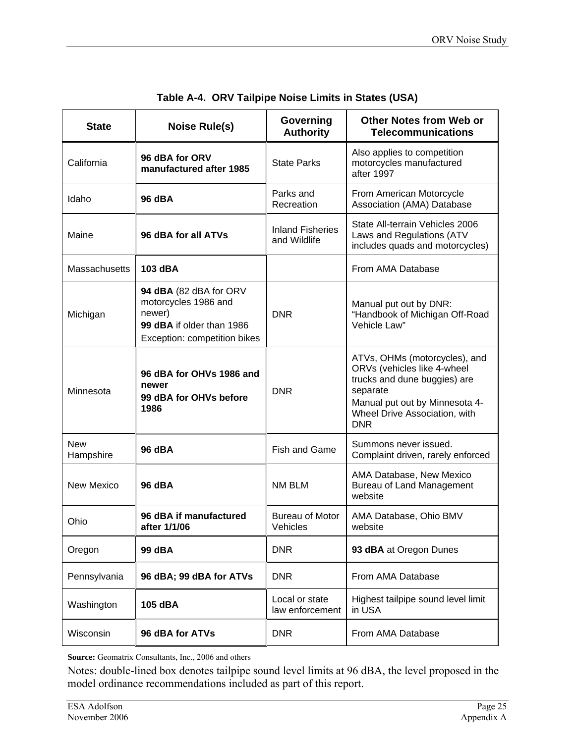**Table A-4. ORV Tailpipe Noise Limits in States (USA)**

| State | Noise Rule(s) | Governing Authority | Other Notes from Web or Telecommunications |
|---|---|---|---|
| California | **96 dBA for ORV manufactured after 1985** | State Parks | Also applies to competition motorcycles manufactured after 1997 |
| Idaho | **96 dBA** | Parks and Recreation | From American Motorcycle Association (AMA) Database |
| Maine | **96 dBA for all ATVs** | Inland Fisheries and Wildlife | State All-terrain Vehicles 2006 Laws and Regulations (ATV includes quads and motorcycles) |
| Massachusetts | **103 dBA** | | From AMA Database |
| Michigan | **94 dBA** (82 dBA for ORV motorcycles 1986 and newer)<br>**99 dBA** if older than 1986<br>Exception: competition bikes | DNR | Manual put out by DNR: "Handbook of Michigan Off-Road Vehicle Law" |
| Minnesota | **96 dBA for OHVs 1986 and newer**<br>**99 dBA for OHVs before 1986** | DNR | ATVs, OHMs (motorcycles), and ORVs (vehicles like 4-wheel trucks and dune buggies) are separate<br>Manual put out by Minnesota 4-Wheel Drive Association, with DNR |
| New Hampshire | **96 dBA** | Fish and Game | Summons never issued. Complaint driven, rarely enforced |
| New Mexico | **96 dBA** | NM BLM | AMA Database, New Mexico Bureau of Land Management website |
| Ohio | **96 dBA if manufactured after 1/1/06** | Bureau of Motor Vehicles | AMA Database, Ohio BMV website |
| Oregon | **99 dBA** | DNR | **93 dBA** at Oregon Dunes |
| Pennsylvania | **96 dBA; 99 dBA for ATVs** | DNR | From AMA Database |
| Washington | **105 dBA** | Local or state law enforcement | Highest tailpipe sound level limit in USA |
| Wisconsin | **96 dBA for ATVs** | DNR | From AMA Database |

**Source:** Geomatrix Consultants, Inc., 2006 and others

Notes: double-lined box denotes tailpipe sound level limits at 96 dBA, the level proposed in the model ordinance recommendations included as part of this report.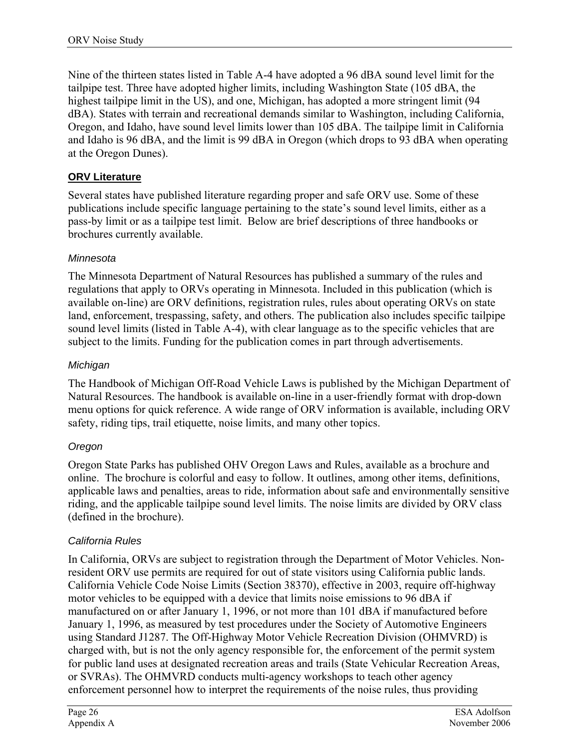Nine of the thirteen states listed in Table A-4 have adopted a 96 dBA sound level limit for the tailpipe test. Three have adopted higher limits, including Washington State (105 dBA, the highest tailpipe limit in the US), and one, Michigan, has adopted a more stringent limit (94 dBA). States with terrain and recreational demands similar to Washington, including California, Oregon, and Idaho, have sound level limits lower than 105 dBA. The tailpipe limit in California and Idaho is 96 dBA, and the limit is 99 dBA in Oregon (which drops to 93 dBA when operating at the Oregon Dunes).

## ORV Literature

Several states have published literature regarding proper and safe ORV use. Some of these publications include specific language pertaining to the state's sound level limits, either as a pass-by limit or as a tailpipe test limit. Below are brief descriptions of three handbooks or brochures currently available.

### *Minnesota*

The Minnesota Department of Natural Resources has published a summary of the rules and regulations that apply to ORVs operating in Minnesota. Included in this publication (which is available on-line) are ORV definitions, registration rules, rules about operating ORVs on state land, enforcement, trespassing, safety, and others. The publication also includes specific tailpipe sound level limits (listed in Table A-4), with clear language as to the specific vehicles that are subject to the limits. Funding for the publication comes in part through advertisements.

### *Michigan*

The Handbook of Michigan Off-Road Vehicle Laws is published by the Michigan Department of Natural Resources. The handbook is available on-line in a user-friendly format with drop-down menu options for quick reference. A wide range of ORV information is available, including ORV safety, riding tips, trail etiquette, noise limits, and many other topics.

### *Oregon*

Oregon State Parks has published OHV Oregon Laws and Rules, available as a brochure and online. The brochure is colorful and easy to follow. It outlines, among other items, definitions, applicable laws and penalties, areas to ride, information about safe and environmentally sensitive riding, and the applicable tailpipe sound level limits. The noise limits are divided by ORV class (defined in the brochure).

### *California Rules*

In California, ORVs are subject to registration through the Department of Motor Vehicles. Non-resident ORV use permits are required for out of state visitors using California public lands. California Vehicle Code Noise Limits (Section 38370), effective in 2003, require off-highway motor vehicles to be equipped with a device that limits noise emissions to 96 dBA if manufactured on or after January 1, 1996, or not more than 101 dBA if manufactured before January 1, 1996, as measured by test procedures under the Society of Automotive Engineers using Standard J1287. The Off-Highway Motor Vehicle Recreation Division (OHMVRD) is charged with, but is not the only agency responsible for, the enforcement of the permit system for public land uses at designated recreation areas and trails (State Vehicular Recreation Areas, or SVRAs). The OHMVRD conducts multi-agency workshops to teach other agency enforcement personnel how to interpret the requirements of the noise rules, thus providing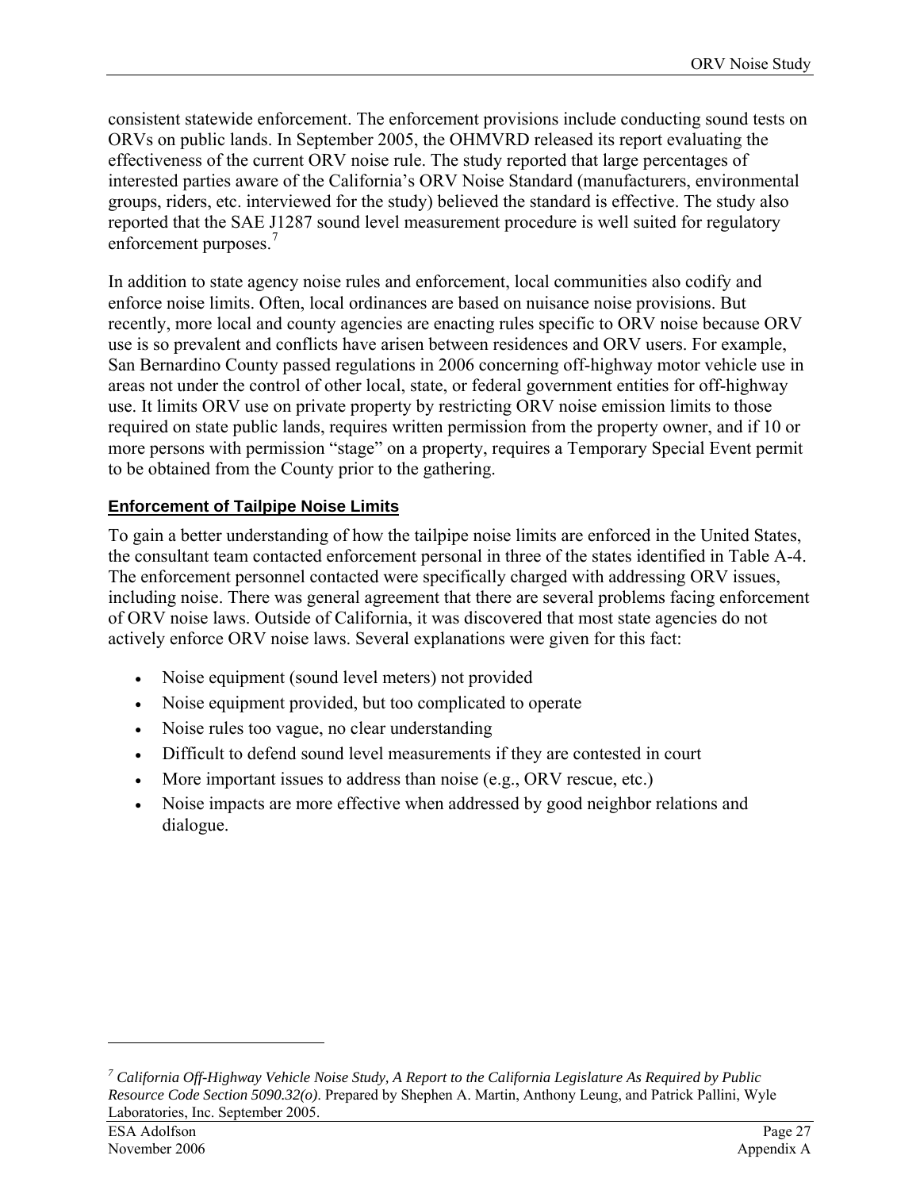consistent statewide enforcement. The enforcement provisions include conducting sound tests on ORVs on public lands. In September 2005, the OHMVRD released its report evaluating the effectiveness of the current ORV noise rule. The study reported that large percentages of interested parties aware of the California's ORV Noise Standard (manufacturers, environmental groups, riders, etc. interviewed for the study) believed the standard is effective. The study also reported that the SAE J1287 sound level measurement procedure is well suited for regulatory enforcement purposes.[7]

In addition to state agency noise rules and enforcement, local communities also codify and enforce noise limits. Often, local ordinances are based on nuisance noise provisions. But recently, more local and county agencies are enacting rules specific to ORV noise because ORV use is so prevalent and conflicts have arisen between residences and ORV users. For example, San Bernardino County passed regulations in 2006 concerning off-highway motor vehicle use in areas not under the control of other local, state, or federal government entities for off-highway use. It limits ORV use on private property by restricting ORV noise emission limits to those required on state public lands, requires written permission from the property owner, and if 10 or more persons with permission "stage" on a property, requires a Temporary Special Event permit to be obtained from the County prior to the gathering.

## Enforcement of Tailpipe Noise Limits

To gain a better understanding of how the tailpipe noise limits are enforced in the United States, the consultant team contacted enforcement personal in three of the states identified in Table A-4. The enforcement personnel contacted were specifically charged with addressing ORV issues, including noise. There was general agreement that there are several problems facing enforcement of ORV noise laws. Outside of California, it was discovered that most state agencies do not actively enforce ORV noise laws. Several explanations were given for this fact:

- Noise equipment (sound level meters) not provided
- Noise equipment provided, but too complicated to operate
- Noise rules too vague, no clear understanding
- Difficult to defend sound level measurements if they are contested in court
- More important issues to address than noise (e.g., ORV rescue, etc.)
- Noise impacts are more effective when addressed by good neighbor relations and dialogue.

---

[7] *California Off-Highway Vehicle Noise Study, A Report to the California Legislature As Required by Public Resource Code Section 5090.32(o)*. Prepared by Shephen A. Martin, Anthony Leung, and Patrick Pallini, Wyle Laboratories, Inc. September 2005.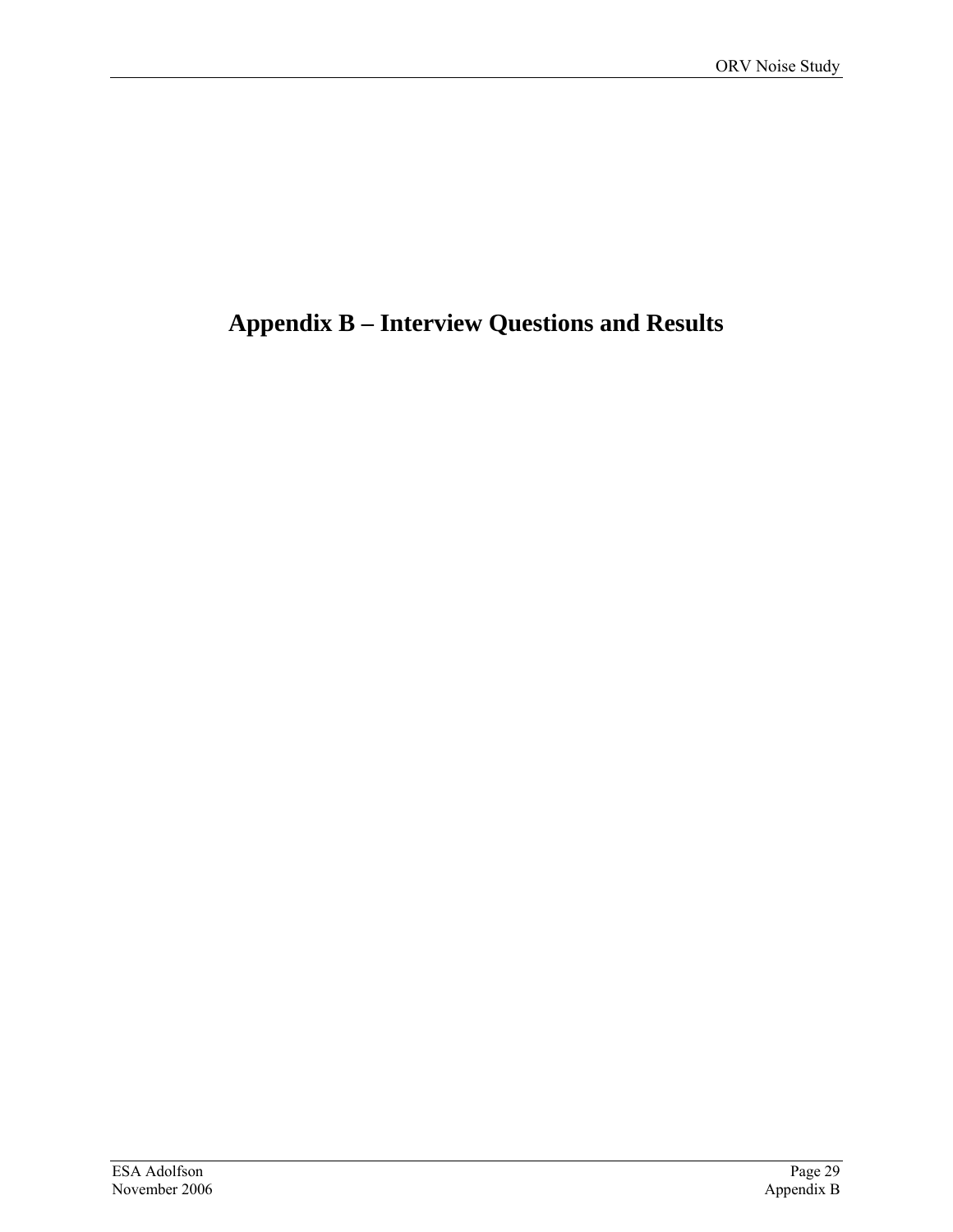# Appendix B – Interview Questions and Results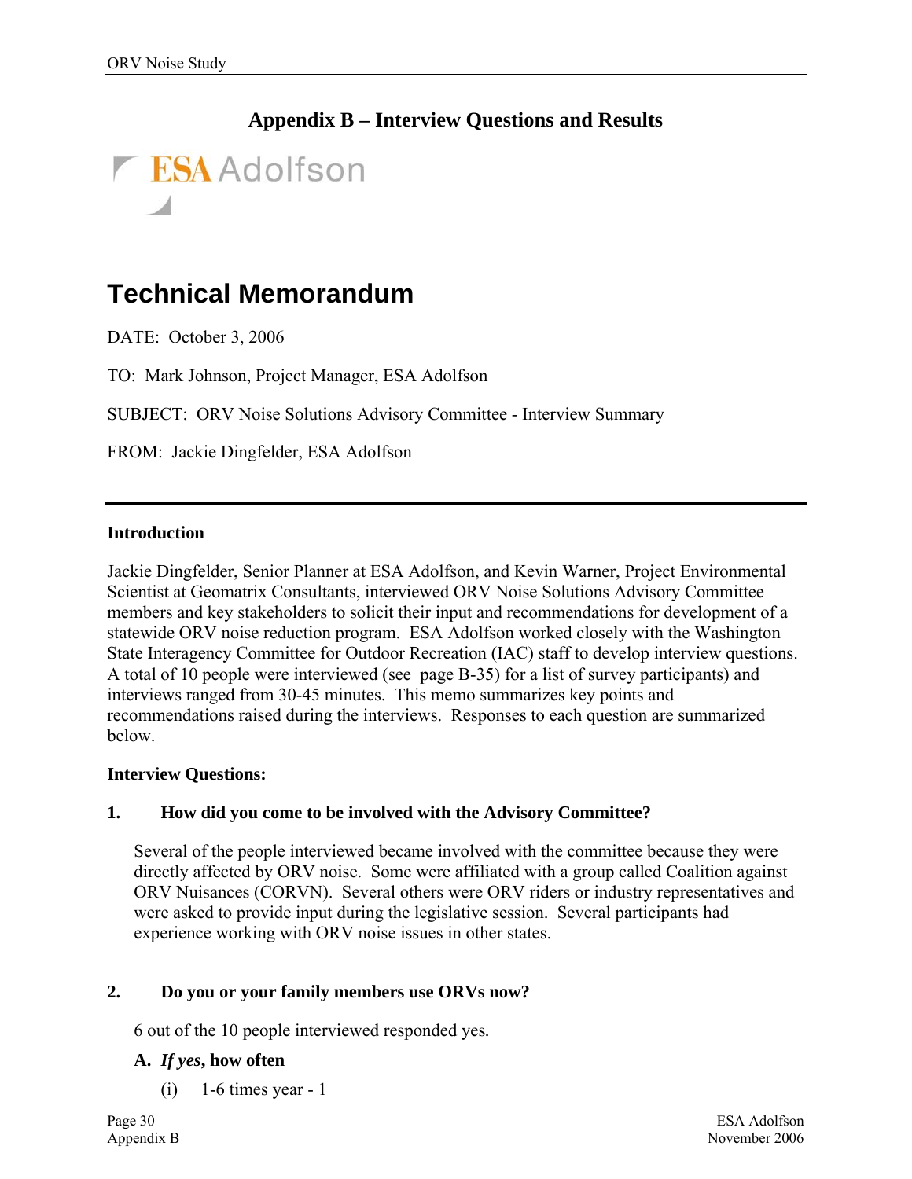## Appendix B – Interview Questions and Results

ESA Adolfson

# Technical Memorandum

DATE: October 3, 2006

TO: Mark Johnson, Project Manager, ESA Adolfson

SUBJECT: ORV Noise Solutions Advisory Committee - Interview Summary

FROM: Jackie Dingfelder, ESA Adolfson

---

**Introduction**

Jackie Dingfelder, Senior Planner at ESA Adolfson, and Kevin Warner, Project Environmental Scientist at Geomatrix Consultants, interviewed ORV Noise Solutions Advisory Committee members and key stakeholders to solicit their input and recommendations for development of a statewide ORV noise reduction program. ESA Adolfson worked closely with the Washington State Interagency Committee for Outdoor Recreation (IAC) staff to develop interview questions. A total of 10 people were interviewed (see page B-35) for a list of survey participants) and interviews ranged from 30-45 minutes. This memo summarizes key points and recommendations raised during the interviews. Responses to each question are summarized below.

**Interview Questions:**

**1. How did you come to be involved with the Advisory Committee?**

Several of the people interviewed became involved with the committee because they were directly affected by ORV noise. Some were affiliated with a group called Coalition against ORV Nuisances (CORVN). Several others were ORV riders or industry representatives and were asked to provide input during the legislative session. Several participants had experience working with ORV noise issues in other states.

**2. Do you or your family members use ORVs now?**

6 out of the 10 people interviewed responded yes.

**A. *If yes*, how often**

(i) 1-6 times year - 1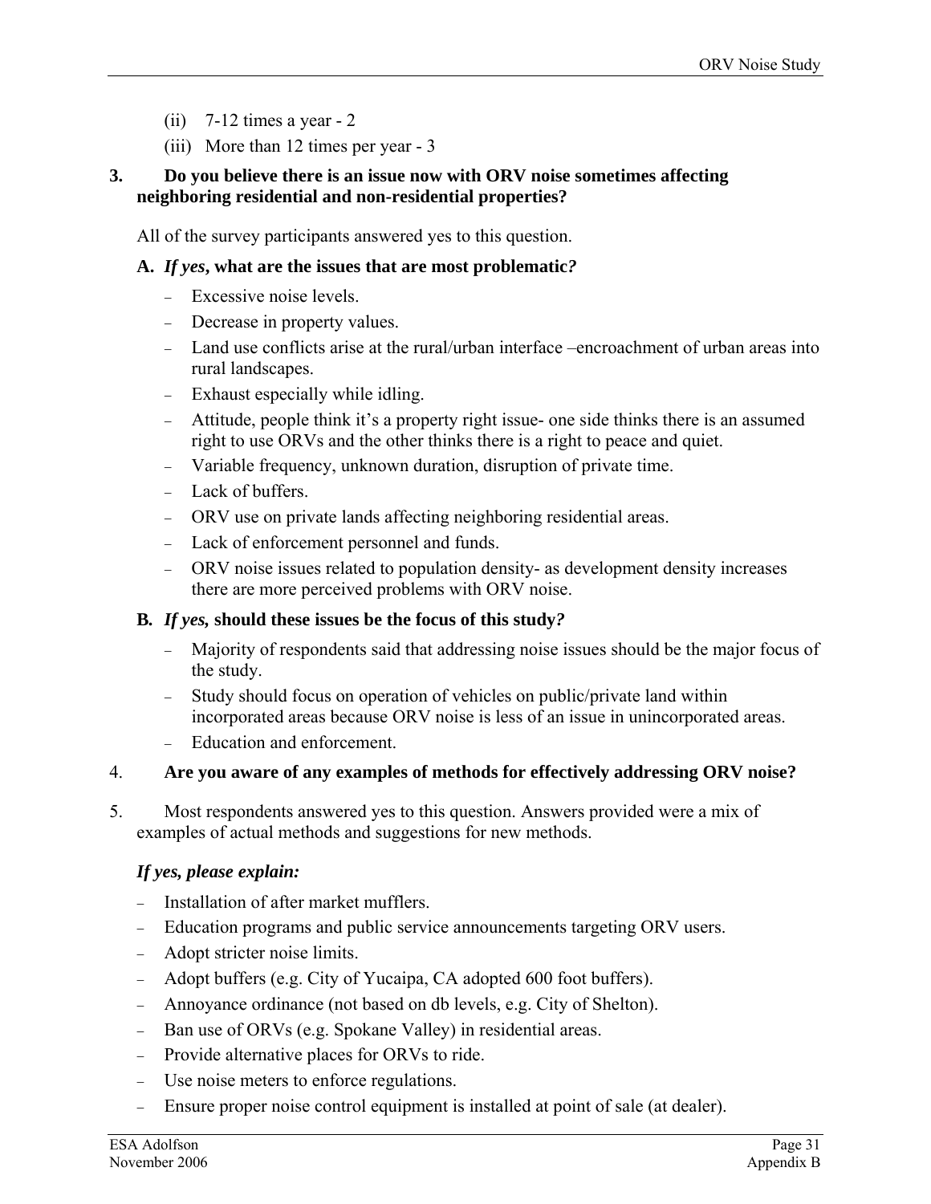(ii) 7-12 times a year - 2

(iii) More than 12 times per year - 3

**3. Do you believe there is an issue now with ORV noise sometimes affecting neighboring residential and non-residential properties?**

All of the survey participants answered yes to this question.

**A. *If yes*, what are the issues that are most problematic*?***

- Excessive noise levels.
- Decrease in property values.
- Land use conflicts arise at the rural/urban interface –encroachment of urban areas into rural landscapes.
- Exhaust especially while idling.
- Attitude, people think it's a property right issue- one side thinks there is an assumed right to use ORVs and the other thinks there is a right to peace and quiet.
- Variable frequency, unknown duration, disruption of private time.
- Lack of buffers.
- ORV use on private lands affecting neighboring residential areas.
- Lack of enforcement personnel and funds.
- ORV noise issues related to population density- as development density increases there are more perceived problems with ORV noise.

**B. *If yes,* should these issues be the focus of this study*?***

- Majority of respondents said that addressing noise issues should be the major focus of the study.
- Study should focus on operation of vehicles on public/private land within incorporated areas because ORV noise is less of an issue in unincorporated areas.
- Education and enforcement.

4. **Are you aware of any examples of methods for effectively addressing ORV noise?**

5. Most respondents answered yes to this question. Answers provided were a mix of examples of actual methods and suggestions for new methods.

***If yes, please explain:***

- Installation of after market mufflers.
- Education programs and public service announcements targeting ORV users.
- Adopt stricter noise limits.
- Adopt buffers (e.g. City of Yucaipa, CA adopted 600 foot buffers).
- Annoyance ordinance (not based on db levels, e.g. City of Shelton).
- Ban use of ORVs (e.g. Spokane Valley) in residential areas.
- Provide alternative places for ORVs to ride.
- Use noise meters to enforce regulations.
- Ensure proper noise control equipment is installed at point of sale (at dealer).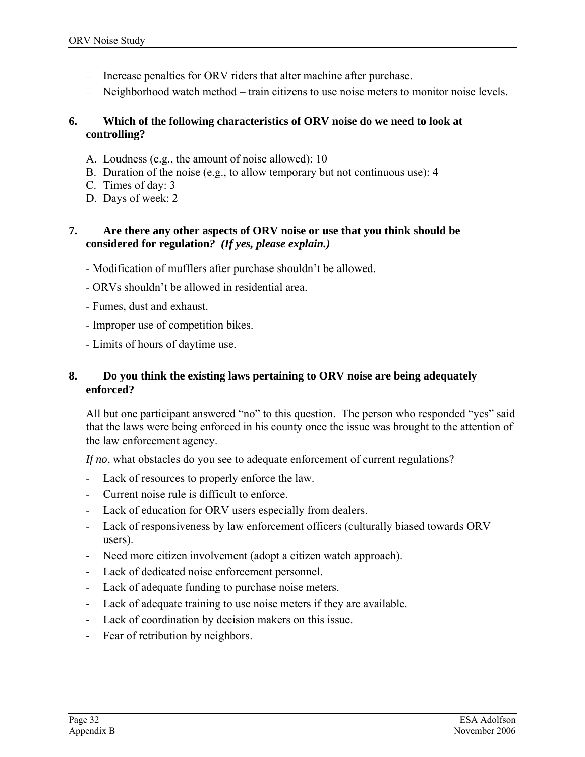- Increase penalties for ORV riders that alter machine after purchase.
- Neighborhood watch method – train citizens to use noise meters to monitor noise levels.

### 6. Which of the following characteristics of ORV noise do we need to look at controlling?

A. Loudness (e.g., the amount of noise allowed): 10
B. Duration of the noise (e.g., to allow temporary but not continuous use): 4
C. Times of day: 3
D. Days of week: 2

### 7. Are there any other aspects of ORV noise or use that you think should be considered for regulation? *(If yes, please explain.)*

- Modification of mufflers after purchase shouldn't be allowed.

- ORVs shouldn't be allowed in residential area.

- Fumes, dust and exhaust.

- Improper use of competition bikes.

- Limits of hours of daytime use.

### 8. Do you think the existing laws pertaining to ORV noise are being adequately enforced?

All but one participant answered "no" to this question. The person who responded "yes" said that the laws were being enforced in his county once the issue was brought to the attention of the law enforcement agency.

*If no*, what obstacles do you see to adequate enforcement of current regulations?

- Lack of resources to properly enforce the law.
- Current noise rule is difficult to enforce.
- Lack of education for ORV users especially from dealers.
- Lack of responsiveness by law enforcement officers (culturally biased towards ORV users).
- Need more citizen involvement (adopt a citizen watch approach).
- Lack of dedicated noise enforcement personnel.
- Lack of adequate funding to purchase noise meters.
- Lack of adequate training to use noise meters if they are available.
- Lack of coordination by decision makers on this issue.
- Fear of retribution by neighbors.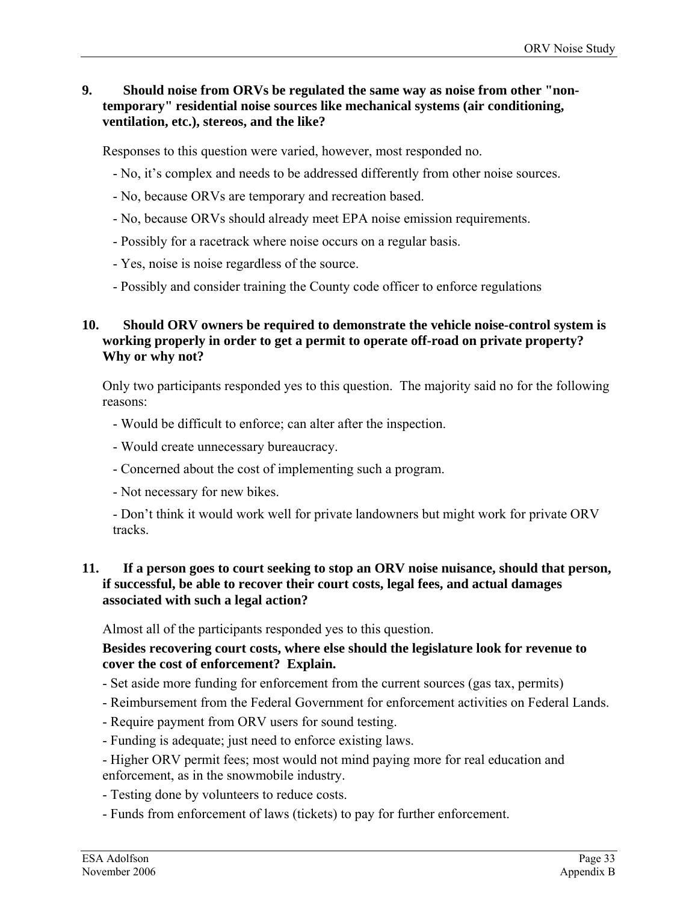**9. Should noise from ORVs be regulated the same way as noise from other "non-temporary" residential noise sources like mechanical systems (air conditioning, ventilation, etc.), stereos, and the like?**

Responses to this question were varied, however, most responded no.

- No, it's complex and needs to be addressed differently from other noise sources.
- No, because ORVs are temporary and recreation based.
- No, because ORVs should already meet EPA noise emission requirements.
- Possibly for a racetrack where noise occurs on a regular basis.
- Yes, noise is noise regardless of the source.
- Possibly and consider training the County code officer to enforce regulations

**10. Should ORV owners be required to demonstrate the vehicle noise-control system is working properly in order to get a permit to operate off-road on private property? Why or why not?**

Only two participants responded yes to this question. The majority said no for the following reasons:

- Would be difficult to enforce; can alter after the inspection.
- Would create unnecessary bureaucracy.
- Concerned about the cost of implementing such a program.
- Not necessary for new bikes.
- Don't think it would work well for private landowners but might work for private ORV tracks.

**11. If a person goes to court seeking to stop an ORV noise nuisance, should that person, if successful, be able to recover their court costs, legal fees, and actual damages associated with such a legal action?**

Almost all of the participants responded yes to this question.

**Besides recovering court costs, where else should the legislature look for revenue to cover the cost of enforcement? Explain.**

- Set aside more funding for enforcement from the current sources (gas tax, permits)
- Reimbursement from the Federal Government for enforcement activities on Federal Lands.
- Require payment from ORV users for sound testing.
- Funding is adequate; just need to enforce existing laws.
- Higher ORV permit fees; most would not mind paying more for real education and enforcement, as in the snowmobile industry.
- Testing done by volunteers to reduce costs.
- Funds from enforcement of laws (tickets) to pay for further enforcement.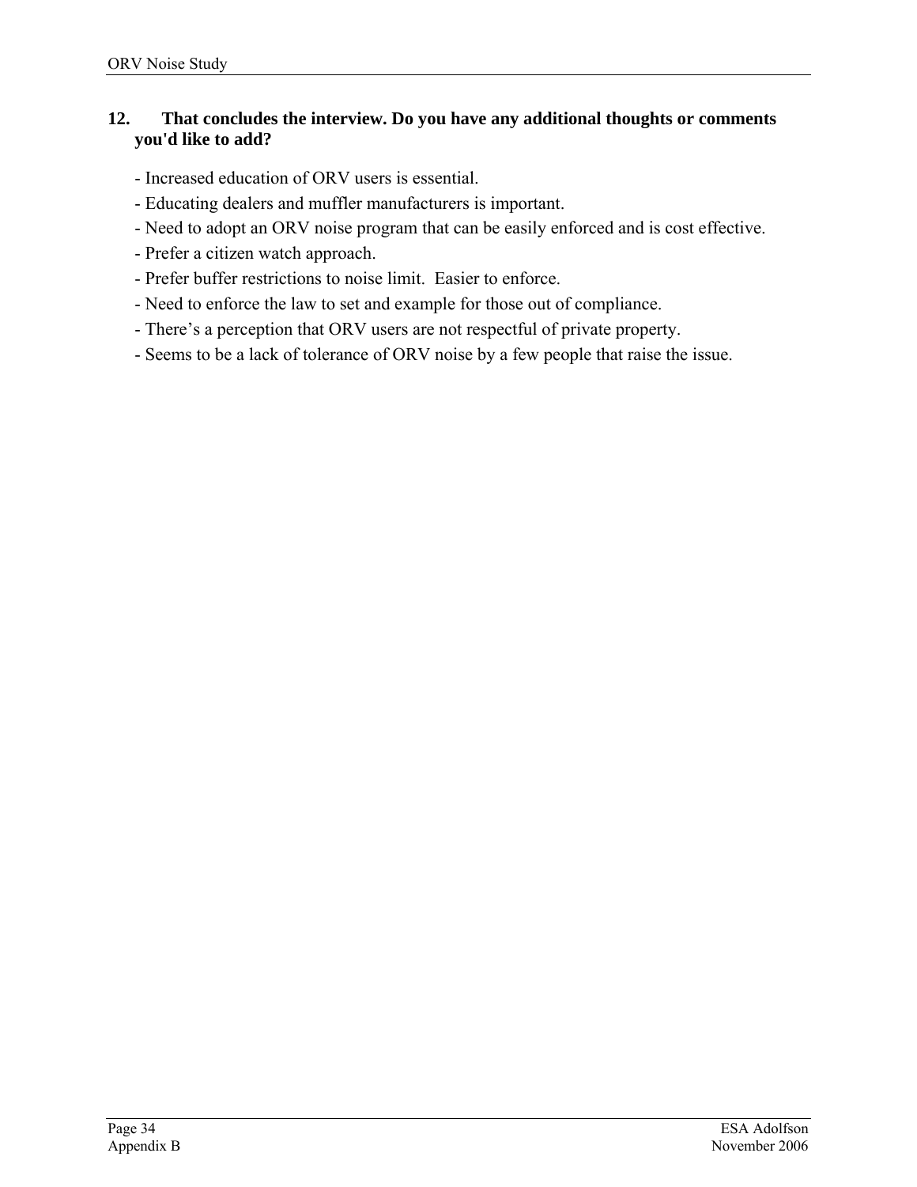**12. That concludes the interview. Do you have any additional thoughts or comments you'd like to add?**

- Increased education of ORV users is essential.
- Educating dealers and muffler manufacturers is important.
- Need to adopt an ORV noise program that can be easily enforced and is cost effective.
- Prefer a citizen watch approach.
- Prefer buffer restrictions to noise limit. Easier to enforce.
- Need to enforce the law to set and example for those out of compliance.
- There's a perception that ORV users are not respectful of private property.
- Seems to be a lack of tolerance of ORV noise by a few people that raise the issue.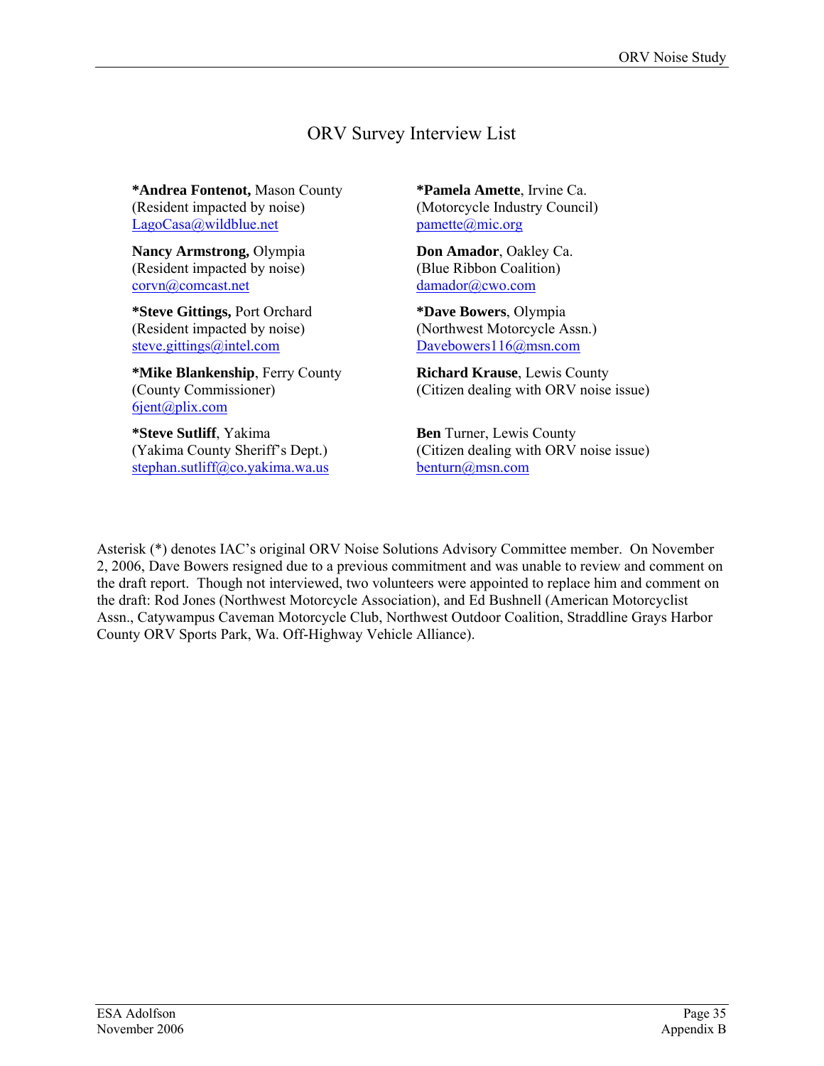# ORV Survey Interview List

**\*Andrea Fontenot,** Mason County
(Resident impacted by noise)
LagoCasa@wildblue.net

**Nancy Armstrong,** Olympia
(Resident impacted by noise)
corvn@comcast.net

**\*Steve Gittings,** Port Orchard
(Resident impacted by noise)
steve.gittings@intel.com

**\*Mike Blankenship**, Ferry County
(County Commissioner)
6jent@plix.com

**\*Steve Sutliff**, Yakima
(Yakima County Sheriff's Dept.)
stephan.sutliff@co.yakima.wa.us

**\*Pamela Amette**, Irvine Ca.
(Motorcycle Industry Council)
pamette@mic.org

**Don Amador**, Oakley Ca.
(Blue Ribbon Coalition)
damador@cwo.com

**\*Dave Bowers**, Olympia
(Northwest Motorcycle Assn.)
Davebowers116@msn.com

**Richard Krause**, Lewis County
(Citizen dealing with ORV noise issue)

**Ben** Turner, Lewis County
(Citizen dealing with ORV noise issue)
benturn@msn.com

Asterisk (*) denotes IAC's original ORV Noise Solutions Advisory Committee member. On November 2, 2006, Dave Bowers resigned due to a previous commitment and was unable to review and comment on the draft report. Though not interviewed, two volunteers were appointed to replace him and comment on the draft: Rod Jones (Northwest Motorcycle Association), and Ed Bushnell (American Motorcyclist Assn., Catywampus Caveman Motorcycle Club, Northwest Outdoor Coalition, Straddline Grays Harbor County ORV Sports Park, Wa. Off-Highway Vehicle Alliance).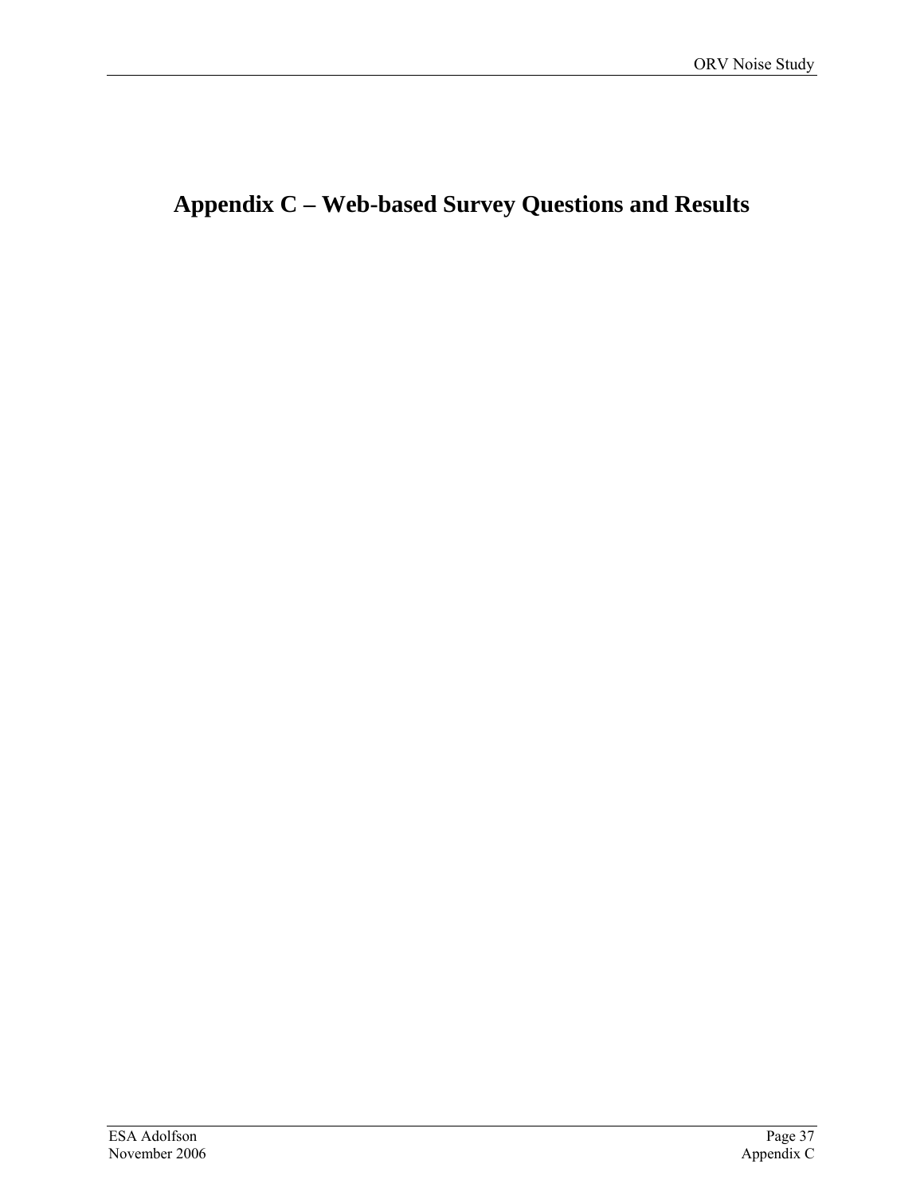# Appendix C – Web-based Survey Questions and Results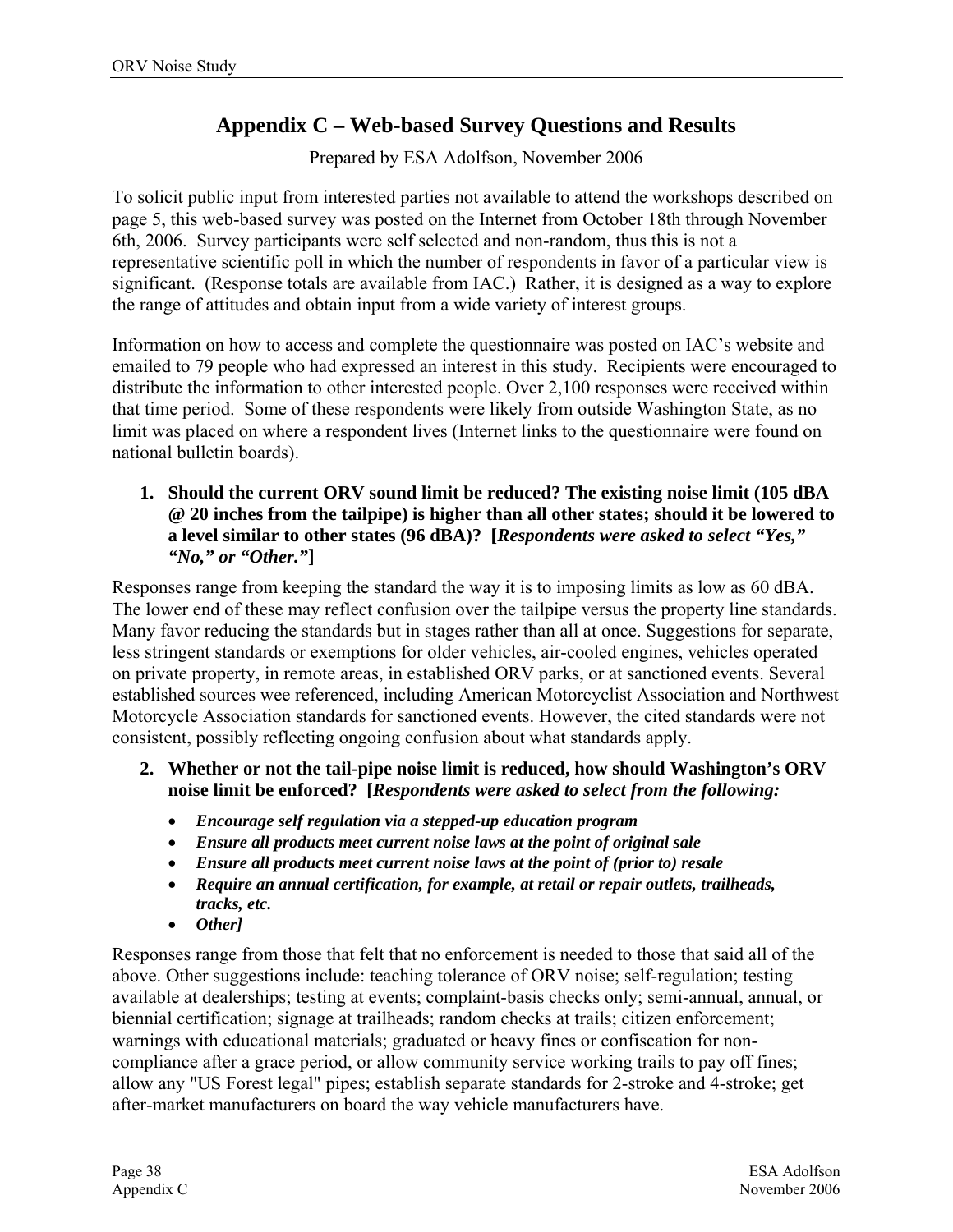# Appendix C – Web-based Survey Questions and Results

Prepared by ESA Adolfson, November 2006

To solicit public input from interested parties not available to attend the workshops described on page 5, this web-based survey was posted on the Internet from October 18th through November 6th, 2006. Survey participants were self selected and non-random, thus this is not a representative scientific poll in which the number of respondents in favor of a particular view is significant. (Response totals are available from IAC.) Rather, it is designed as a way to explore the range of attitudes and obtain input from a wide variety of interest groups.

Information on how to access and complete the questionnaire was posted on IAC's website and emailed to 79 people who had expressed an interest in this study. Recipients were encouraged to distribute the information to other interested people. Over 2,100 responses were received within that time period. Some of these respondents were likely from outside Washington State, as no limit was placed on where a respondent lives (Internet links to the questionnaire were found on national bulletin boards).

1. **Should the current ORV sound limit be reduced? The existing noise limit (105 dBA @ 20 inches from the tailpipe) is higher than all other states; should it be lowered to a level similar to other states (96 dBA)? [*Respondents were asked to select "Yes," "No," or "Other."*]**

Responses range from keeping the standard the way it is to imposing limits as low as 60 dBA. The lower end of these may reflect confusion over the tailpipe versus the property line standards. Many favor reducing the standards but in stages rather than all at once. Suggestions for separate, less stringent standards or exemptions for older vehicles, air-cooled engines, vehicles operated on private property, in remote areas, in established ORV parks, or at sanctioned events. Several established sources wee referenced, including American Motorcyclist Association and Northwest Motorcycle Association standards for sanctioned events. However, the cited standards were not consistent, possibly reflecting ongoing confusion about what standards apply.

2. **Whether or not the tail-pipe noise limit is reduced, how should Washington's ORV noise limit be enforced? [*Respondents were asked to select from the following:***
   - ***Encourage self regulation via a stepped-up education program***
   - ***Ensure all products meet current noise laws at the point of original sale***
   - ***Ensure all products meet current noise laws at the point of (prior to) resale***
   - ***Require an annual certification, for example, at retail or repair outlets, trailheads, tracks, etc.***
   - ***Other]***

Responses range from those that felt that no enforcement is needed to those that said all of the above. Other suggestions include: teaching tolerance of ORV noise; self-regulation; testing available at dealerships; testing at events; complaint-basis checks only; semi-annual, annual, or biennial certification; signage at trailheads; random checks at trails; citizen enforcement; warnings with educational materials; graduated or heavy fines or confiscation for non-compliance after a grace period, or allow community service working trails to pay off fines; allow any "US Forest legal" pipes; establish separate standards for 2-stroke and 4-stroke; get after-market manufacturers on board the way vehicle manufacturers have.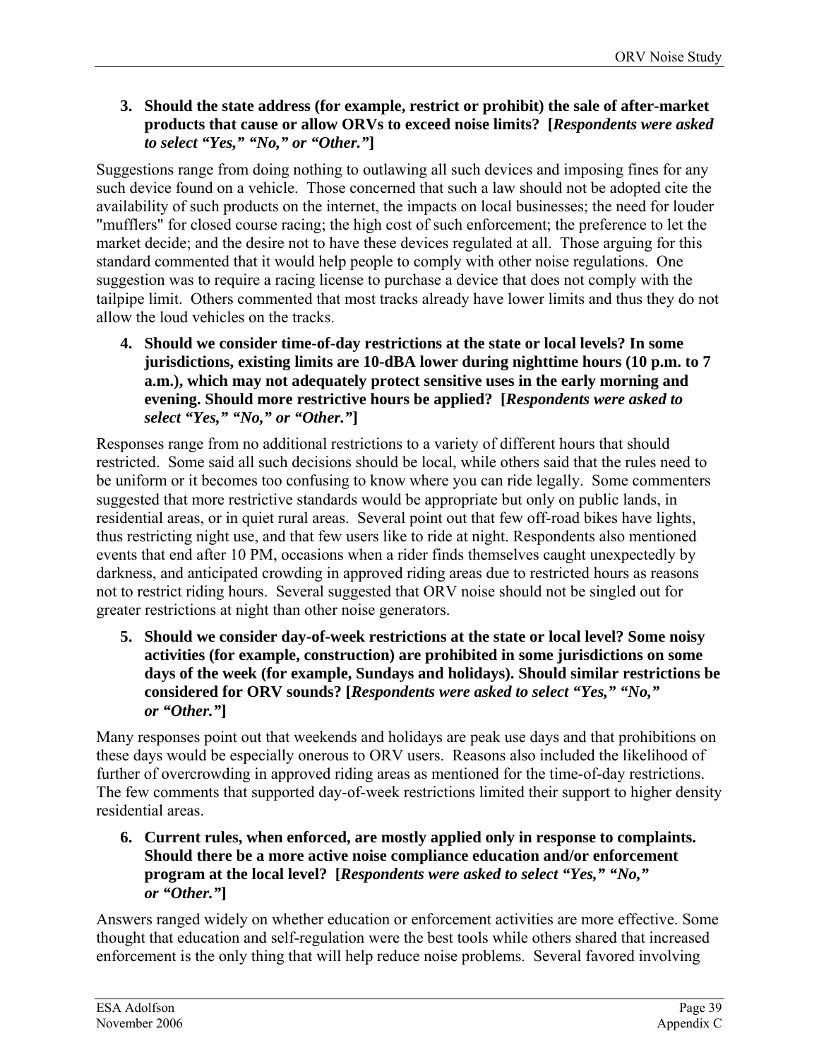3. **Should the state address (for example, restrict or prohibit) the sale of after-market products that cause or allow ORVs to exceed noise limits? [*Respondents were asked to select "Yes," "No," or "Other."*]**

Suggestions range from doing nothing to outlawing all such devices and imposing fines for any such device found on a vehicle. Those concerned that such a law should not be adopted cite the availability of such products on the internet, the impacts on local businesses; the need for louder "mufflers" for closed course racing; the high cost of such enforcement; the preference to let the market decide; and the desire not to have these devices regulated at all. Those arguing for this standard commented that it would help people to comply with other noise regulations. One suggestion was to require a racing license to purchase a device that does not comply with the tailpipe limit. Others commented that most tracks already have lower limits and thus they do not allow the loud vehicles on the tracks.

4. **Should we consider time-of-day restrictions at the state or local levels? In some jurisdictions, existing limits are 10-dBA lower during nighttime hours (10 p.m. to 7 a.m.), which may not adequately protect sensitive uses in the early morning and evening. Should more restrictive hours be applied? [*Respondents were asked to select "Yes," "No," or "Other."*]**

Responses range from no additional restrictions to a variety of different hours that should restricted. Some said all such decisions should be local, while others said that the rules need to be uniform or it becomes too confusing to know where you can ride legally. Some commenters suggested that more restrictive standards would be appropriate but only on public lands, in residential areas, or in quiet rural areas. Several point out that few off-road bikes have lights, thus restricting night use, and that few users like to ride at night. Respondents also mentioned events that end after 10 PM, occasions when a rider finds themselves caught unexpectedly by darkness, and anticipated crowding in approved riding areas due to restricted hours as reasons not to restrict riding hours. Several suggested that ORV noise should not be singled out for greater restrictions at night than other noise generators.

5. **Should we consider day-of-week restrictions at the state or local level? Some noisy activities (for example, construction) are prohibited in some jurisdictions on some days of the week (for example, Sundays and holidays). Should similar restrictions be considered for ORV sounds? [*Respondents were asked to select "Yes," "No," or "Other."*]**

Many responses point out that weekends and holidays are peak use days and that prohibitions on these days would be especially onerous to ORV users. Reasons also included the likelihood of further of overcrowding in approved riding areas as mentioned for the time-of-day restrictions. The few comments that supported day-of-week restrictions limited their support to higher density residential areas.

6. **Current rules, when enforced, are mostly applied only in response to complaints. Should there be a more active noise compliance education and/or enforcement program at the local level? [*Respondents were asked to select "Yes," "No," or "Other."*]**

Answers ranged widely on whether education or enforcement activities are more effective. Some thought that education and self-regulation were the best tools while others shared that increased enforcement is the only thing that will help reduce noise problems. Several favored involving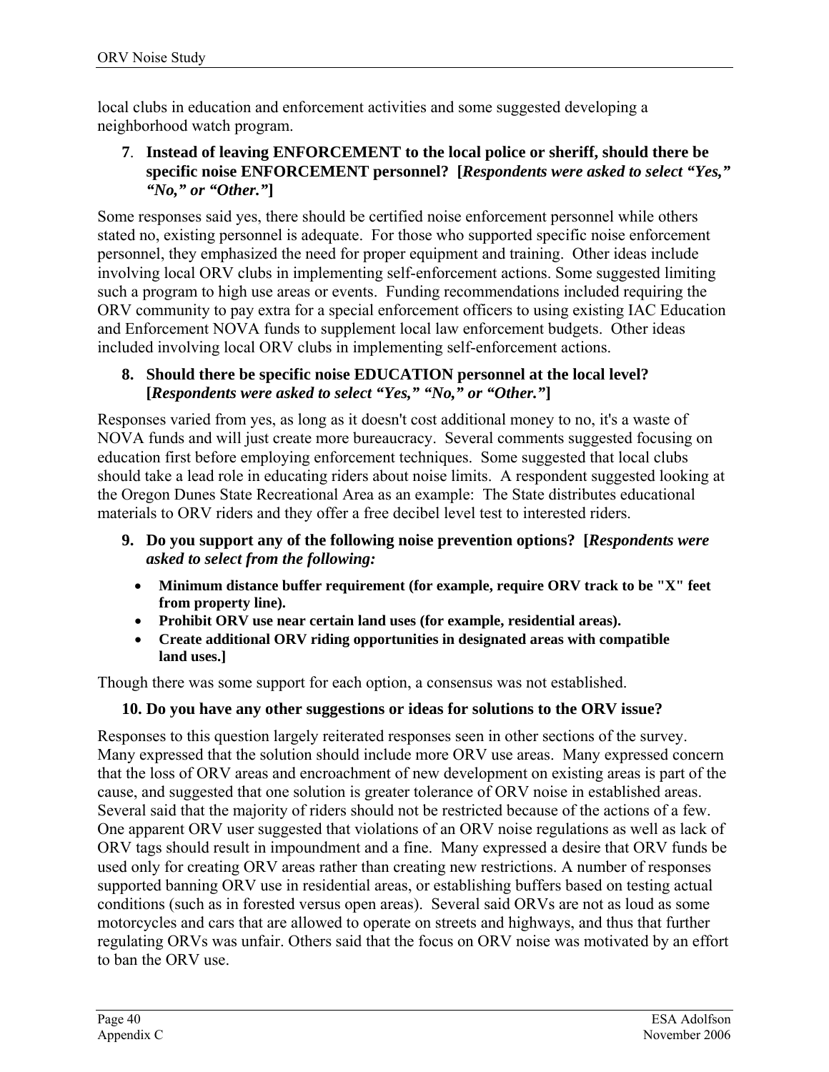local clubs in education and enforcement activities and some suggested developing a neighborhood watch program.

**7. Instead of leaving ENFORCEMENT to the local police or sheriff, should there be specific noise ENFORCEMENT personnel? [*Respondents were asked to select "Yes," "No," or "Other."*]**

Some responses said yes, there should be certified noise enforcement personnel while others stated no, existing personnel is adequate. For those who supported specific noise enforcement personnel, they emphasized the need for proper equipment and training. Other ideas include involving local ORV clubs in implementing self-enforcement actions. Some suggested limiting such a program to high use areas or events. Funding recommendations included requiring the ORV community to pay extra for a special enforcement officers to using existing IAC Education and Enforcement NOVA funds to supplement local law enforcement budgets. Other ideas included involving local ORV clubs in implementing self-enforcement actions.

**8. Should there be specific noise EDUCATION personnel at the local level? [*Respondents were asked to select "Yes," "No," or "Other."*]**

Responses varied from yes, as long as it doesn't cost additional money to no, it's a waste of NOVA funds and will just create more bureaucracy. Several comments suggested focusing on education first before employing enforcement techniques. Some suggested that local clubs should take a lead role in educating riders about noise limits. A respondent suggested looking at the Oregon Dunes State Recreational Area as an example: The State distributes educational materials to ORV riders and they offer a free decibel level test to interested riders.

**9. Do you support any of the following noise prevention options? [*Respondents were asked to select from the following:***

- **Minimum distance buffer requirement (for example, require ORV track to be "X" feet from property line).**
- **Prohibit ORV use near certain land uses (for example, residential areas).**
- **Create additional ORV riding opportunities in designated areas with compatible land uses.]**

Though there was some support for each option, a consensus was not established.

**10. Do you have any other suggestions or ideas for solutions to the ORV issue?**

Responses to this question largely reiterated responses seen in other sections of the survey. Many expressed that the solution should include more ORV use areas. Many expressed concern that the loss of ORV areas and encroachment of new development on existing areas is part of the cause, and suggested that one solution is greater tolerance of ORV noise in established areas. Several said that the majority of riders should not be restricted because of the actions of a few. One apparent ORV user suggested that violations of an ORV noise regulations as well as lack of ORV tags should result in impoundment and a fine. Many expressed a desire that ORV funds be used only for creating ORV areas rather than creating new restrictions. A number of responses supported banning ORV use in residential areas, or establishing buffers based on testing actual conditions (such as in forested versus open areas). Several said ORVs are not as loud as some motorcycles and cars that are allowed to operate on streets and highways, and thus that further regulating ORVs was unfair. Others said that the focus on ORV noise was motivated by an effort to ban the ORV use.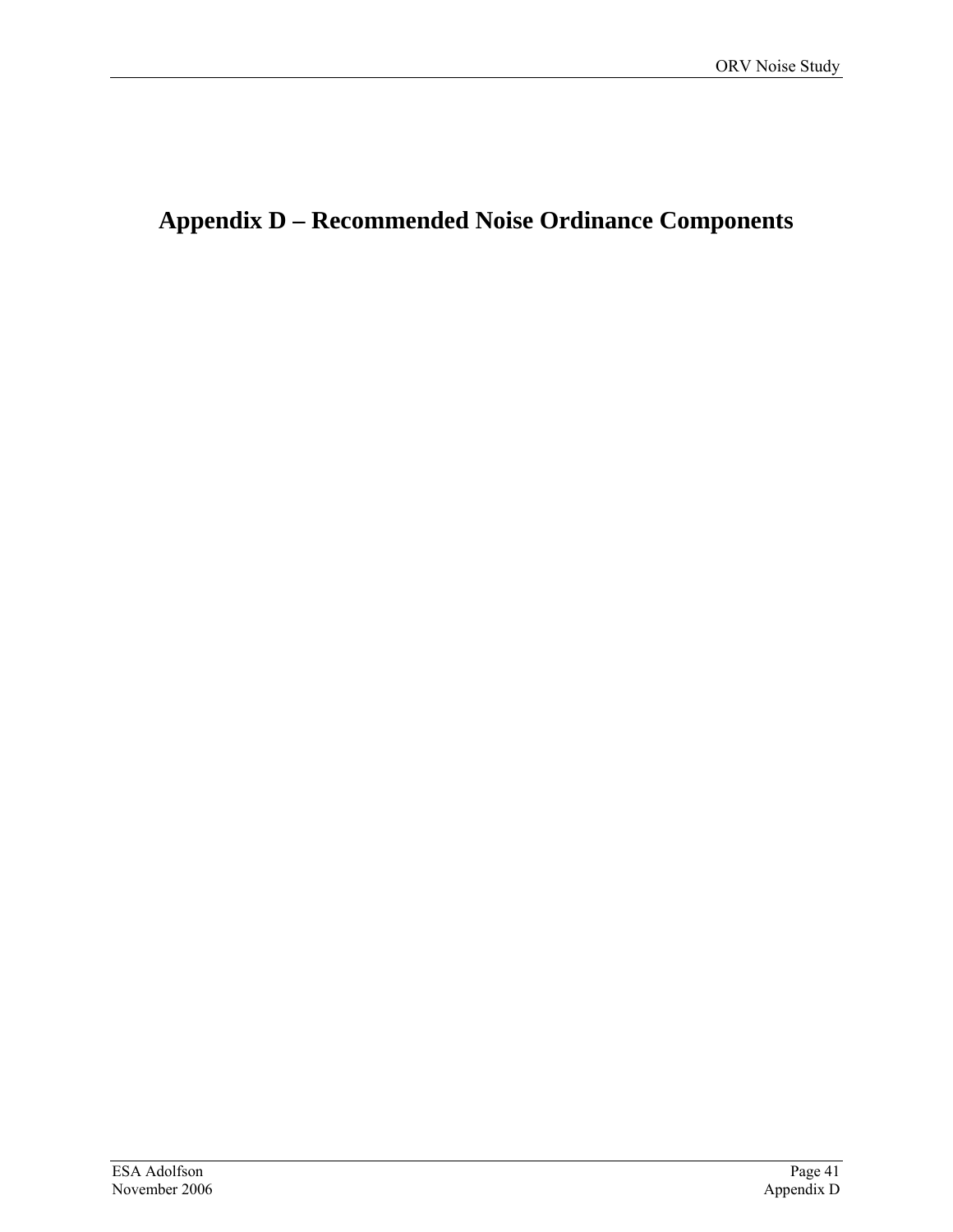# Appendix D – Recommended Noise Ordinance Components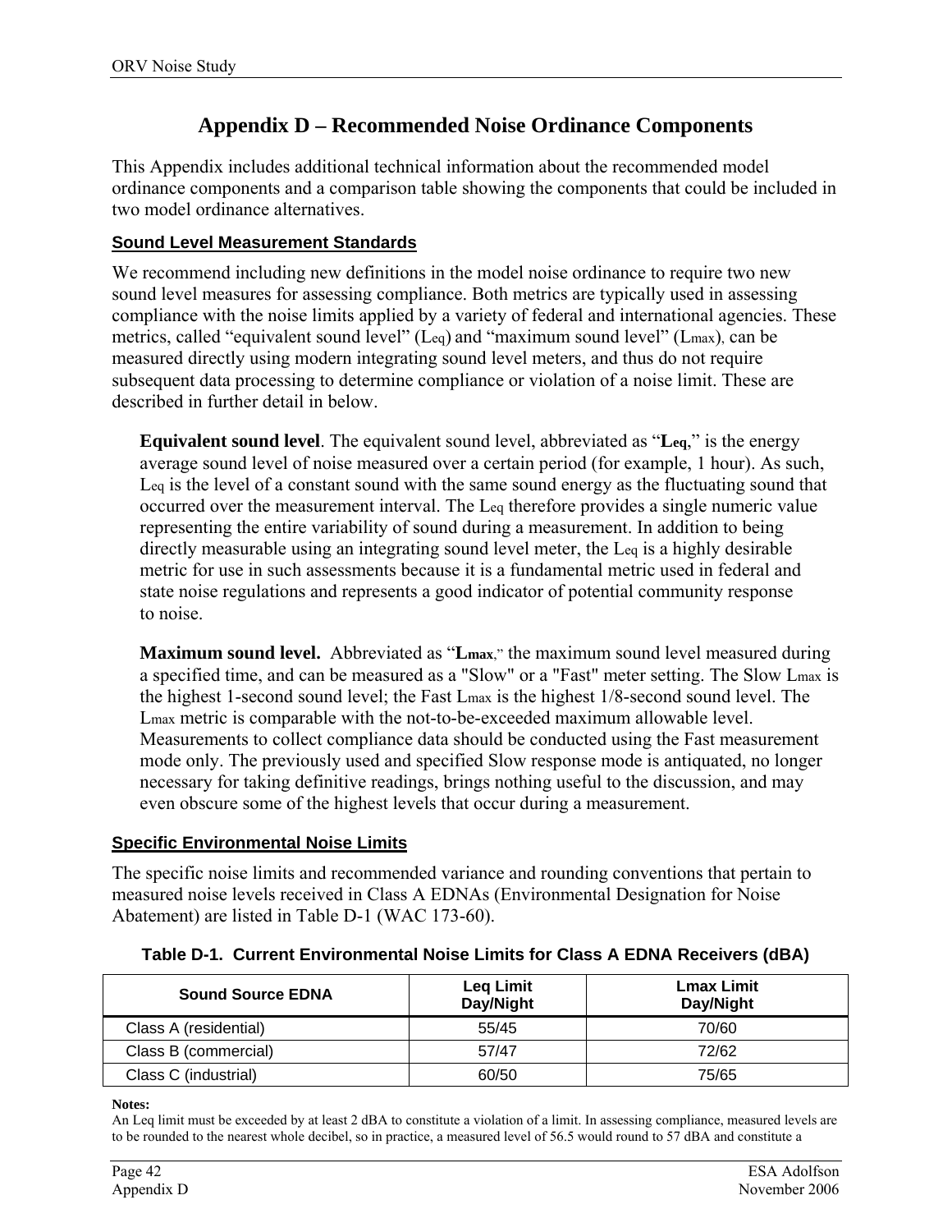# Appendix D – Recommended Noise Ordinance Components

This Appendix includes additional technical information about the recommended model ordinance components and a comparison table showing the components that could be included in two model ordinance alternatives.

## Sound Level Measurement Standards

We recommend including new definitions in the model noise ordinance to require two new sound level measures for assessing compliance. Both metrics are typically used in assessing compliance with the noise limits applied by a variety of federal and international agencies. These metrics, called "equivalent sound level" ($L_{eq}$) and "maximum sound level" ($L_{max}$), can be measured directly using modern integrating sound level meters, and thus do not require subsequent data processing to determine compliance or violation of a noise limit. These are described in further detail in below.

> **Equivalent sound level**. The equivalent sound level, abbreviated as "**$L_{eq}$**," is the energy average sound level of noise measured over a certain period (for example, 1 hour). As such, $L_{eq}$ is the level of a constant sound with the same sound energy as the fluctuating sound that occurred over the measurement interval. The $L_{eq}$ therefore provides a single numeric value representing the entire variability of sound during a measurement. In addition to being directly measurable using an integrating sound level meter, the $L_{eq}$ is a highly desirable metric for use in such assessments because it is a fundamental metric used in federal and state noise regulations and represents a good indicator of potential community response to noise.
>
> **Maximum sound level.** Abbreviated as "**$L_{max}$**," the maximum sound level measured during a specified time, and can be measured as a "Slow" or a "Fast" meter setting. The Slow $L_{max}$ is the highest 1-second sound level; the Fast $L_{max}$ is the highest 1/8-second sound level. The $L_{max}$ metric is comparable with the not-to-be-exceeded maximum allowable level. Measurements to collect compliance data should be conducted using the Fast measurement mode only. The previously used and specified Slow response mode is antiquated, no longer necessary for taking definitive readings, brings nothing useful to the discussion, and may even obscure some of the highest levels that occur during a measurement.

## Specific Environmental Noise Limits

The specific noise limits and recommended variance and rounding conventions that pertain to measured noise levels received in Class A EDNAs (Environmental Designation for Noise Abatement) are listed in Table D-1 (WAC 173-60).

**Table D-1. Current Environmental Noise Limits for Class A EDNA Receivers (dBA)**

| Sound Source EDNA | Leq Limit Day/Night | Lmax Limit Day/Night |
|---|---|---|
| Class A (residential) | 55/45 | 70/60 |
| Class B (commercial) | 57/47 | 72/62 |
| Class C (industrial) | 60/50 | 75/65 |

**Notes:**
An Leq limit must be exceeded by at least 2 dBA to constitute a violation of a limit. In assessing compliance, measured levels are to be rounded to the nearest whole decibel, so in practice, a measured level of 56.5 would round to 57 dBA and constitute a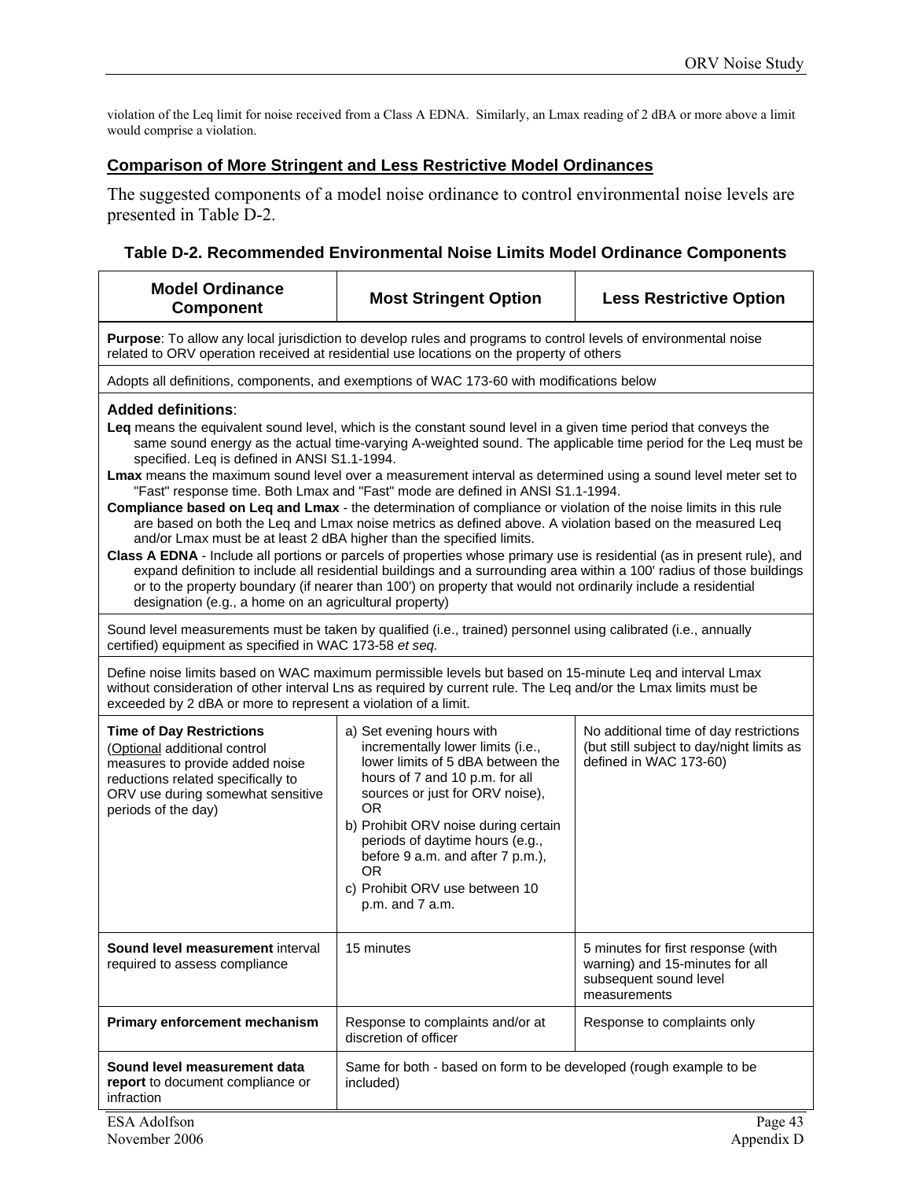violation of the Leq limit for noise received from a Class A EDNA. Similarly, an Lmax reading of 2 dBA or more above a limit would comprise a violation.

## Comparison of More Stringent and Less Restrictive Model Ordinances

The suggested components of a model noise ordinance to control environmental noise levels are presented in Table D-2.

### Table D-2. Recommended Environmental Noise Limits Model Ordinance Components

| Model Ordinance Component | Most Stringent Option | Less Restrictive Option |
|---|---|---|
| **Purpose**: To allow any local jurisdiction to develop rules and programs to control levels of environmental noise related to ORV operation received at residential use locations on the property of others | | |
| Adopts all definitions, components, and exemptions of WAC 173-60 with modifications below | | |
| **Added definitions**: **Leq** means the equivalent sound level, which is the constant sound level in a given time period that conveys the same sound energy as the actual time-varying A-weighted sound. The applicable time period for the Leq must be specified. Leq is defined in ANSI S1.1-1994. **Lmax** means the maximum sound level over a measurement interval as determined using a sound level meter set to "Fast" response time. Both Lmax and "Fast" mode are defined in ANSI S1.1-1994. **Compliance based on Leq and Lmax** - the determination of compliance or violation of the noise limits in this rule are based on both the Leq and Lmax noise metrics as defined above. A violation based on the measured Leq and/or Lmax must be at least 2 dBA higher than the specified limits. **Class A EDNA** - Include all portions or parcels of properties whose primary use is residential (as in present rule), and expand definition to include all residential buildings and a surrounding area within a 100' radius of those buildings or to the property boundary (if nearer than 100') on property that would not ordinarily include a residential designation (e.g., a home on an agricultural property) | | |
| Sound level measurements must be taken by qualified (i.e., trained) personnel using calibrated (i.e., annually certified) equipment as specified in WAC 173-58 *et seq.* | | |
| Define noise limits based on WAC maximum permissible levels but based on 15-minute Leq and interval Lmax without consideration of other interval Lns as required by current rule. The Leq and/or the Lmax limits must be exceeded by 2 dBA or more to represent a violation of a limit. | | |
| **Time of Day Restrictions** (Optional additional control measures to provide added noise reductions related specifically to ORV use during somewhat sensitive periods of the day) | a) Set evening hours with incrementally lower limits (i.e., lower limits of 5 dBA between the hours of 7 and 10 p.m. for all sources or just for ORV noise), OR<br>b) Prohibit ORV noise during certain periods of daytime hours (e.g., before 9 a.m. and after 7 p.m.), OR<br>c) Prohibit ORV use between 10 p.m. and 7 a.m. | No additional time of day restrictions (but still subject to day/night limits as defined in WAC 173-60) |
| **Sound level measurement** interval required to assess compliance | 15 minutes | 5 minutes for first response (with warning) and 15-minutes for all subsequent sound level measurements |
| **Primary enforcement mechanism** | Response to complaints and/or at discretion of officer | Response to complaints only |
| **Sound level measurement data report** to document compliance or infraction | Same for both - based on form to be developed (rough example to be included) | |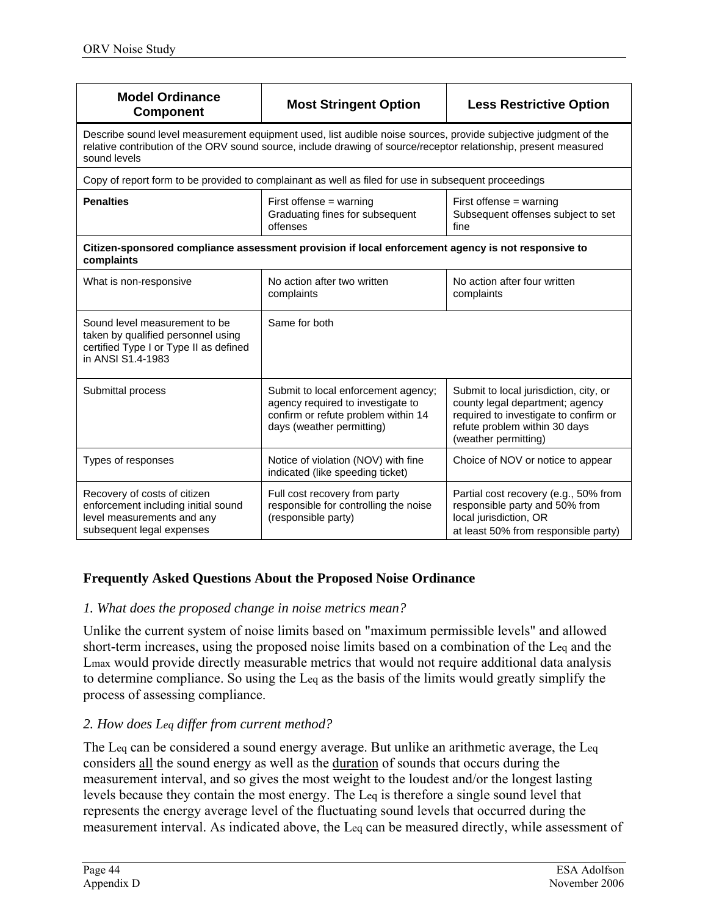| Model Ordinance Component | Most Stringent Option | Less Restrictive Option |
|---|---|---|
| Describe sound level measurement equipment used, list audible noise sources, provide subjective judgment of the relative contribution of the ORV sound source, include drawing of source/receptor relationship, present measured sound levels | | |
| Copy of report form to be provided to complainant as well as filed for use in subsequent proceedings | | |
| **Penalties** | First offense = warning<br>Graduating fines for subsequent offenses | First offense = warning<br>Subsequent offenses subject to set fine |
| **Citizen-sponsored compliance assessment provision if local enforcement agency is not responsive to complaints** | | |
| What is non-responsive | No action after two written complaints | No action after four written complaints |
| Sound level measurement to be taken by qualified personnel using certified Type I or Type II as defined in ANSI S1.4-1983 | Same for both | |
| Submittal process | Submit to local enforcement agency; agency required to investigate to confirm or refute problem within 14 days (weather permitting) | Submit to local jurisdiction, city, or county legal department; agency required to investigate to confirm or refute problem within 30 days (weather permitting) |
| Types of responses | Notice of violation (NOV) with fine indicated (like speeding ticket) | Choice of NOV or notice to appear |
| Recovery of costs of citizen enforcement including initial sound level measurements and any subsequent legal expenses | Full cost recovery from party responsible for controlling the noise (responsible party) | Partial cost recovery (e.g., 50% from responsible party and 50% from local jurisdiction, OR at least 50% from responsible party) |

### Frequently Asked Questions About the Proposed Noise Ordinance

*1. What does the proposed change in noise metrics mean?*

Unlike the current system of noise limits based on "maximum permissible levels" and allowed short-term increases, using the proposed noise limits based on a combination of the $L_{eq}$ and the $L_{max}$ would provide directly measurable metrics that would not require additional data analysis to determine compliance. So using the $L_{eq}$ as the basis of the limits would greatly simplify the process of assessing compliance.

*2. How does $L_{eq}$ differ from current method?*

The $L_{eq}$ can be considered a sound energy average. But unlike an arithmetic average, the $L_{eq}$ considers all the sound energy as well as the duration of sounds that occurs during the measurement interval, and so gives the most weight to the loudest and/or the longest lasting levels because they contain the most energy. The $L_{eq}$ is therefore a single sound level that represents the energy average level of the fluctuating sound levels that occurred during the measurement interval. As indicated above, the $L_{eq}$ can be measured directly, while assessment of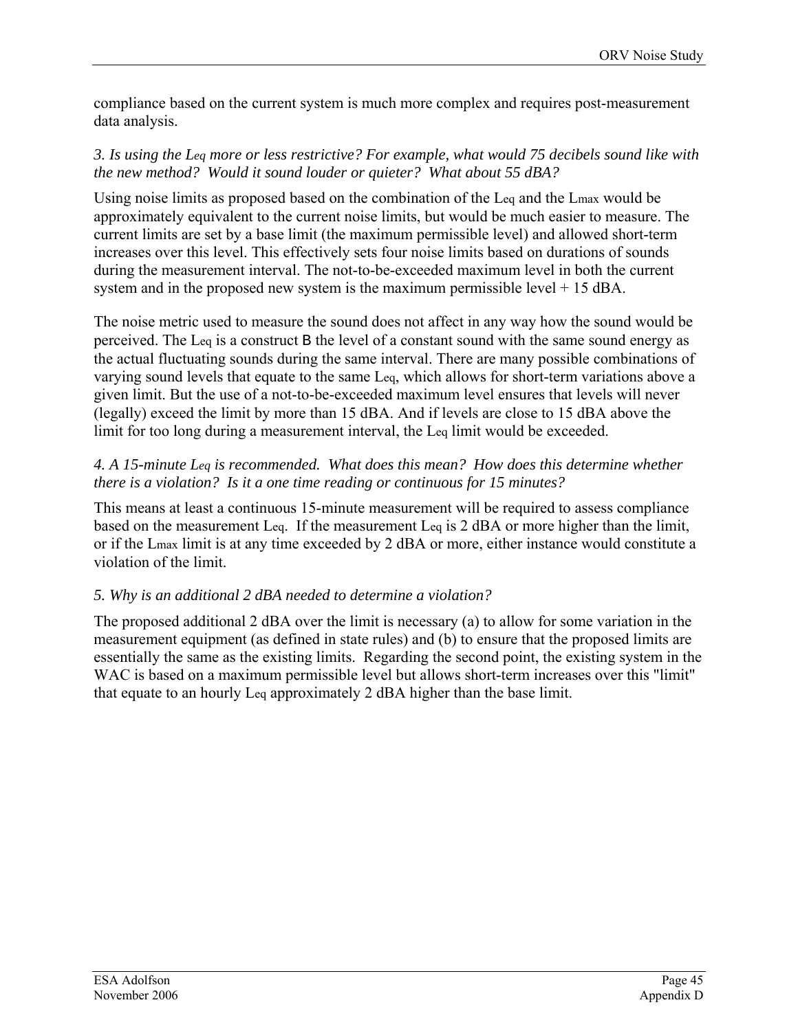compliance based on the current system is much more complex and requires post-measurement data analysis.

*3. Is using the $L_{eq}$ more or less restrictive? For example, what would 75 decibels sound like with the new method? Would it sound louder or quieter? What about 55 dBA?*

Using noise limits as proposed based on the combination of the $L_{eq}$ and the $L_{max}$ would be approximately equivalent to the current noise limits, but would be much easier to measure. The current limits are set by a base limit (the maximum permissible level) and allowed short-term increases over this level. This effectively sets four noise limits based on durations of sounds during the measurement interval. The not-to-be-exceeded maximum level in both the current system and in the proposed new system is the maximum permissible level + 15 dBA.

The noise metric used to measure the sound does not affect in any way how the sound would be perceived. The $L_{eq}$ is a construct B the level of a constant sound with the same sound energy as the actual fluctuating sounds during the same interval. There are many possible combinations of varying sound levels that equate to the same $L_{eq}$, which allows for short-term variations above a given limit. But the use of a not-to-be-exceeded maximum level ensures that levels will never (legally) exceed the limit by more than 15 dBA. And if levels are close to 15 dBA above the limit for too long during a measurement interval, the $L_{eq}$ limit would be exceeded.

*4. A 15-minute $L_{eq}$ is recommended. What does this mean? How does this determine whether there is a violation? Is it a one time reading or continuous for 15 minutes?*

This means at least a continuous 15-minute measurement will be required to assess compliance based on the measurement $L_{eq}$. If the measurement $L_{eq}$ is 2 dBA or more higher than the limit, or if the $L_{max}$ limit is at any time exceeded by 2 dBA or more, either instance would constitute a violation of the limit.

*5. Why is an additional 2 dBA needed to determine a violation?*

The proposed additional 2 dBA over the limit is necessary (a) to allow for some variation in the measurement equipment (as defined in state rules) and (b) to ensure that the proposed limits are essentially the same as the existing limits. Regarding the second point, the existing system in the WAC is based on a maximum permissible level but allows short-term increases over this "limit" that equate to an hourly $L_{eq}$ approximately 2 dBA higher than the base limit.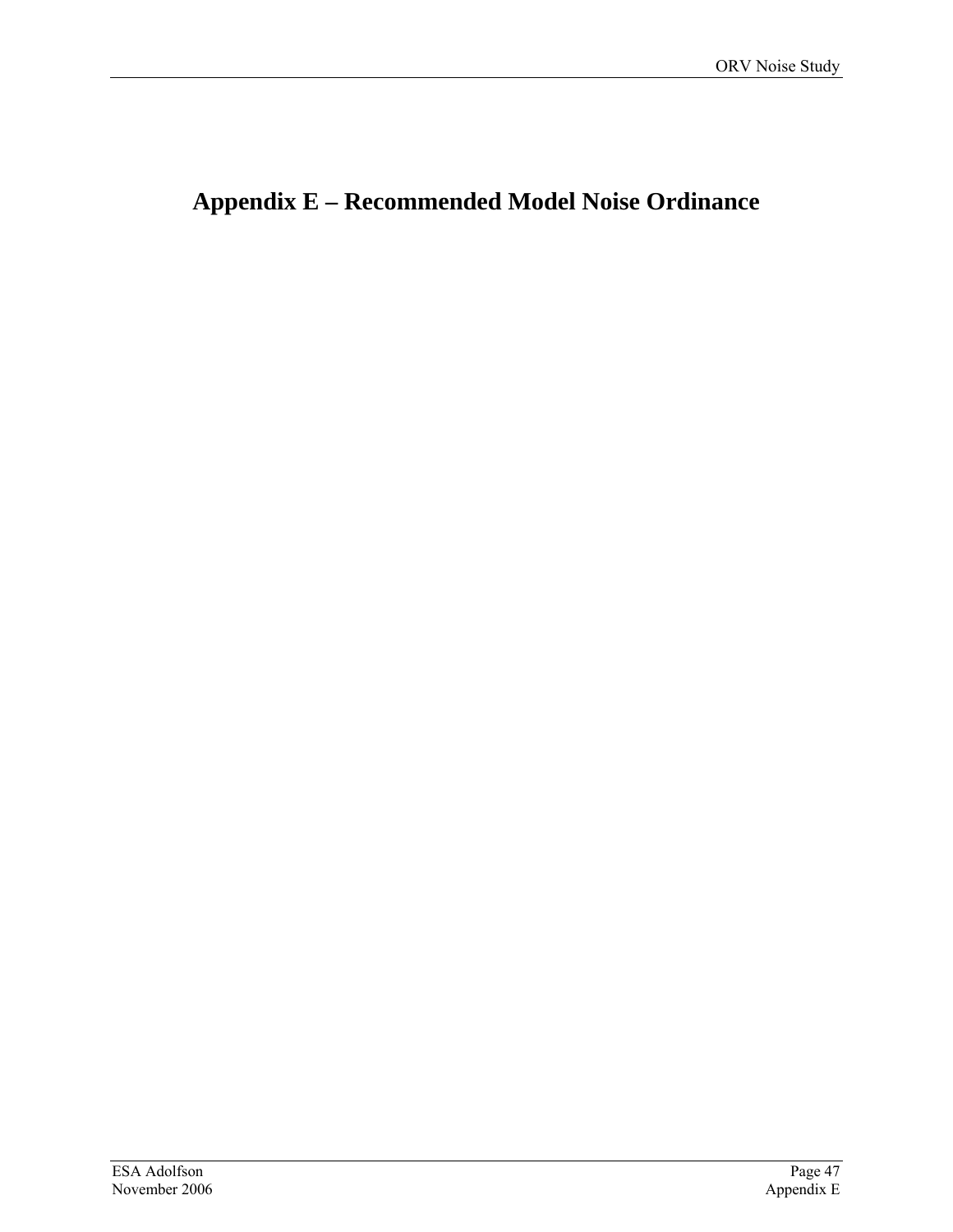# Appendix E – Recommended Model Noise Ordinance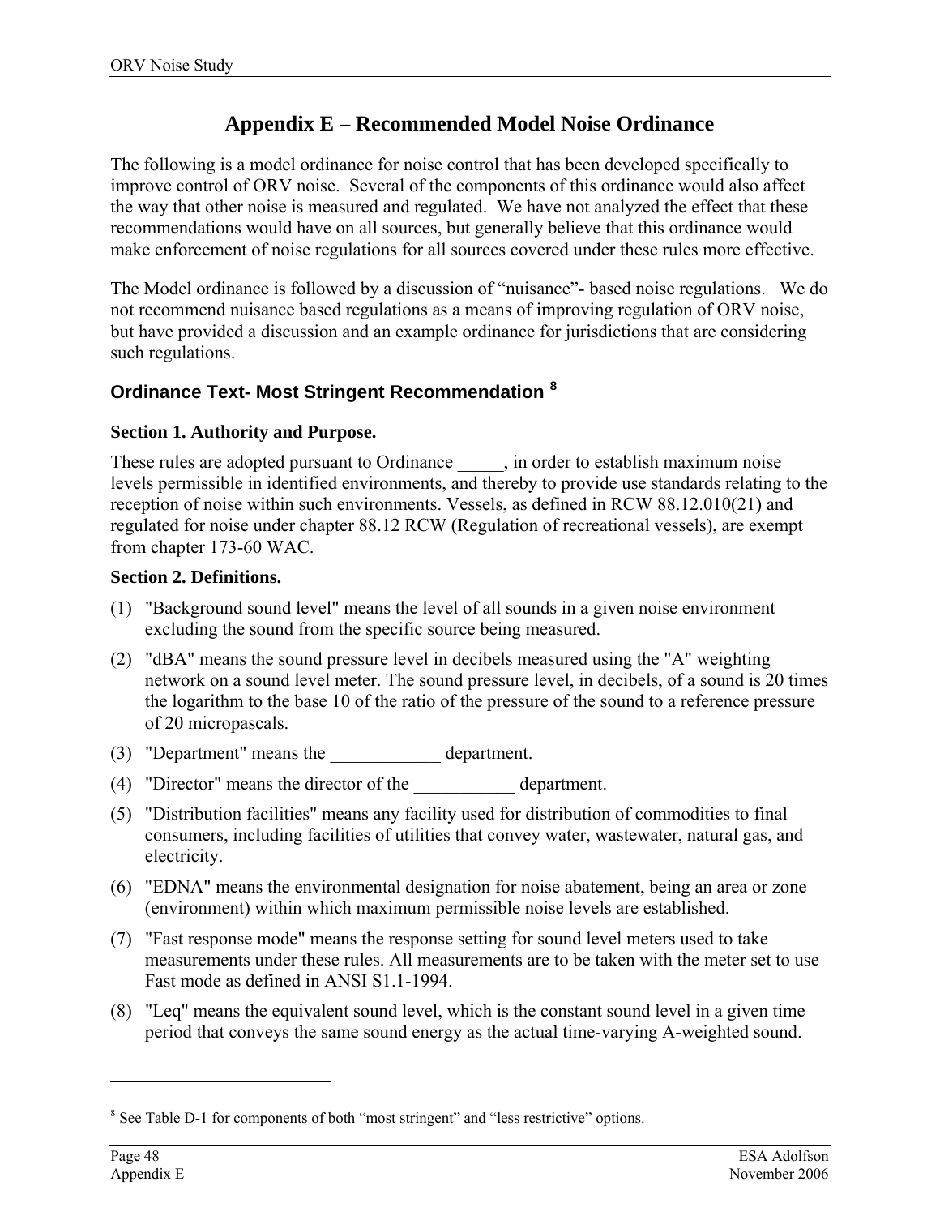# Appendix E – Recommended Model Noise Ordinance

The following is a model ordinance for noise control that has been developed specifically to improve control of ORV noise. Several of the components of this ordinance would also affect the way that other noise is measured and regulated. We have not analyzed the effect that these recommendations would have on all sources, but generally believe that this ordinance would make enforcement of noise regulations for all sources covered under these rules more effective.

The Model ordinance is followed by a discussion of "nuisance"- based noise regulations. We do not recommend nuisance based regulations as a means of improving regulation of ORV noise, but have provided a discussion and an example ordinance for jurisdictions that are considering such regulations.

## Ordinance Text- Most Stringent Recommendation [8]

**Section 1. Authority and Purpose.**

These rules are adopted pursuant to Ordinance _____, in order to establish maximum noise levels permissible in identified environments, and thereby to provide use standards relating to the reception of noise within such environments. Vessels, as defined in RCW 88.12.010(21) and regulated for noise under chapter 88.12 RCW (Regulation of recreational vessels), are exempt from chapter 173-60 WAC.

**Section 2. Definitions.**

(1) "Background sound level" means the level of all sounds in a given noise environment excluding the sound from the specific source being measured.

(2) "dBA" means the sound pressure level in decibels measured using the "A" weighting network on a sound level meter. The sound pressure level, in decibels, of a sound is 20 times the logarithm to the base 10 of the ratio of the pressure of the sound to a reference pressure of 20 micropascals.

(3) "Department" means the ____________ department.

(4) "Director" means the director of the ___________ department.

(5) "Distribution facilities" means any facility used for distribution of commodities to final consumers, including facilities of utilities that convey water, wastewater, natural gas, and electricity.

(6) "EDNA" means the environmental designation for noise abatement, being an area or zone (environment) within which maximum permissible noise levels are established.

(7) "Fast response mode" means the response setting for sound level meters used to take measurements under these rules. All measurements are to be taken with the meter set to use Fast mode as defined in ANSI S1.1-1994.

(8) "Leq" means the equivalent sound level, which is the constant sound level in a given time period that conveys the same sound energy as the actual time-varying A-weighted sound.

[8] See Table D-1 for components of both "most stringent" and "less restrictive" options.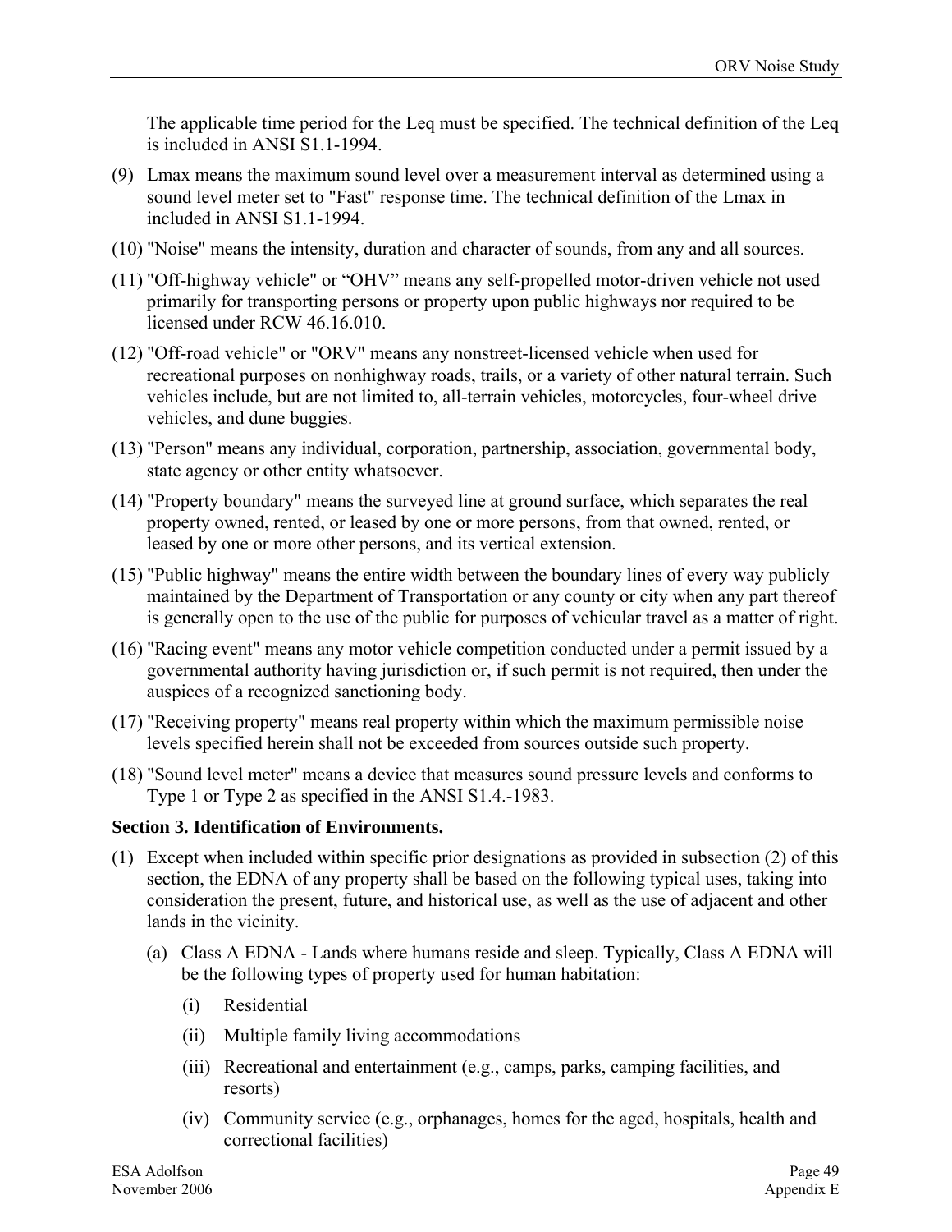The applicable time period for the Leq must be specified. The technical definition of the Leq is included in ANSI S1.1-1994.

(9) Lmax means the maximum sound level over a measurement interval as determined using a sound level meter set to "Fast" response time. The technical definition of the Lmax in included in ANSI S1.1-1994.

(10) "Noise" means the intensity, duration and character of sounds, from any and all sources.

(11) "Off-highway vehicle" or "OHV" means any self-propelled motor-driven vehicle not used primarily for transporting persons or property upon public highways nor required to be licensed under RCW 46.16.010.

(12) "Off-road vehicle" or "ORV" means any nonstreet-licensed vehicle when used for recreational purposes on nonhighway roads, trails, or a variety of other natural terrain. Such vehicles include, but are not limited to, all-terrain vehicles, motorcycles, four-wheel drive vehicles, and dune buggies.

(13) "Person" means any individual, corporation, partnership, association, governmental body, state agency or other entity whatsoever.

(14) "Property boundary" means the surveyed line at ground surface, which separates the real property owned, rented, or leased by one or more persons, from that owned, rented, or leased by one or more other persons, and its vertical extension.

(15) "Public highway" means the entire width between the boundary lines of every way publicly maintained by the Department of Transportation or any county or city when any part thereof is generally open to the use of the public for purposes of vehicular travel as a matter of right.

(16) "Racing event" means any motor vehicle competition conducted under a permit issued by a governmental authority having jurisdiction or, if such permit is not required, then under the auspices of a recognized sanctioning body.

(17) "Receiving property" means real property within which the maximum permissible noise levels specified herein shall not be exceeded from sources outside such property.

(18) "Sound level meter" means a device that measures sound pressure levels and conforms to Type 1 or Type 2 as specified in the ANSI S1.4.-1983.

**Section 3. Identification of Environments.**

(1) Except when included within specific prior designations as provided in subsection (2) of this section, the EDNA of any property shall be based on the following typical uses, taking into consideration the present, future, and historical use, as well as the use of adjacent and other lands in the vicinity.

   (a) Class A EDNA - Lands where humans reside and sleep. Typically, Class A EDNA will be the following types of property used for human habitation:

      (i) Residential

      (ii) Multiple family living accommodations

      (iii) Recreational and entertainment (e.g., camps, parks, camping facilities, and resorts)

      (iv) Community service (e.g., orphanages, homes for the aged, hospitals, health and correctional facilities)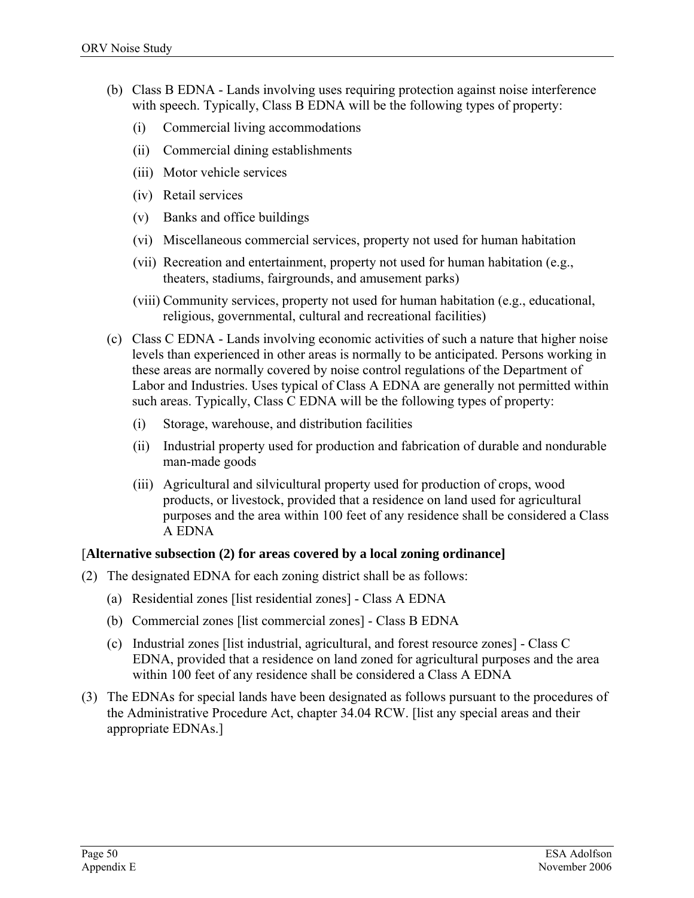(b) Class B EDNA - Lands involving uses requiring protection against noise interference with speech. Typically, Class B EDNA will be the following types of property:

   (i) Commercial living accommodations

   (ii) Commercial dining establishments

   (iii) Motor vehicle services

   (iv) Retail services

   (v) Banks and office buildings

   (vi) Miscellaneous commercial services, property not used for human habitation

   (vii) Recreation and entertainment, property not used for human habitation (e.g., theaters, stadiums, fairgrounds, and amusement parks)

   (viii) Community services, property not used for human habitation (e.g., educational, religious, governmental, cultural and recreational facilities)

(c) Class C EDNA - Lands involving economic activities of such a nature that higher noise levels than experienced in other areas is normally to be anticipated. Persons working in these areas are normally covered by noise control regulations of the Department of Labor and Industries. Uses typical of Class A EDNA are generally not permitted within such areas. Typically, Class C EDNA will be the following types of property:

   (i) Storage, warehouse, and distribution facilities

   (ii) Industrial property used for production and fabrication of durable and nondurable man-made goods

   (iii) Agricultural and silvicultural property used for production of crops, wood products, or livestock, provided that a residence on land used for agricultural purposes and the area within 100 feet of any residence shall be considered a Class A EDNA

[**Alternative subsection (2) for areas covered by a local zoning ordinance]**

(2) The designated EDNA for each zoning district shall be as follows:

   (a) Residential zones [list residential zones] - Class A EDNA

   (b) Commercial zones [list commercial zones] - Class B EDNA

   (c) Industrial zones [list industrial, agricultural, and forest resource zones] - Class C EDNA, provided that a residence on land zoned for agricultural purposes and the area within 100 feet of any residence shall be considered a Class A EDNA

(3) The EDNAs for special lands have been designated as follows pursuant to the procedures of the Administrative Procedure Act, chapter 34.04 RCW. [list any special areas and their appropriate EDNAs.]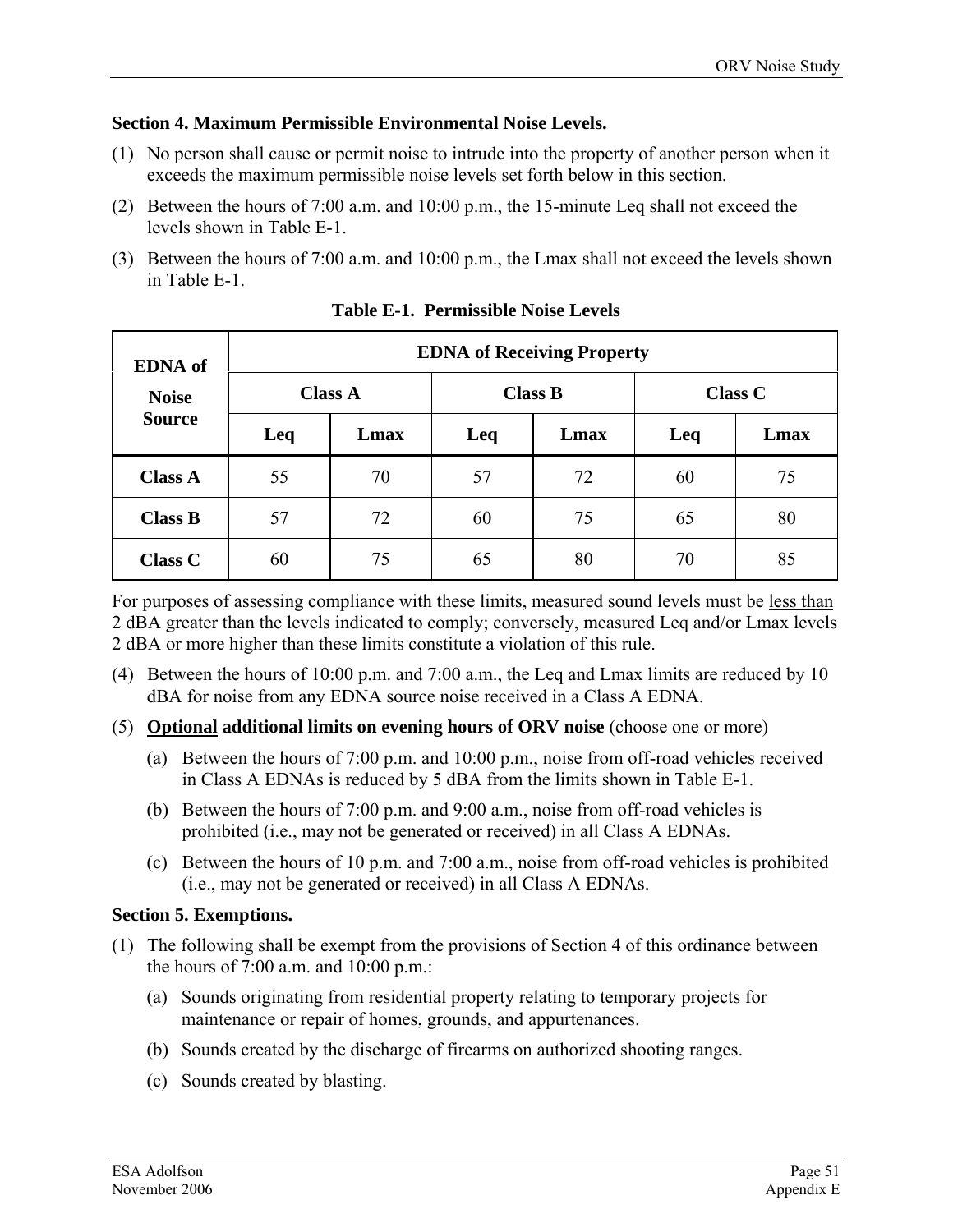**Section 4. Maximum Permissible Environmental Noise Levels.**

(1) No person shall cause or permit noise to intrude into the property of another person when it exceeds the maximum permissible noise levels set forth below in this section.

(2) Between the hours of 7:00 a.m. and 10:00 p.m., the 15-minute Leq shall not exceed the levels shown in Table E-1.

(3) Between the hours of 7:00 a.m. and 10:00 p.m., the Lmax shall not exceed the levels shown in Table E-1.

**Table E-1. Permissible Noise Levels**

| EDNA of Noise Source | EDNA of Receiving Property | | | | | |
|---|---|---|---|---|---|---|
| | Class A | | Class B | | Class C | |
| | Leq | Lmax | Leq | Lmax | Leq | Lmax |
| **Class A** | 55 | 70 | 57 | 72 | 60 | 75 |
| **Class B** | 57 | 72 | 60 | 75 | 65 | 80 |
| **Class C** | 60 | 75 | 65 | 80 | 70 | 85 |

For purposes of assessing compliance with these limits, measured sound levels must be <u>less than</u> 2 dBA greater than the levels indicated to comply; conversely, measured Leq and/or Lmax levels 2 dBA or more higher than these limits constitute a violation of this rule.

(4) Between the hours of 10:00 p.m. and 7:00 a.m., the Leq and Lmax limits are reduced by 10 dBA for noise from any EDNA source noise received in a Class A EDNA.

(5) **<u>Optional</u> additional limits on evening hours of ORV noise** (choose one or more)

  (a) Between the hours of 7:00 p.m. and 10:00 p.m., noise from off-road vehicles received in Class A EDNAs is reduced by 5 dBA from the limits shown in Table E-1.

  (b) Between the hours of 7:00 p.m. and 9:00 a.m., noise from off-road vehicles is prohibited (i.e., may not be generated or received) in all Class A EDNAs.

  (c) Between the hours of 10 p.m. and 7:00 a.m., noise from off-road vehicles is prohibited (i.e., may not be generated or received) in all Class A EDNAs.

**Section 5. Exemptions.**

(1) The following shall be exempt from the provisions of Section 4 of this ordinance between the hours of 7:00 a.m. and 10:00 p.m.:

  (a) Sounds originating from residential property relating to temporary projects for maintenance or repair of homes, grounds, and appurtenances.

  (b) Sounds created by the discharge of firearms on authorized shooting ranges.

  (c) Sounds created by blasting.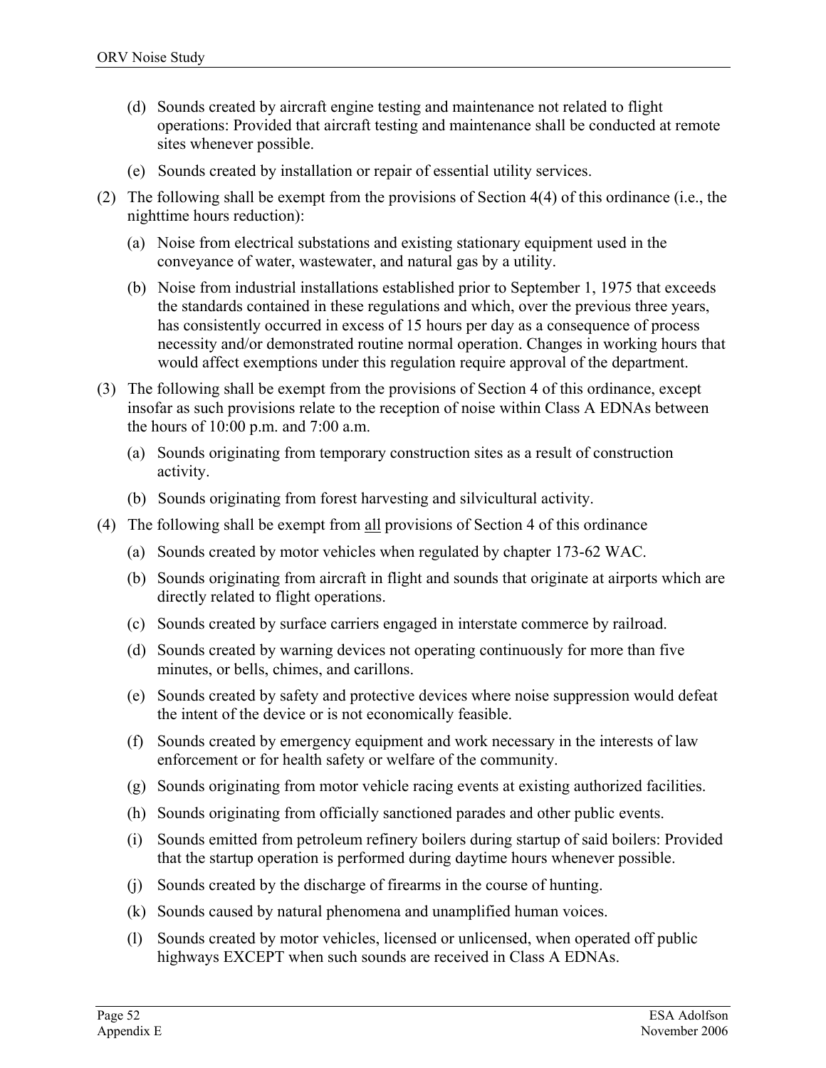(d) Sounds created by aircraft engine testing and maintenance not related to flight operations: Provided that aircraft testing and maintenance shall be conducted at remote sites whenever possible.

(e) Sounds created by installation or repair of essential utility services.

(2) The following shall be exempt from the provisions of Section 4(4) of this ordinance (i.e., the nighttime hours reduction):

(a) Noise from electrical substations and existing stationary equipment used in the conveyance of water, wastewater, and natural gas by a utility.

(b) Noise from industrial installations established prior to September 1, 1975 that exceeds the standards contained in these regulations and which, over the previous three years, has consistently occurred in excess of 15 hours per day as a consequence of process necessity and/or demonstrated routine normal operation. Changes in working hours that would affect exemptions under this regulation require approval of the department.

(3) The following shall be exempt from the provisions of Section 4 of this ordinance, except insofar as such provisions relate to the reception of noise within Class A EDNAs between the hours of 10:00 p.m. and 7:00 a.m.

(a) Sounds originating from temporary construction sites as a result of construction activity.

(b) Sounds originating from forest harvesting and silvicultural activity.

(4) The following shall be exempt from <u>all</u> provisions of Section 4 of this ordinance

(a) Sounds created by motor vehicles when regulated by chapter 173-62 WAC.

(b) Sounds originating from aircraft in flight and sounds that originate at airports which are directly related to flight operations.

(c) Sounds created by surface carriers engaged in interstate commerce by railroad.

(d) Sounds created by warning devices not operating continuously for more than five minutes, or bells, chimes, and carillons.

(e) Sounds created by safety and protective devices where noise suppression would defeat the intent of the device or is not economically feasible.

(f) Sounds created by emergency equipment and work necessary in the interests of law enforcement or for health safety or welfare of the community.

(g) Sounds originating from motor vehicle racing events at existing authorized facilities.

(h) Sounds originating from officially sanctioned parades and other public events.

(i) Sounds emitted from petroleum refinery boilers during startup of said boilers: Provided that the startup operation is performed during daytime hours whenever possible.

(j) Sounds created by the discharge of firearms in the course of hunting.

(k) Sounds caused by natural phenomena and unamplified human voices.

(l) Sounds created by motor vehicles, licensed or unlicensed, when operated off public highways EXCEPT when such sounds are received in Class A EDNAs.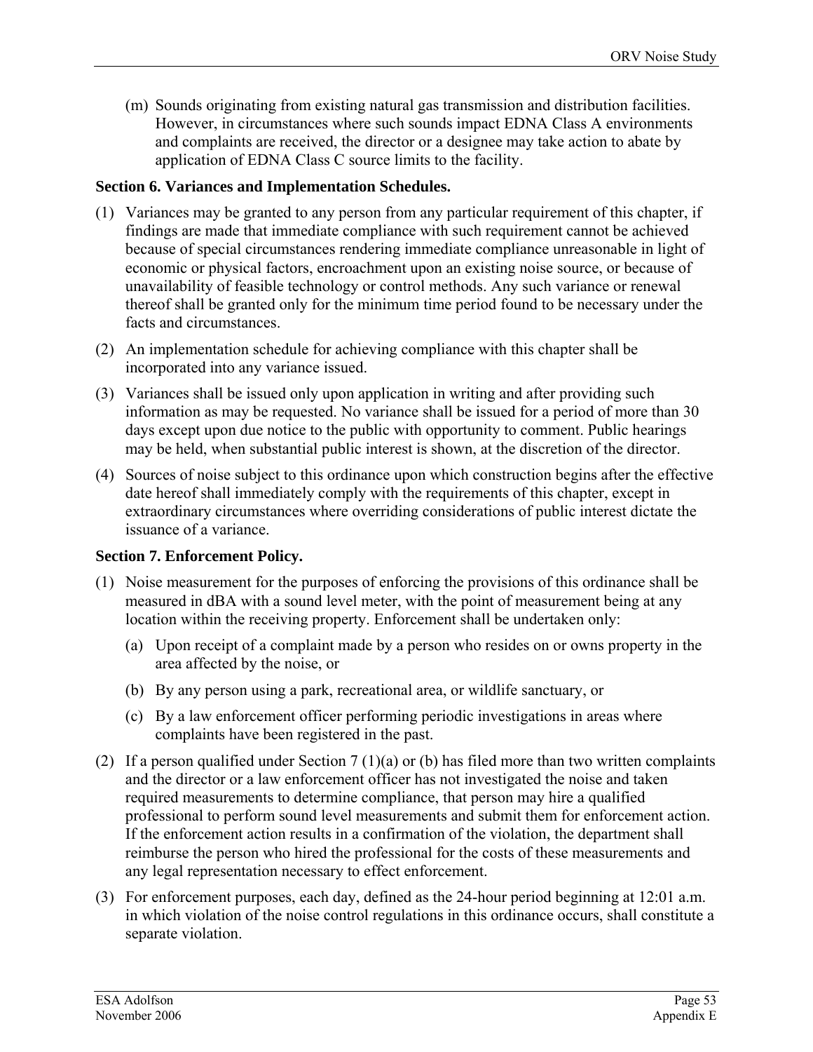(m) Sounds originating from existing natural gas transmission and distribution facilities. However, in circumstances where such sounds impact EDNA Class A environments and complaints are received, the director or a designee may take action to abate by application of EDNA Class C source limits to the facility.

**Section 6. Variances and Implementation Schedules.**

(1) Variances may be granted to any person from any particular requirement of this chapter, if findings are made that immediate compliance with such requirement cannot be achieved because of special circumstances rendering immediate compliance unreasonable in light of economic or physical factors, encroachment upon an existing noise source, or because of unavailability of feasible technology or control methods. Any such variance or renewal thereof shall be granted only for the minimum time period found to be necessary under the facts and circumstances.

(2) An implementation schedule for achieving compliance with this chapter shall be incorporated into any variance issued.

(3) Variances shall be issued only upon application in writing and after providing such information as may be requested. No variance shall be issued for a period of more than 30 days except upon due notice to the public with opportunity to comment. Public hearings may be held, when substantial public interest is shown, at the discretion of the director.

(4) Sources of noise subject to this ordinance upon which construction begins after the effective date hereof shall immediately comply with the requirements of this chapter, except in extraordinary circumstances where overriding considerations of public interest dictate the issuance of a variance.

**Section 7. Enforcement Policy.**

(1) Noise measurement for the purposes of enforcing the provisions of this ordinance shall be measured in dBA with a sound level meter, with the point of measurement being at any location within the receiving property. Enforcement shall be undertaken only:

   (a) Upon receipt of a complaint made by a person who resides on or owns property in the area affected by the noise, or

   (b) By any person using a park, recreational area, or wildlife sanctuary, or

   (c) By a law enforcement officer performing periodic investigations in areas where complaints have been registered in the past.

(2) If a person qualified under Section 7 (1)(a) or (b) has filed more than two written complaints and the director or a law enforcement officer has not investigated the noise and taken required measurements to determine compliance, that person may hire a qualified professional to perform sound level measurements and submit them for enforcement action. If the enforcement action results in a confirmation of the violation, the department shall reimburse the person who hired the professional for the costs of these measurements and any legal representation necessary to effect enforcement.

(3) For enforcement purposes, each day, defined as the 24-hour period beginning at 12:01 a.m. in which violation of the noise control regulations in this ordinance occurs, shall constitute a separate violation.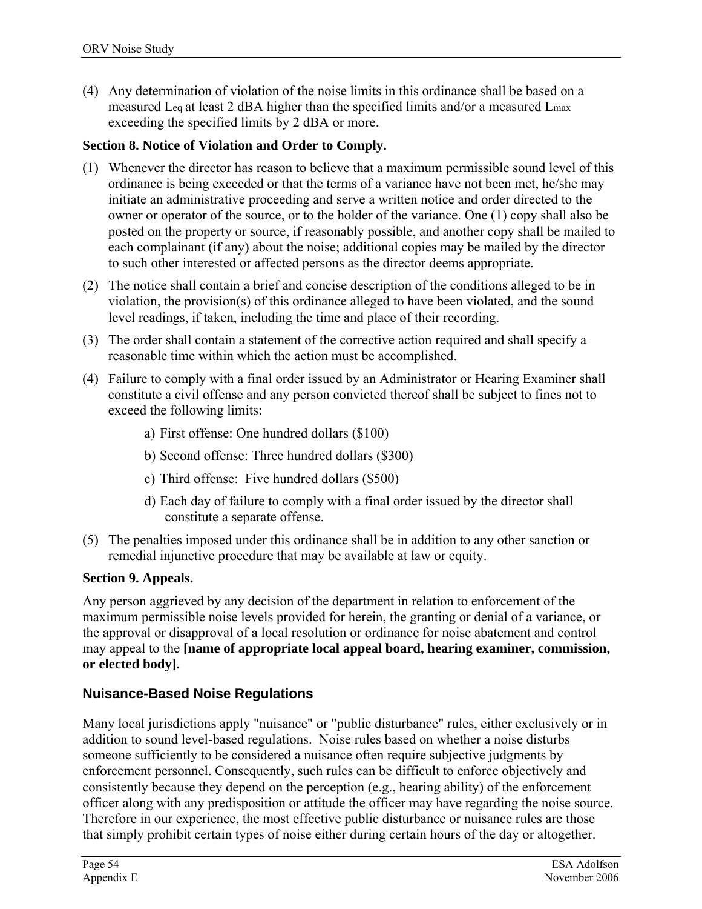(4) Any determination of violation of the noise limits in this ordinance shall be based on a measured $L_{eq}$ at least 2 dBA higher than the specified limits and/or a measured $L_{max}$ exceeding the specified limits by 2 dBA or more.

**Section 8. Notice of Violation and Order to Comply.**

(1) Whenever the director has reason to believe that a maximum permissible sound level of this ordinance is being exceeded or that the terms of a variance have not been met, he/she may initiate an administrative proceeding and serve a written notice and order directed to the owner or operator of the source, or to the holder of the variance. One (1) copy shall also be posted on the property or source, if reasonably possible, and another copy shall be mailed to each complainant (if any) about the noise; additional copies may be mailed by the director to such other interested or affected persons as the director deems appropriate.

(2) The notice shall contain a brief and concise description of the conditions alleged to be in violation, the provision(s) of this ordinance alleged to have been violated, and the sound level readings, if taken, including the time and place of their recording.

(3) The order shall contain a statement of the corrective action required and shall specify a reasonable time within which the action must be accomplished.

(4) Failure to comply with a final order issued by an Administrator or Hearing Examiner shall constitute a civil offense and any person convicted thereof shall be subject to fines not to exceed the following limits:

   a) First offense: One hundred dollars ($100)

   b) Second offense: Three hundred dollars ($300)

   c) Third offense: Five hundred dollars ($500)

   d) Each day of failure to comply with a final order issued by the director shall constitute a separate offense.

(5) The penalties imposed under this ordinance shall be in addition to any other sanction or remedial injunctive procedure that may be available at law or equity.

**Section 9. Appeals.**

Any person aggrieved by any decision of the department in relation to enforcement of the maximum permissible noise levels provided for herein, the granting or denial of a variance, or the approval or disapproval of a local resolution or ordinance for noise abatement and control may appeal to the **[name of appropriate local appeal board, hearing examiner, commission, or elected body].**

### Nuisance-Based Noise Regulations

Many local jurisdictions apply "nuisance" or "public disturbance" rules, either exclusively or in addition to sound level-based regulations. Noise rules based on whether a noise disturbs someone sufficiently to be considered a nuisance often require subjective judgments by enforcement personnel. Consequently, such rules can be difficult to enforce objectively and consistently because they depend on the perception (e.g., hearing ability) of the enforcement officer along with any predisposition or attitude the officer may have regarding the noise source. Therefore in our experience, the most effective public disturbance or nuisance rules are those that simply prohibit certain types of noise either during certain hours of the day or altogether.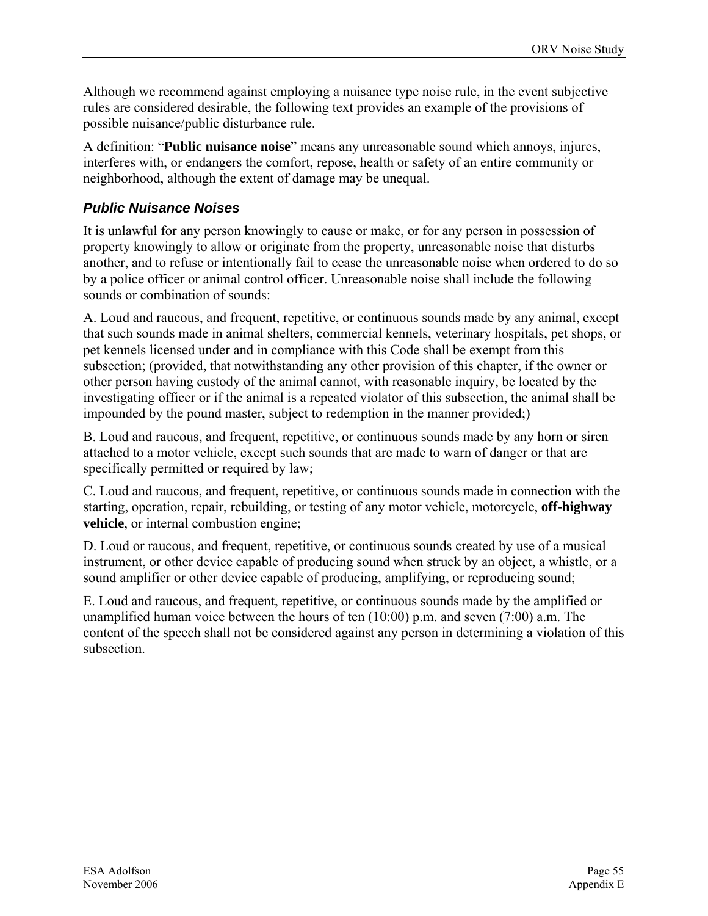Although we recommend against employing a nuisance type noise rule, in the event subjective rules are considered desirable, the following text provides an example of the provisions of possible nuisance/public disturbance rule.

A definition: "**Public nuisance noise**" means any unreasonable sound which annoys, injures, interferes with, or endangers the comfort, repose, health or safety of an entire community or neighborhood, although the extent of damage may be unequal.

### *Public Nuisance Noises*

It is unlawful for any person knowingly to cause or make, or for any person in possession of property knowingly to allow or originate from the property, unreasonable noise that disturbs another, and to refuse or intentionally fail to cease the unreasonable noise when ordered to do so by a police officer or animal control officer. Unreasonable noise shall include the following sounds or combination of sounds:

A. Loud and raucous, and frequent, repetitive, or continuous sounds made by any animal, except that such sounds made in animal shelters, commercial kennels, veterinary hospitals, pet shops, or pet kennels licensed under and in compliance with this Code shall be exempt from this subsection; (provided, that notwithstanding any other provision of this chapter, if the owner or other person having custody of the animal cannot, with reasonable inquiry, be located by the investigating officer or if the animal is a repeated violator of this subsection, the animal shall be impounded by the pound master, subject to redemption in the manner provided;)

B. Loud and raucous, and frequent, repetitive, or continuous sounds made by any horn or siren attached to a motor vehicle, except such sounds that are made to warn of danger or that are specifically permitted or required by law;

C. Loud and raucous, and frequent, repetitive, or continuous sounds made in connection with the starting, operation, repair, rebuilding, or testing of any motor vehicle, motorcycle, **off-highway vehicle**, or internal combustion engine;

D. Loud or raucous, and frequent, repetitive, or continuous sounds created by use of a musical instrument, or other device capable of producing sound when struck by an object, a whistle, or a sound amplifier or other device capable of producing, amplifying, or reproducing sound;

E. Loud and raucous, and frequent, repetitive, or continuous sounds made by the amplified or unamplified human voice between the hours of ten (10:00) p.m. and seven (7:00) a.m. The content of the speech shall not be considered against any person in determining a violation of this subsection.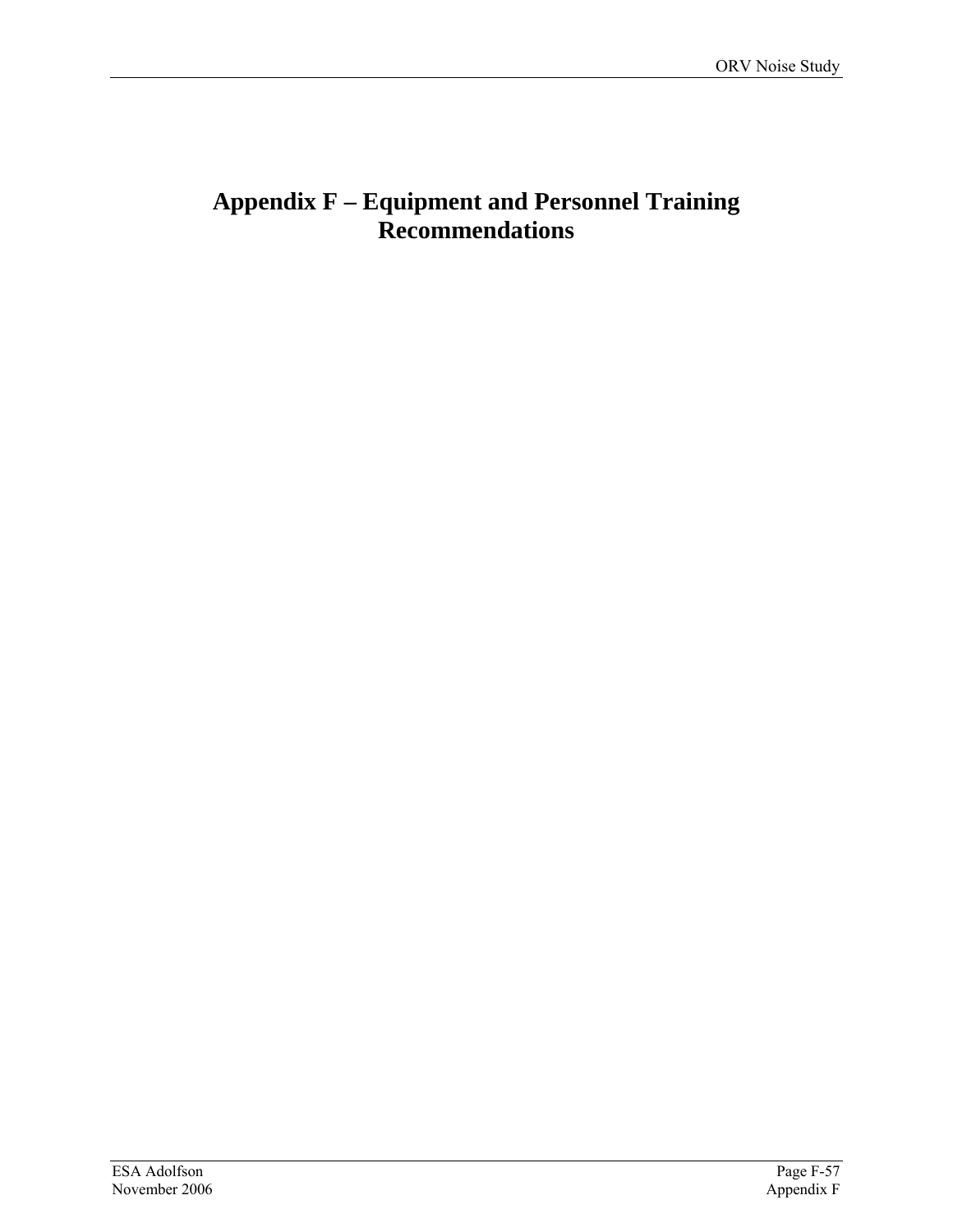# Appendix F – Equipment and Personnel Training Recommendations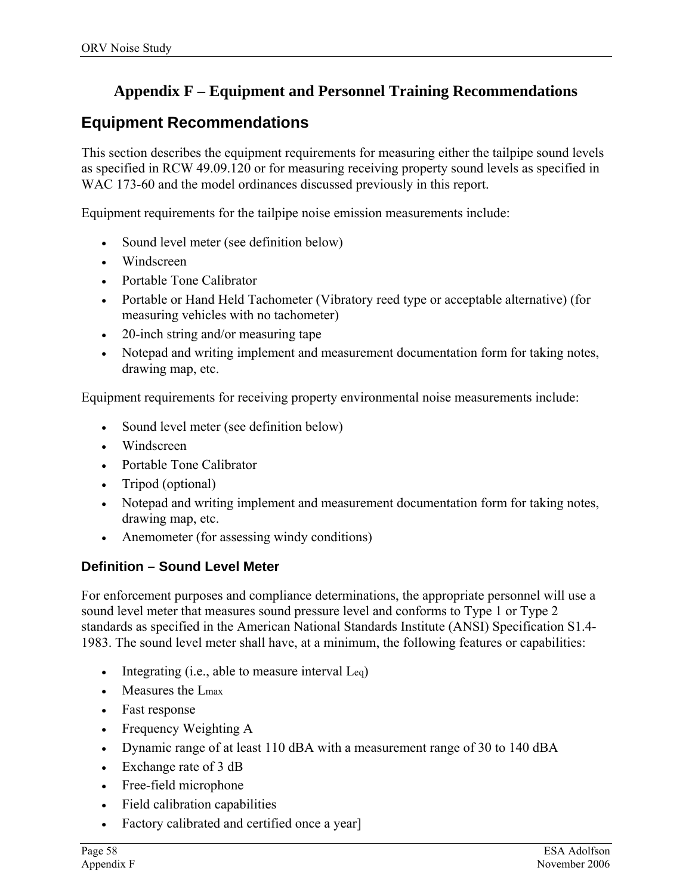# Appendix F – Equipment and Personnel Training Recommendations

## Equipment Recommendations

This section describes the equipment requirements for measuring either the tailpipe sound levels as specified in RCW 49.09.120 or for measuring receiving property sound levels as specified in WAC 173-60 and the model ordinances discussed previously in this report.

Equipment requirements for the tailpipe noise emission measurements include:

- Sound level meter (see definition below)
- Windscreen
- Portable Tone Calibrator
- Portable or Hand Held Tachometer (Vibratory reed type or acceptable alternative) (for measuring vehicles with no tachometer)
- 20-inch string and/or measuring tape
- Notepad and writing implement and measurement documentation form for taking notes, drawing map, etc.

Equipment requirements for receiving property environmental noise measurements include:

- Sound level meter (see definition below)
- Windscreen
- Portable Tone Calibrator
- Tripod (optional)
- Notepad and writing implement and measurement documentation form for taking notes, drawing map, etc.
- Anemometer (for assessing windy conditions)

### Definition – Sound Level Meter

For enforcement purposes and compliance determinations, the appropriate personnel will use a sound level meter that measures sound pressure level and conforms to Type 1 or Type 2 standards as specified in the American National Standards Institute (ANSI) Specification S1.4-1983. The sound level meter shall have, at a minimum, the following features or capabilities:

- Integrating (i.e., able to measure interval $L_{eq}$)
- Measures the $L_{max}$
- Fast response
- Frequency Weighting A
- Dynamic range of at least 110 dBA with a measurement range of 30 to 140 dBA
- Exchange rate of 3 dB
- Free-field microphone
- Field calibration capabilities
- Factory calibrated and certified once a year]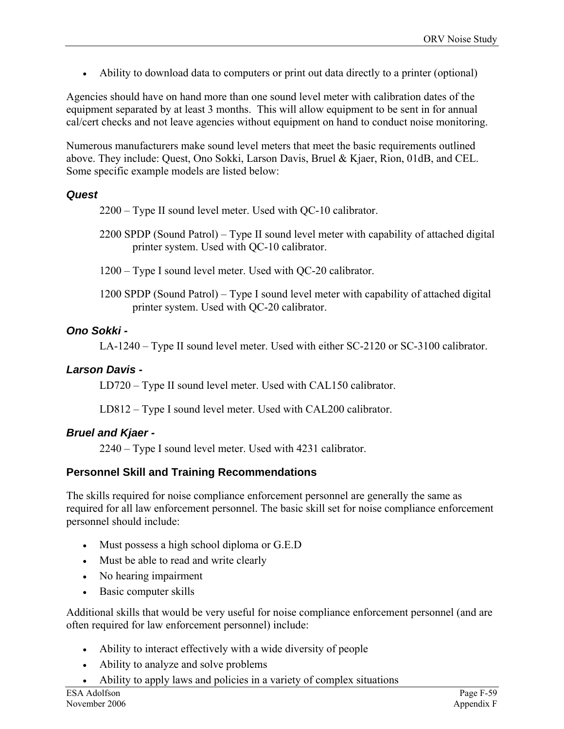- Ability to download data to computers or print out data directly to a printer (optional)

Agencies should have on hand more than one sound level meter with calibration dates of the equipment separated by at least 3 months. This will allow equipment to be sent in for annual cal/cert checks and not leave agencies without equipment on hand to conduct noise monitoring.

Numerous manufacturers make sound level meters that meet the basic requirements outlined above. They include: Quest, Ono Sokki, Larson Davis, Bruel & Kjaer, Rion, 01dB, and CEL. Some specific example models are listed below:

### *Quest*

2200 – Type II sound level meter. Used with QC-10 calibrator.

2200 SPDP (Sound Patrol) – Type II sound level meter with capability of attached digital printer system. Used with QC-10 calibrator.

1200 – Type I sound level meter. Used with QC-20 calibrator.

1200 SPDP (Sound Patrol) – Type I sound level meter with capability of attached digital printer system. Used with QC-20 calibrator.

### *Ono Sokki -*

LA-1240 – Type II sound level meter. Used with either SC-2120 or SC-3100 calibrator.

### *Larson Davis -*

LD720 – Type II sound level meter. Used with CAL150 calibrator.

LD812 – Type I sound level meter. Used with CAL200 calibrator.

### *Bruel and Kjaer -*

2240 – Type I sound level meter. Used with 4231 calibrator.

## Personnel Skill and Training Recommendations

The skills required for noise compliance enforcement personnel are generally the same as required for all law enforcement personnel. The basic skill set for noise compliance enforcement personnel should include:

- Must possess a high school diploma or G.E.D
- Must be able to read and write clearly
- No hearing impairment
- Basic computer skills

Additional skills that would be very useful for noise compliance enforcement personnel (and are often required for law enforcement personnel) include:

- Ability to interact effectively with a wide diversity of people
- Ability to analyze and solve problems
- Ability to apply laws and policies in a variety of complex situations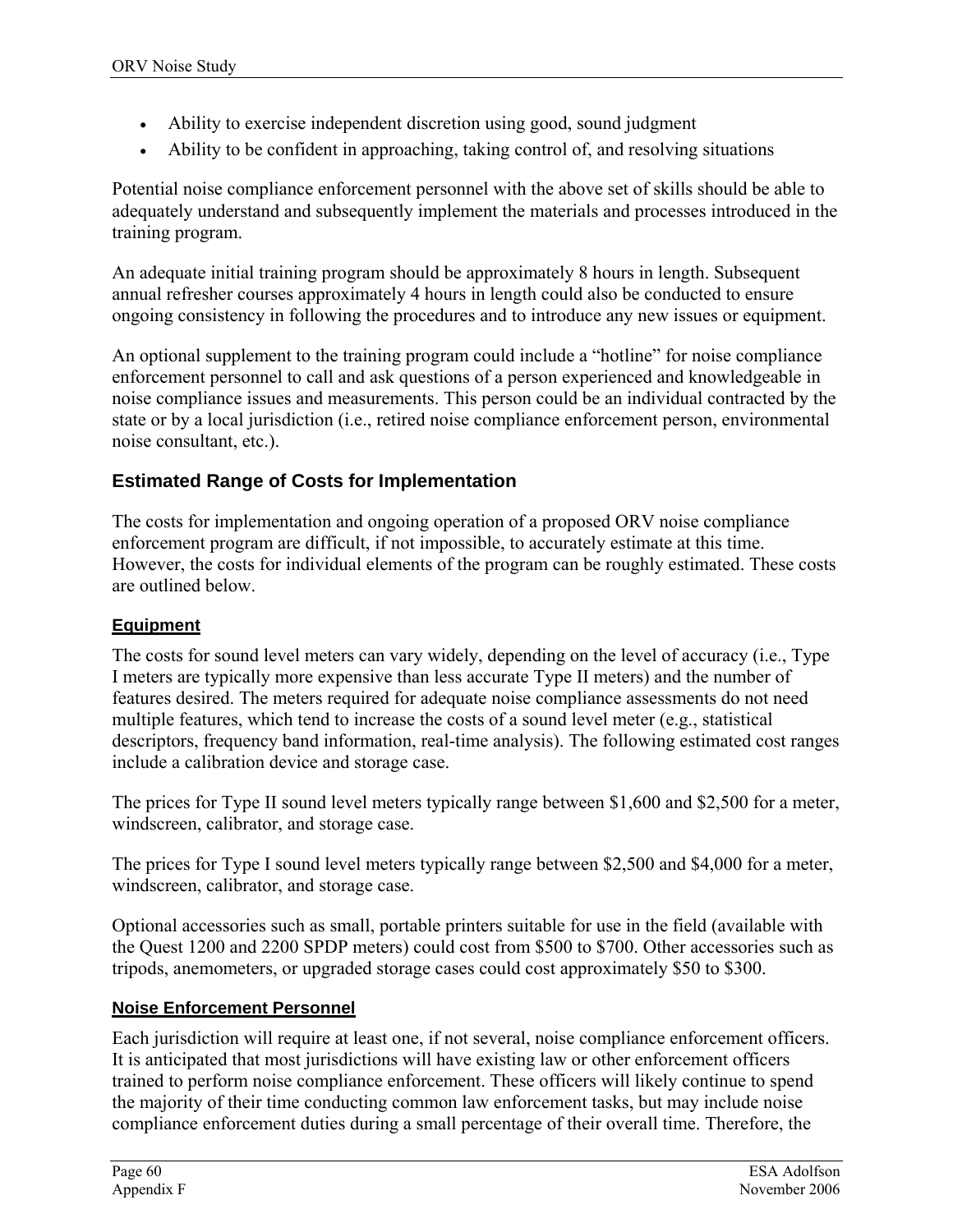- Ability to exercise independent discretion using good, sound judgment
- Ability to be confident in approaching, taking control of, and resolving situations

Potential noise compliance enforcement personnel with the above set of skills should be able to adequately understand and subsequently implement the materials and processes introduced in the training program.

An adequate initial training program should be approximately 8 hours in length. Subsequent annual refresher courses approximately 4 hours in length could also be conducted to ensure ongoing consistency in following the procedures and to introduce any new issues or equipment.

An optional supplement to the training program could include a "hotline" for noise compliance enforcement personnel to call and ask questions of a person experienced and knowledgeable in noise compliance issues and measurements. This person could be an individual contracted by the state or by a local jurisdiction (i.e., retired noise compliance enforcement person, environmental noise consultant, etc.).

## Estimated Range of Costs for Implementation

The costs for implementation and ongoing operation of a proposed ORV noise compliance enforcement program are difficult, if not impossible, to accurately estimate at this time. However, the costs for individual elements of the program can be roughly estimated. These costs are outlined below.

### Equipment

The costs for sound level meters can vary widely, depending on the level of accuracy (i.e., Type I meters are typically more expensive than less accurate Type II meters) and the number of features desired. The meters required for adequate noise compliance assessments do not need multiple features, which tend to increase the costs of a sound level meter (e.g., statistical descriptors, frequency band information, real-time analysis). The following estimated cost ranges include a calibration device and storage case.

The prices for Type II sound level meters typically range between $1,600 and $2,500 for a meter, windscreen, calibrator, and storage case.

The prices for Type I sound level meters typically range between $2,500 and $4,000 for a meter, windscreen, calibrator, and storage case.

Optional accessories such as small, portable printers suitable for use in the field (available with the Quest 1200 and 2200 SPDP meters) could cost from $500 to $700. Other accessories such as tripods, anemometers, or upgraded storage cases could cost approximately $50 to $300.

### Noise Enforcement Personnel

Each jurisdiction will require at least one, if not several, noise compliance enforcement officers. It is anticipated that most jurisdictions will have existing law or other enforcement officers trained to perform noise compliance enforcement. These officers will likely continue to spend the majority of their time conducting common law enforcement tasks, but may include noise compliance enforcement duties during a small percentage of their overall time. Therefore, the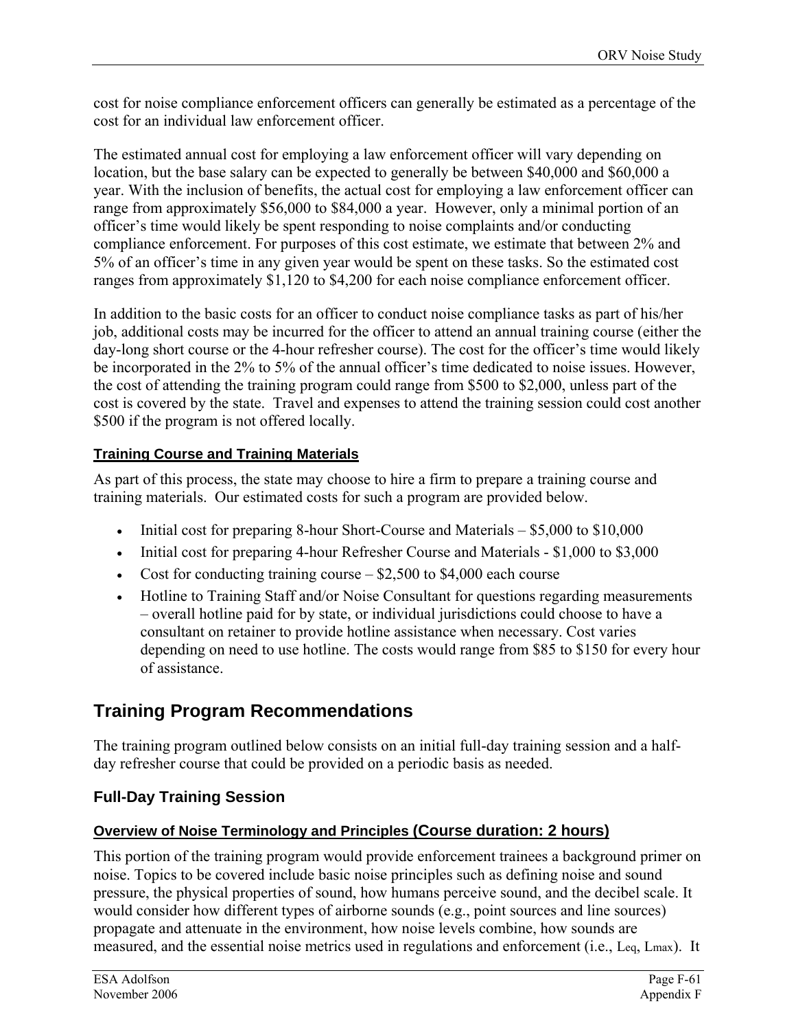cost for noise compliance enforcement officers can generally be estimated as a percentage of the cost for an individual law enforcement officer.

The estimated annual cost for employing a law enforcement officer will vary depending on location, but the base salary can be expected to generally be between $40,000 and $60,000 a year. With the inclusion of benefits, the actual cost for employing a law enforcement officer can range from approximately $56,000 to $84,000 a year. However, only a minimal portion of an officer's time would likely be spent responding to noise complaints and/or conducting compliance enforcement. For purposes of this cost estimate, we estimate that between 2% and 5% of an officer's time in any given year would be spent on these tasks. So the estimated cost ranges from approximately $1,120 to $4,200 for each noise compliance enforcement officer.

In addition to the basic costs for an officer to conduct noise compliance tasks as part of his/her job, additional costs may be incurred for the officer to attend an annual training course (either the day-long short course or the 4-hour refresher course). The cost for the officer's time would likely be incorporated in the 2% to 5% of the annual officer's time dedicated to noise issues. However, the cost of attending the training program could range from $500 to $2,000, unless part of the cost is covered by the state. Travel and expenses to attend the training session could cost another $500 if the program is not offered locally.

#### Training Course and Training Materials

As part of this process, the state may choose to hire a firm to prepare a training course and training materials. Our estimated costs for such a program are provided below.

- Initial cost for preparing 8-hour Short-Course and Materials – $5,000 to $10,000
- Initial cost for preparing 4-hour Refresher Course and Materials - $1,000 to $3,000
- Cost for conducting training course – $2,500 to $4,000 each course
- Hotline to Training Staff and/or Noise Consultant for questions regarding measurements – overall hotline paid for by state, or individual jurisdictions could choose to have a consultant on retainer to provide hotline assistance when necessary. Cost varies depending on need to use hotline. The costs would range from $85 to $150 for every hour of assistance.

## Training Program Recommendations

The training program outlined below consists on an initial full-day training session and a half-day refresher course that could be provided on a periodic basis as needed.

### Full-Day Training Session

#### Overview of Noise Terminology and Principles (Course duration: 2 hours)

This portion of the training program would provide enforcement trainees a background primer on noise. Topics to be covered include basic noise principles such as defining noise and sound pressure, the physical properties of sound, how humans perceive sound, and the decibel scale. It would consider how different types of airborne sounds (e.g., point sources and line sources) propagate and attenuate in the environment, how noise levels combine, how sounds are measured, and the essential noise metrics used in regulations and enforcement (i.e., $L_{eq}$, $L_{max}$). It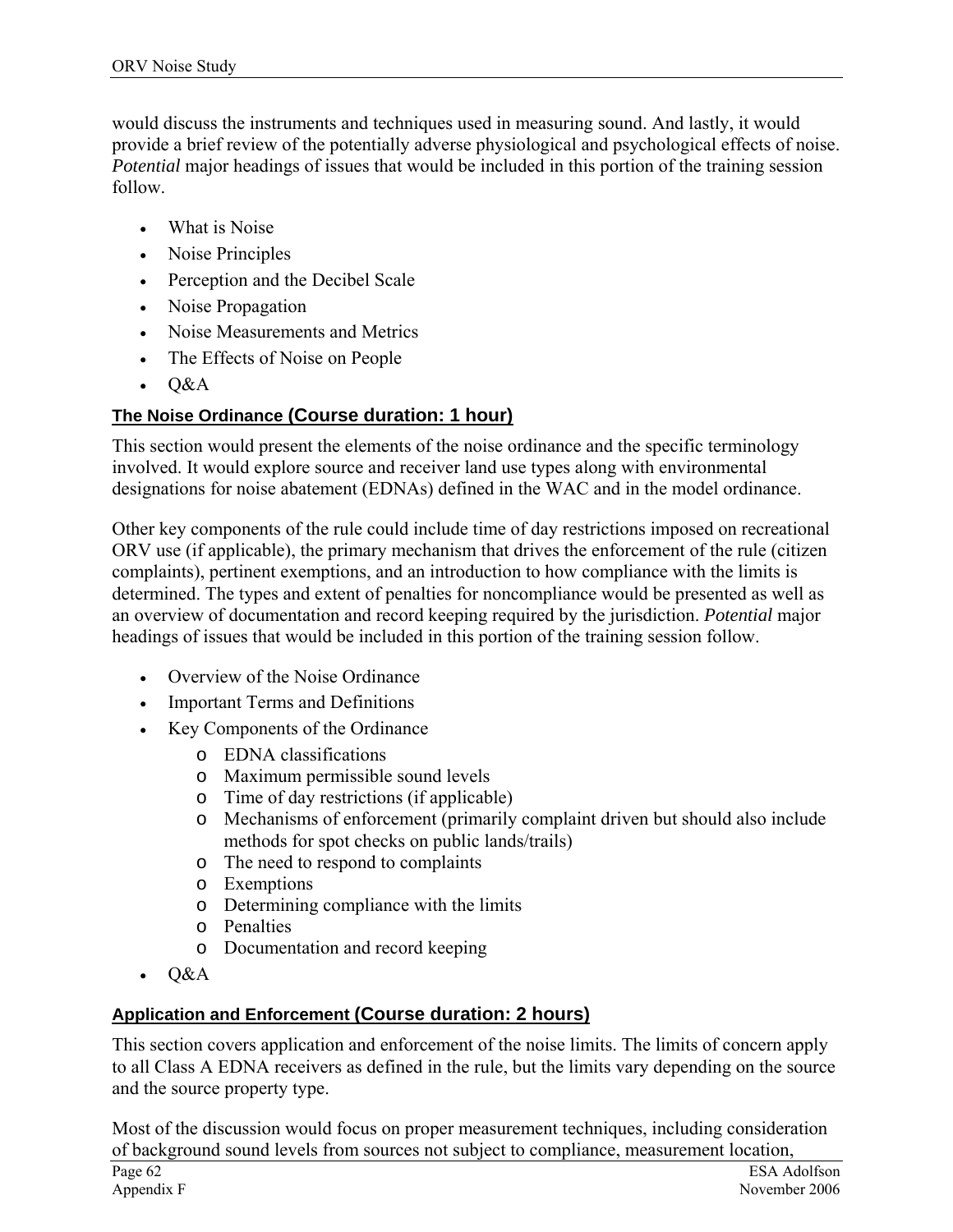would discuss the instruments and techniques used in measuring sound. And lastly, it would provide a brief review of the potentially adverse physiological and psychological effects of noise. *Potential* major headings of issues that would be included in this portion of the training session follow.

- What is Noise
- Noise Principles
- Perception and the Decibel Scale
- Noise Propagation
- Noise Measurements and Metrics
- The Effects of Noise on People
- Q&A

### The Noise Ordinance (Course duration: 1 hour)

This section would present the elements of the noise ordinance and the specific terminology involved. It would explore source and receiver land use types along with environmental designations for noise abatement (EDNAs) defined in the WAC and in the model ordinance.

Other key components of the rule could include time of day restrictions imposed on recreational ORV use (if applicable), the primary mechanism that drives the enforcement of the rule (citizen complaints), pertinent exemptions, and an introduction to how compliance with the limits is determined. The types and extent of penalties for noncompliance would be presented as well as an overview of documentation and record keeping required by the jurisdiction. *Potential* major headings of issues that would be included in this portion of the training session follow.

- Overview of the Noise Ordinance
- Important Terms and Definitions
- Key Components of the Ordinance
  - EDNA classifications
  - Maximum permissible sound levels
  - Time of day restrictions (if applicable)
  - Mechanisms of enforcement (primarily complaint driven but should also include methods for spot checks on public lands/trails)
  - The need to respond to complaints
  - Exemptions
  - Determining compliance with the limits
  - Penalties
  - Documentation and record keeping
- Q&A

### Application and Enforcement (Course duration: 2 hours)

This section covers application and enforcement of the noise limits. The limits of concern apply to all Class A EDNA receivers as defined in the rule, but the limits vary depending on the source and the source property type.

Most of the discussion would focus on proper measurement techniques, including consideration of background sound levels from sources not subject to compliance, measurement location,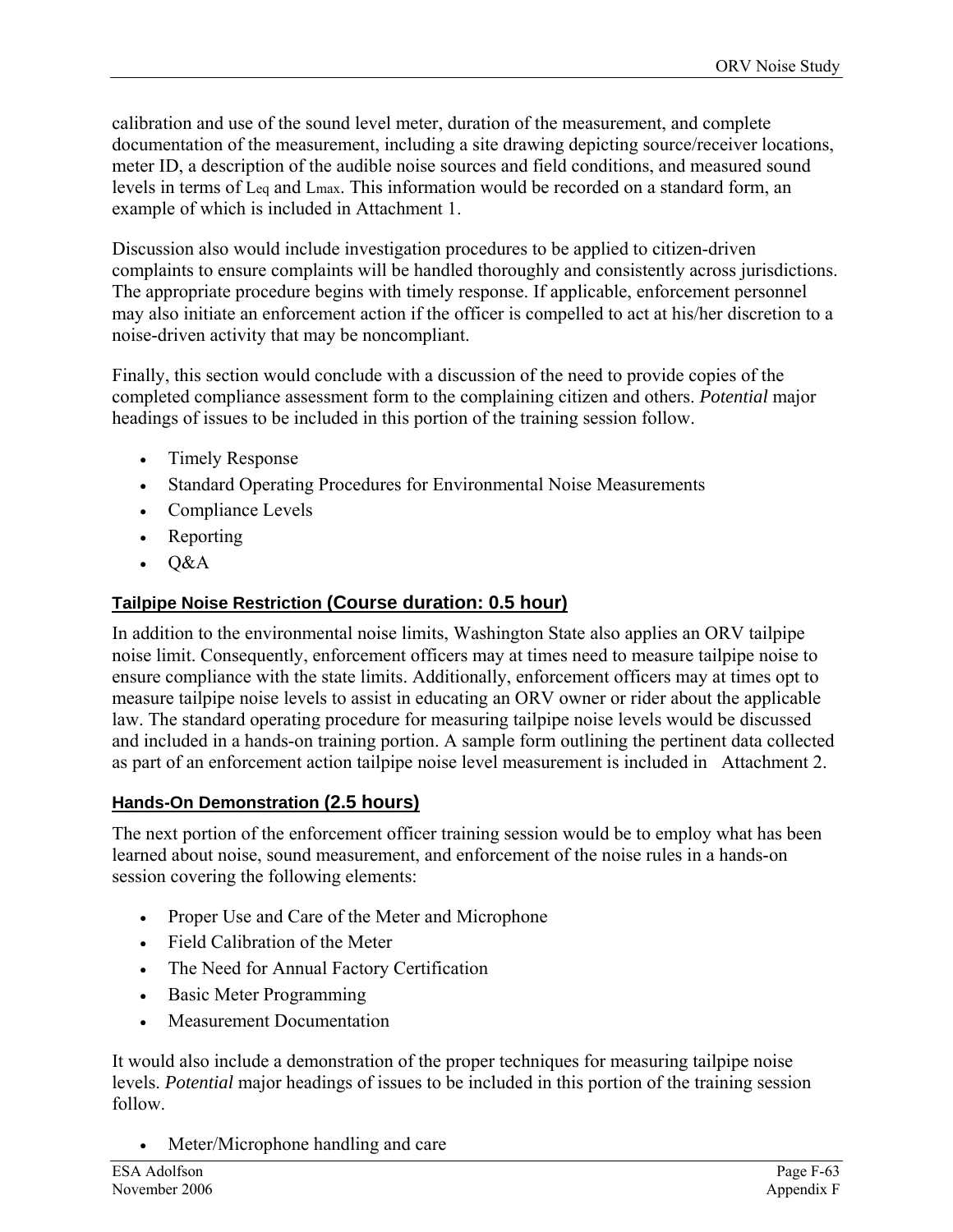calibration and use of the sound level meter, duration of the measurement, and complete documentation of the measurement, including a site drawing depicting source/receiver locations, meter ID, a description of the audible noise sources and field conditions, and measured sound levels in terms of $L_{eq}$ and $L_{max}$. This information would be recorded on a standard form, an example of which is included in Attachment 1.

Discussion also would include investigation procedures to be applied to citizen-driven complaints to ensure complaints will be handled thoroughly and consistently across jurisdictions. The appropriate procedure begins with timely response. If applicable, enforcement personnel may also initiate an enforcement action if the officer is compelled to act at his/her discretion to a noise-driven activity that may be noncompliant.

Finally, this section would conclude with a discussion of the need to provide copies of the completed compliance assessment form to the complaining citizen and others. *Potential* major headings of issues to be included in this portion of the training session follow.

- Timely Response
- Standard Operating Procedures for Environmental Noise Measurements
- Compliance Levels
- Reporting
- Q&A

### Tailpipe Noise Restriction (Course duration: 0.5 hour)

In addition to the environmental noise limits, Washington State also applies an ORV tailpipe noise limit. Consequently, enforcement officers may at times need to measure tailpipe noise to ensure compliance with the state limits. Additionally, enforcement officers may at times opt to measure tailpipe noise levels to assist in educating an ORV owner or rider about the applicable law. The standard operating procedure for measuring tailpipe noise levels would be discussed and included in a hands-on training portion. A sample form outlining the pertinent data collected as part of an enforcement action tailpipe noise level measurement is included in Attachment 2.

### Hands-On Demonstration (2.5 hours)

The next portion of the enforcement officer training session would be to employ what has been learned about noise, sound measurement, and enforcement of the noise rules in a hands-on session covering the following elements:

- Proper Use and Care of the Meter and Microphone
- Field Calibration of the Meter
- The Need for Annual Factory Certification
- Basic Meter Programming
- Measurement Documentation

It would also include a demonstration of the proper techniques for measuring tailpipe noise levels. *Potential* major headings of issues to be included in this portion of the training session follow.

- Meter/Microphone handling and care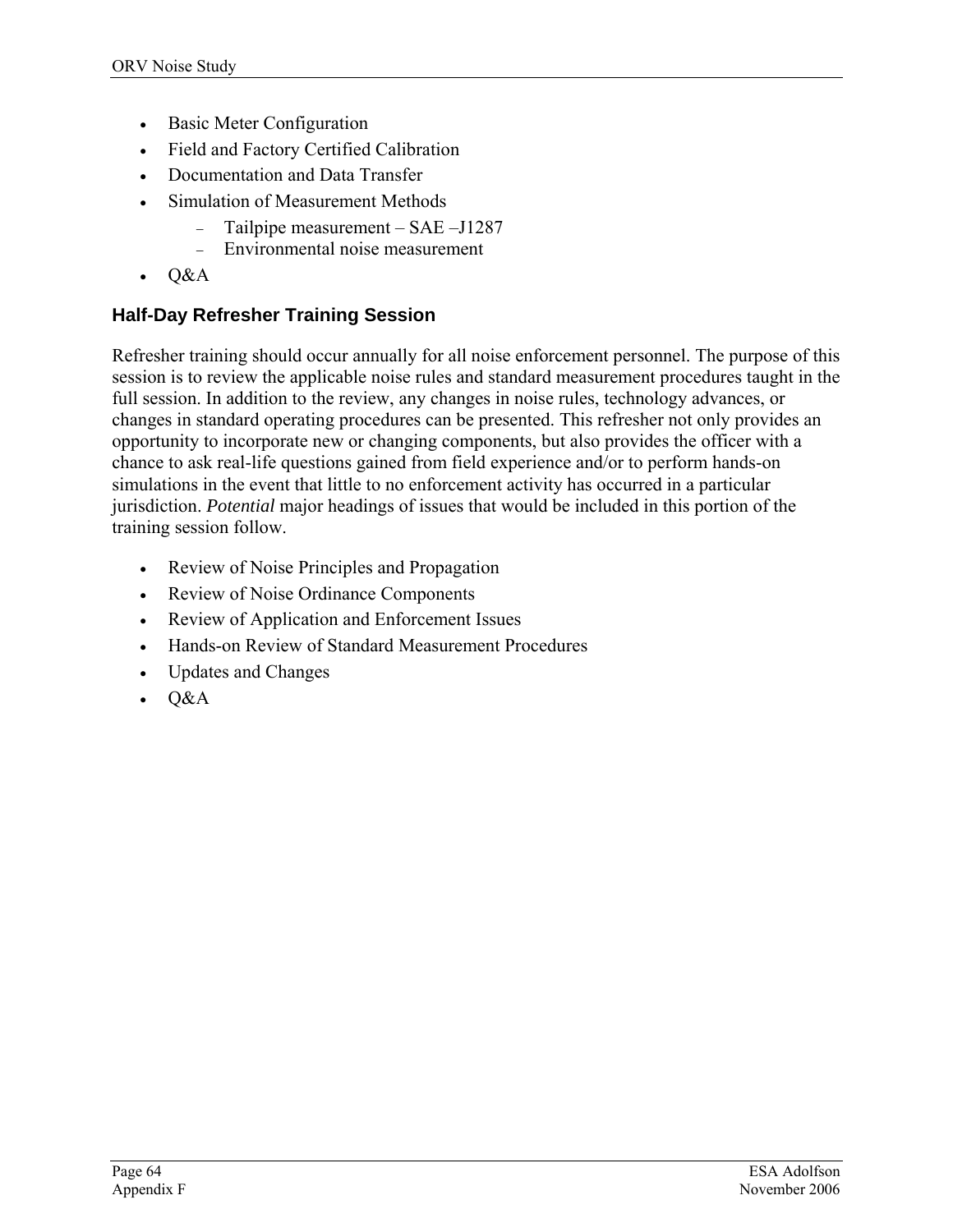- Basic Meter Configuration
- Field and Factory Certified Calibration
- Documentation and Data Transfer
- Simulation of Measurement Methods
  - Tailpipe measurement – SAE –J1287
  - Environmental noise measurement
- Q&A

### Half-Day Refresher Training Session

Refresher training should occur annually for all noise enforcement personnel. The purpose of this session is to review the applicable noise rules and standard measurement procedures taught in the full session. In addition to the review, any changes in noise rules, technology advances, or changes in standard operating procedures can be presented. This refresher not only provides an opportunity to incorporate new or changing components, but also provides the officer with a chance to ask real-life questions gained from field experience and/or to perform hands-on simulations in the event that little to no enforcement activity has occurred in a particular jurisdiction. *Potential* major headings of issues that would be included in this portion of the training session follow.

- Review of Noise Principles and Propagation
- Review of Noise Ordinance Components
- Review of Application and Enforcement Issues
- Hands-on Review of Standard Measurement Procedures
- Updates and Changes
- Q&A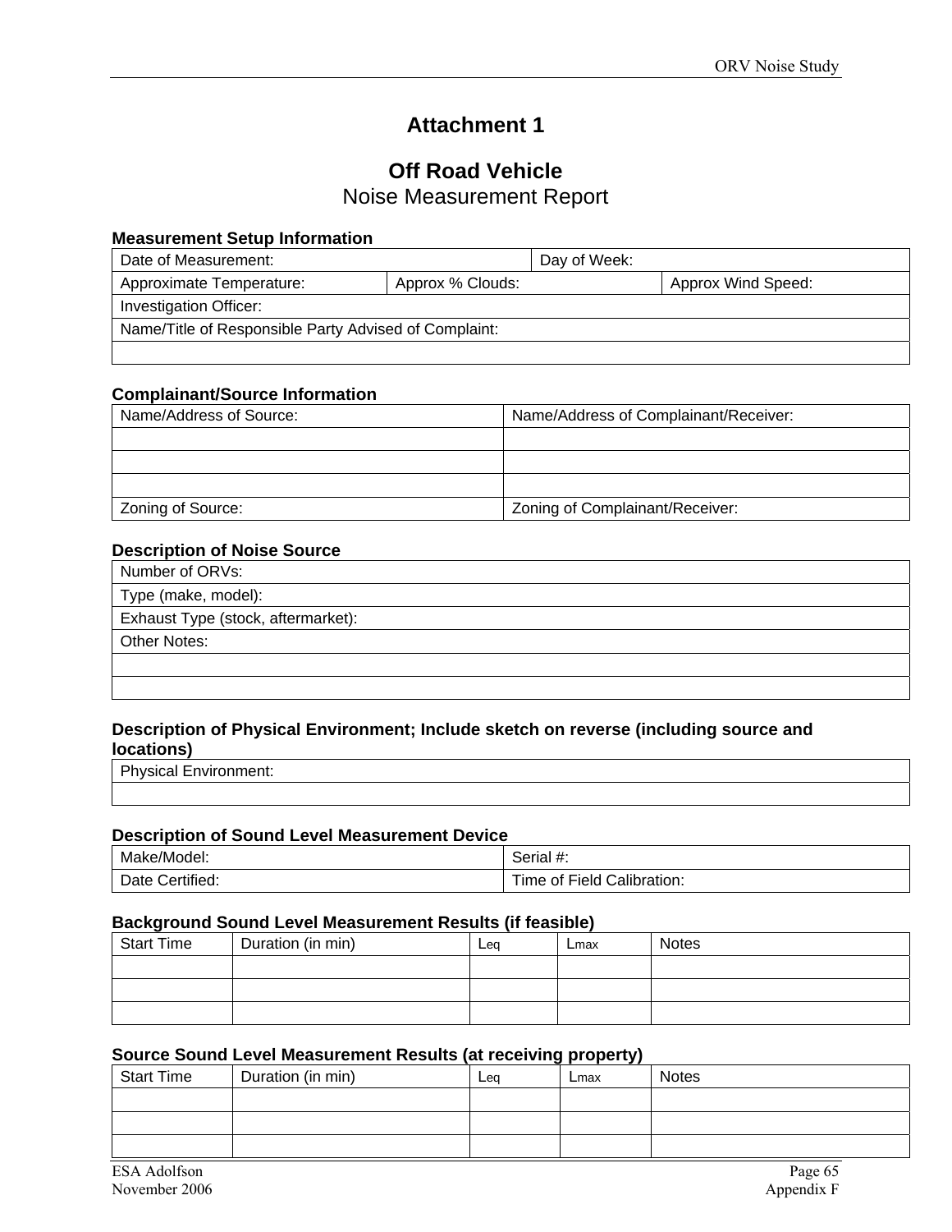# Attachment 1

## Off Road Vehicle
Noise Measurement Report

### Measurement Setup Information

| Date of Measurement: | | Day of Week: | |
|---|---|---|---|
| Approximate Temperature: | Approx % Clouds: | | Approx Wind Speed: |
| Investigation Officer: | | | |
| Name/Title of Responsible Party Advised of Complaint: | | | |
| | | | |

### Complainant/Source Information

| Name/Address of Source: | Name/Address of Complainant/Receiver: |
|---|---|
| | |
| | |
| | |
| Zoning of Source: | Zoning of Complainant/Receiver: |

### Description of Noise Source

| Number of ORVs: |
|---|
| Type (make, model): |
| Exhaust Type (stock, aftermarket): |
| Other Notes: |
| |
| |

### Description of Physical Environment; Include sketch on reverse (including source and locations)

| Physical Environment: |
|---|
| |

### Description of Sound Level Measurement Device

| Make/Model: | Serial #: |
|---|---|
| Date Certified: | Time of Field Calibration: |

### Background Sound Level Measurement Results (if feasible)

| Start Time | Duration (in min) | $L_{eq}$ | $L_{max}$ | Notes |
|---|---|---|---|---|
| | | | | |
| | | | | |
| | | | | |

### Source Sound Level Measurement Results (at receiving property)

| Start Time | Duration (in min) | $L_{eq}$ | $L_{max}$ | Notes |
|---|---|---|---|---|
| | | | | |
| | | | | |
| | | | | |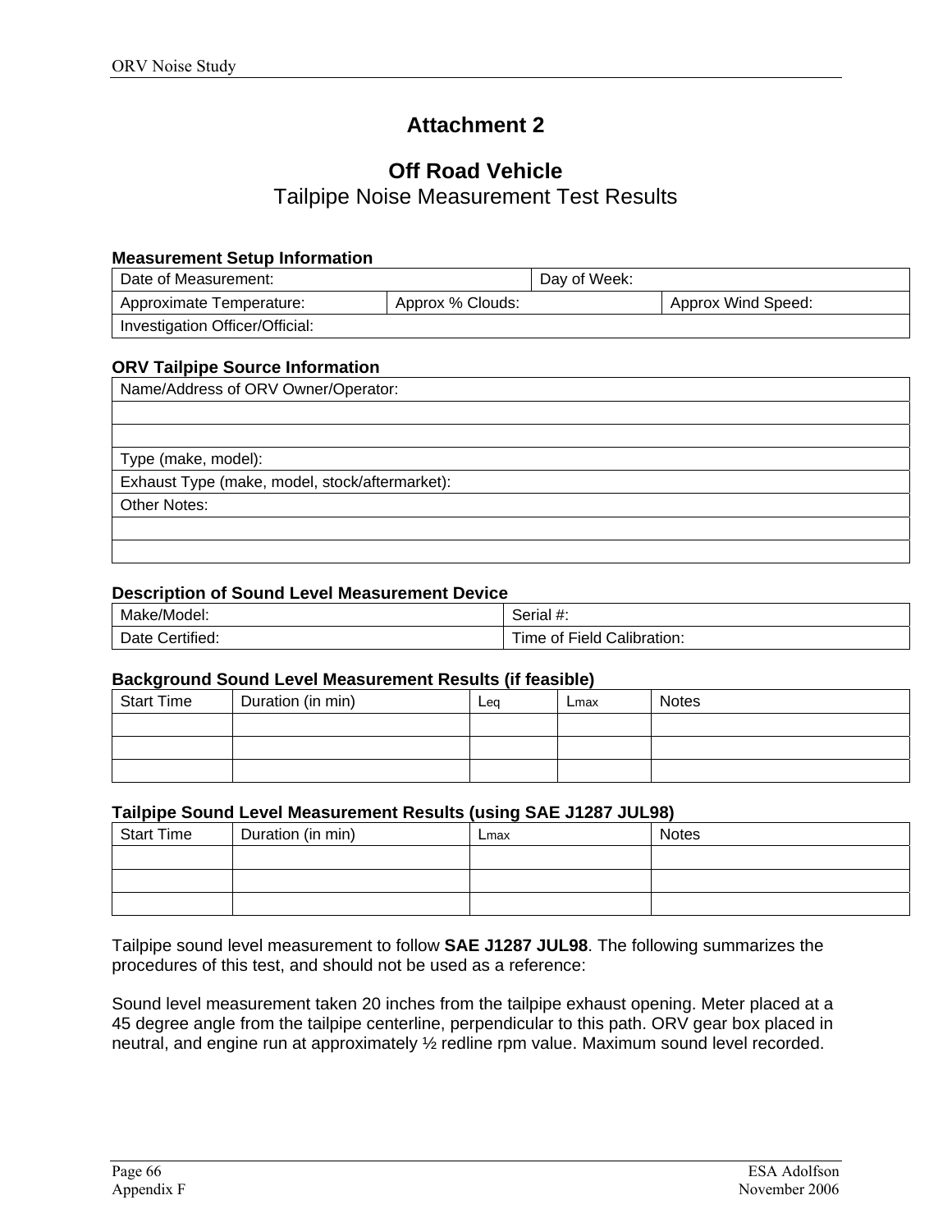# Attachment 2

## Off Road Vehicle

Tailpipe Noise Measurement Test Results

### Measurement Setup Information

| Date of Measurement: | | Day of Week: | |
|---|---|---|---|
| Approximate Temperature: | Approx % Clouds: | | Approx Wind Speed: |
| Investigation Officer/Official: | | | |

### ORV Tailpipe Source Information

| Name/Address of ORV Owner/Operator: |
|---|
| |
| |
| Type (make, model): |
| Exhaust Type (make, model, stock/aftermarket): |
| Other Notes: |
| |
| |

### Description of Sound Level Measurement Device

| Make/Model: | Serial #: |
|---|---|
| Date Certified: | Time of Field Calibration: |

### Background Sound Level Measurement Results (if feasible)

| Start Time | Duration (in min) | $L_{eq}$ | $L_{max}$ | Notes |
|---|---|---|---|---|
| | | | | |
| | | | | |
| | | | | |

### Tailpipe Sound Level Measurement Results (using SAE J1287 JUL98)

| Start Time | Duration (in min) | $L_{max}$ | Notes |
|---|---|---|---|
| | | | |
| | | | |
| | | | |

Tailpipe sound level measurement to follow **SAE J1287 JUL98**. The following summarizes the procedures of this test, and should not be used as a reference:

Sound level measurement taken 20 inches from the tailpipe exhaust opening. Meter placed at a 45 degree angle from the tailpipe centerline, perpendicular to this path. ORV gear box placed in neutral, and engine run at approximately ½ redline rpm value. Maximum sound level recorded.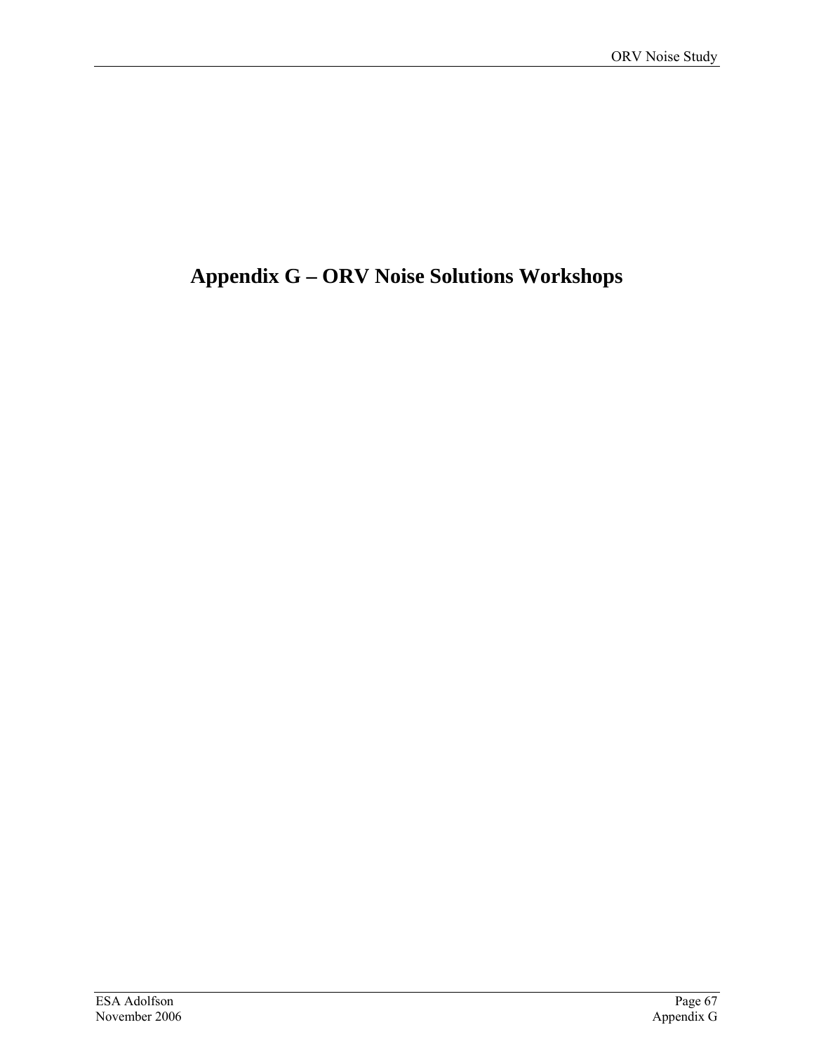# Appendix G – ORV Noise Solutions Workshops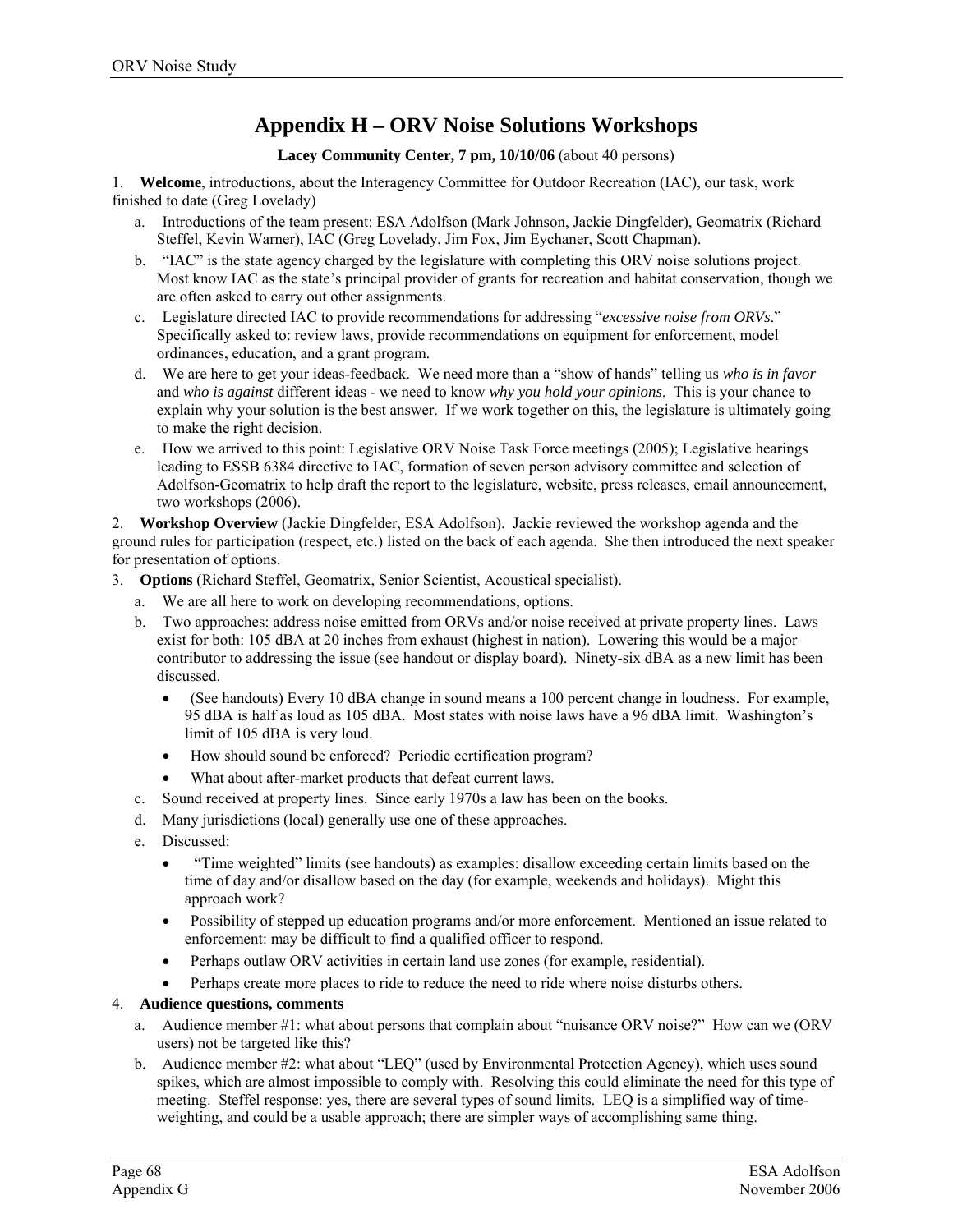# Appendix H – ORV Noise Solutions Workshops

**Lacey Community Center, 7 pm, 10/10/06** (about 40 persons)

1. **Welcome**, introductions, about the Interagency Committee for Outdoor Recreation (IAC), our task, work finished to date (Greg Lovelady)
   a. Introductions of the team present: ESA Adolfson (Mark Johnson, Jackie Dingfelder), Geomatrix (Richard Steffel, Kevin Warner), IAC (Greg Lovelady, Jim Fox, Jim Eychaner, Scott Chapman).
   b. "IAC" is the state agency charged by the legislature with completing this ORV noise solutions project. Most know IAC as the state's principal provider of grants for recreation and habitat conservation, though we are often asked to carry out other assignments.
   c. Legislature directed IAC to provide recommendations for addressing "*excessive noise from ORVs*." Specifically asked to: review laws, provide recommendations on equipment for enforcement, model ordinances, education, and a grant program.
   d. We are here to get your ideas-feedback. We need more than a "show of hands" telling us *who is in favor* and *who is against* different ideas - we need to know *why you hold your opinions*. This is your chance to explain why your solution is the best answer. If we work together on this, the legislature is ultimately going to make the right decision.
   e. How we arrived to this point: Legislative ORV Noise Task Force meetings (2005); Legislative hearings leading to ESSB 6384 directive to IAC, formation of seven person advisory committee and selection of Adolfson-Geomatrix to help draft the report to the legislature, website, press releases, email announcement, two workshops (2006).

2. **Workshop Overview** (Jackie Dingfelder, ESA Adolfson). Jackie reviewed the workshop agenda and the ground rules for participation (respect, etc.) listed on the back of each agenda. She then introduced the next speaker for presentation of options.

3. **Options** (Richard Steffel, Geomatrix, Senior Scientist, Acoustical specialist).
   a. We are all here to work on developing recommendations, options.
   b. Two approaches: address noise emitted from ORVs and/or noise received at private property lines. Laws exist for both: 105 dBA at 20 inches from exhaust (highest in nation). Lowering this would be a major contributor to addressing the issue (see handout or display board). Ninety-six dBA as a new limit has been discussed.
      - (See handouts) Every 10 dBA change in sound means a 100 percent change in loudness. For example, 95 dBA is half as loud as 105 dBA. Most states with noise laws have a 96 dBA limit. Washington's limit of 105 dBA is very loud.
      - How should sound be enforced? Periodic certification program?
      - What about after-market products that defeat current laws.
   c. Sound received at property lines. Since early 1970s a law has been on the books.
   d. Many jurisdictions (local) generally use one of these approaches.
   e. Discussed:
      - "Time weighted" limits (see handouts) as examples: disallow exceeding certain limits based on the time of day and/or disallow based on the day (for example, weekends and holidays). Might this approach work?
      - Possibility of stepped up education programs and/or more enforcement. Mentioned an issue related to enforcement: may be difficult to find a qualified officer to respond.
      - Perhaps outlaw ORV activities in certain land use zones (for example, residential).
      - Perhaps create more places to ride to reduce the need to ride where noise disturbs others.

4. **Audience questions, comments**
   a. Audience member #1: what about persons that complain about "nuisance ORV noise?" How can we (ORV users) not be targeted like this?
   b. Audience member #2: what about "LEQ" (used by Environmental Protection Agency), which uses sound spikes, which are almost impossible to comply with. Resolving this could eliminate the need for this type of meeting. Steffel response: yes, there are several types of sound limits. LEQ is a simplified way of time-weighting, and could be a usable approach; there are simpler ways of accomplishing same thing.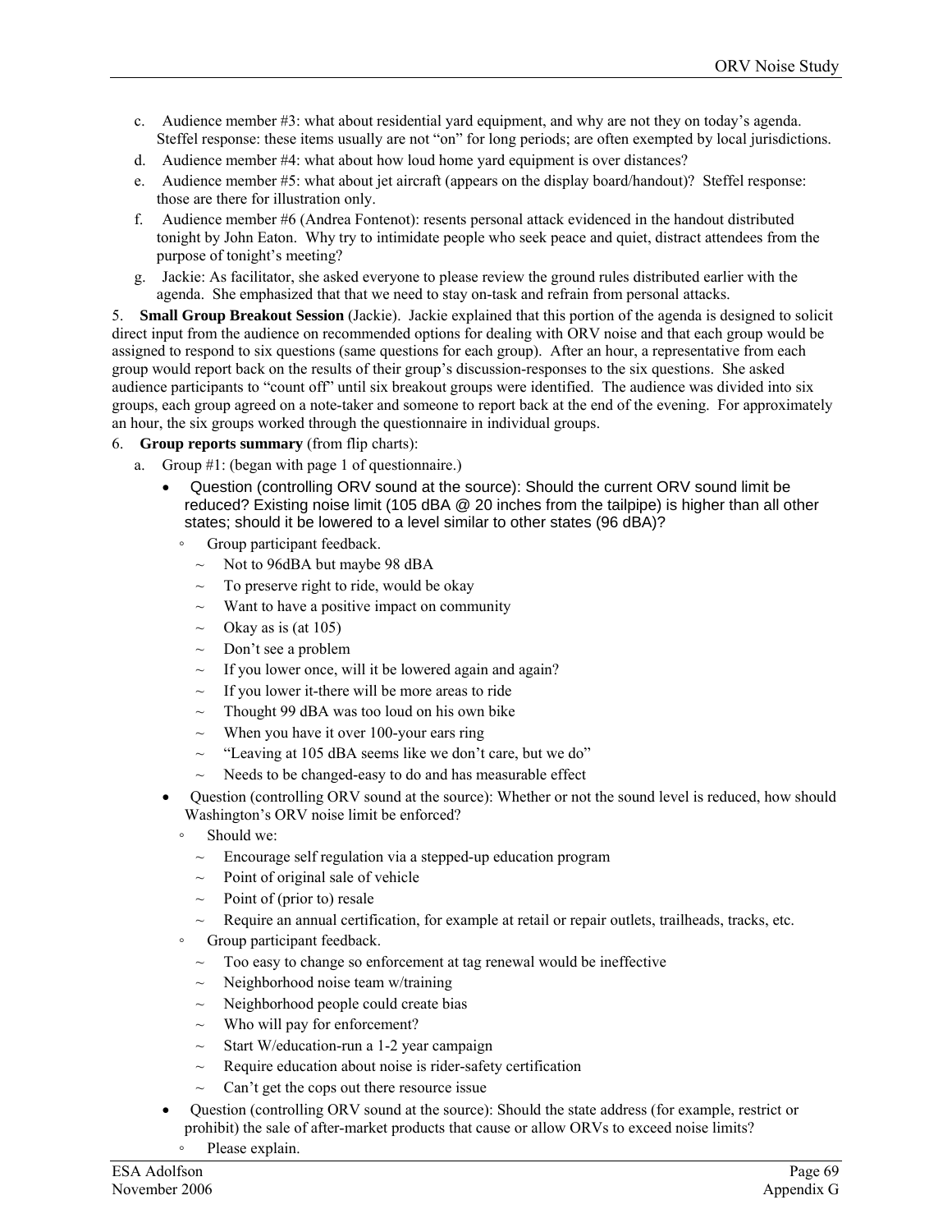c. Audience member #3: what about residential yard equipment, and why are not they on today's agenda. Steffel response: these items usually are not "on" for long periods; are often exempted by local jurisdictions.
d. Audience member #4: what about how loud home yard equipment is over distances?
e. Audience member #5: what about jet aircraft (appears on the display board/handout)? Steffel response: those are there for illustration only.
f. Audience member #6 (Andrea Fontenot): resents personal attack evidenced in the handout distributed tonight by John Eaton. Why try to intimidate people who seek peace and quiet, distract attendees from the purpose of tonight's meeting?
g. Jackie: As facilitator, she asked everyone to please review the ground rules distributed earlier with the agenda. She emphasized that that we need to stay on-task and refrain from personal attacks.

5. **Small Group Breakout Session** (Jackie). Jackie explained that this portion of the agenda is designed to solicit direct input from the audience on recommended options for dealing with ORV noise and that each group would be assigned to respond to six questions (same questions for each group). After an hour, a representative from each group would report back on the results of their group's discussion-responses to the six questions. She asked audience participants to "count off" until six breakout groups were identified. The audience was divided into six groups, each group agreed on a note-taker and someone to report back at the end of the evening. For approximately an hour, the six groups worked through the questionnaire in individual groups.

6. **Group reports summary** (from flip charts):
   a. Group #1: (began with page 1 of questionnaire.)
      - Question (controlling ORV sound at the source): Should the current ORV sound limit be reduced? Existing noise limit (105 dBA @ 20 inches from the tailpipe) is higher than all other states; should it be lowered to a level similar to other states (96 dBA)?
        - Group participant feedback.
          - ~ Not to 96dBA but maybe 98 dBA
          - ~ To preserve right to ride, would be okay
          - ~ Want to have a positive impact on community
          - ~ Okay as is (at 105)
          - ~ Don't see a problem
          - ~ If you lower once, will it be lowered again and again?
          - ~ If you lower it-there will be more areas to ride
          - ~ Thought 99 dBA was too loud on his own bike
          - ~ When you have it over 100-your ears ring
          - ~ "Leaving at 105 dBA seems like we don't care, but we do"
          - ~ Needs to be changed-easy to do and has measurable effect
      - Question (controlling ORV sound at the source): Whether or not the sound level is reduced, how should Washington's ORV noise limit be enforced?
        - Should we:
          - ~ Encourage self regulation via a stepped-up education program
          - ~ Point of original sale of vehicle
          - ~ Point of (prior to) resale
          - ~ Require an annual certification, for example at retail or repair outlets, trailheads, tracks, etc.
        - Group participant feedback.
          - ~ Too easy to change so enforcement at tag renewal would be ineffective
          - ~ Neighborhood noise team w/training
          - ~ Neighborhood people could create bias
          - ~ Who will pay for enforcement?
          - ~ Start W/education-run a 1-2 year campaign
          - ~ Require education about noise is rider-safety certification
          - ~ Can't get the cops out there resource issue
      - Question (controlling ORV sound at the source): Should the state address (for example, restrict or prohibit) the sale of after-market products that cause or allow ORVs to exceed noise limits?
        - Please explain.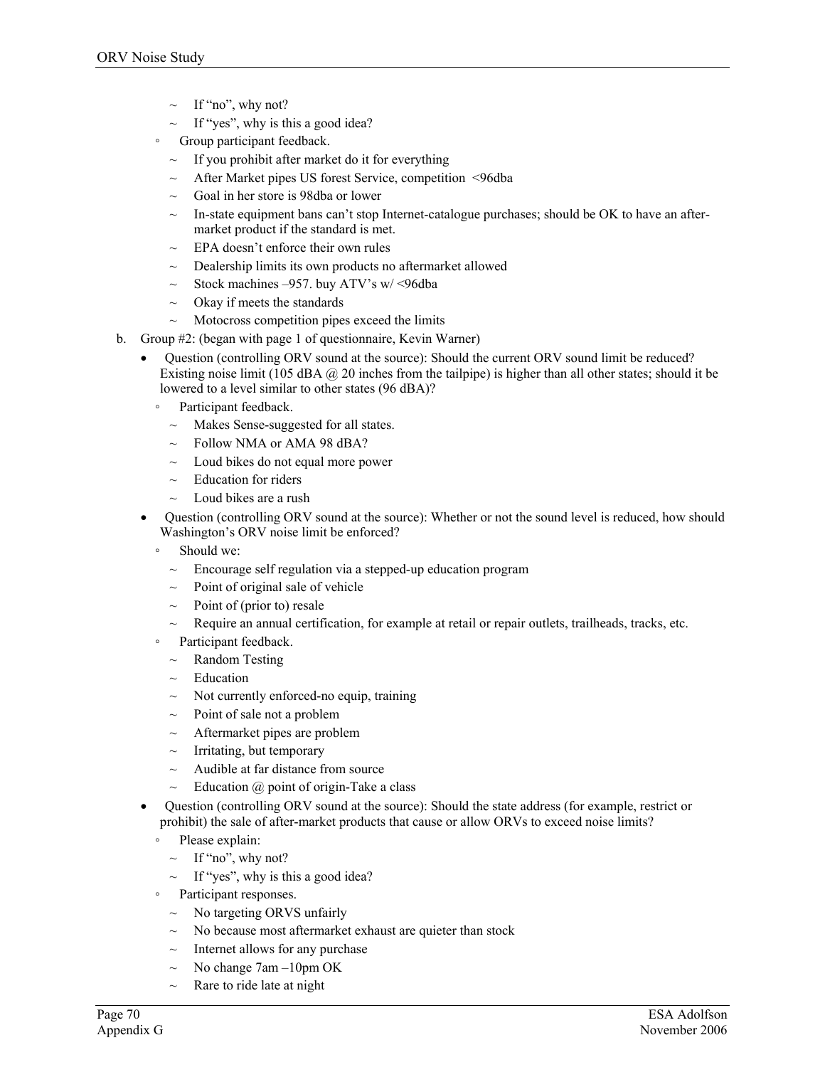- ~ If "no", why not?
  - ~ If "yes", why is this a good idea?
- ◦ Group participant feedback.
  - ~ If you prohibit after market do it for everything
  - ~ After Market pipes US forest Service, competition <96dba
  - ~ Goal in her store is 98dba or lower
  - ~ In-state equipment bans can't stop Internet-catalogue purchases; should be OK to have an after-market product if the standard is met.
  - ~ EPA doesn't enforce their own rules
  - ~ Dealership limits its own products no aftermarket allowed
  - ~ Stock machines –957. buy ATV's w/ <96dba
  - ~ Okay if meets the standards
  - ~ Motocross competition pipes exceed the limits

b. Group #2: (began with page 1 of questionnaire, Kevin Warner)

- Question (controlling ORV sound at the source): Should the current ORV sound limit be reduced? Existing noise limit (105 dBA @ 20 inches from the tailpipe) is higher than all other states; should it be lowered to a level similar to other states (96 dBA)?
  - ◦ Participant feedback.
    - ~ Makes Sense-suggested for all states.
    - ~ Follow NMA or AMA 98 dBA?
    - ~ Loud bikes do not equal more power
    - ~ Education for riders
    - ~ Loud bikes are a rush
- Question (controlling ORV sound at the source): Whether or not the sound level is reduced, how should Washington's ORV noise limit be enforced?
  - ◦ Should we:
    - ~ Encourage self regulation via a stepped-up education program
    - ~ Point of original sale of vehicle
    - ~ Point of (prior to) resale
    - ~ Require an annual certification, for example at retail or repair outlets, trailheads, tracks, etc.
  - ◦ Participant feedback.
    - ~ Random Testing
    - ~ Education
    - ~ Not currently enforced-no equip, training
    - ~ Point of sale not a problem
    - ~ Aftermarket pipes are problem
    - ~ Irritating, but temporary
    - ~ Audible at far distance from source
    - ~ Education @ point of origin-Take a class
- Question (controlling ORV sound at the source): Should the state address (for example, restrict or prohibit) the sale of after-market products that cause or allow ORVs to exceed noise limits?
  - ◦ Please explain:
    - ~ If "no", why not?
    - ~ If "yes", why is this a good idea?
  - ◦ Participant responses.
    - ~ No targeting ORVS unfairly
    - ~ No because most aftermarket exhaust are quieter than stock
    - ~ Internet allows for any purchase
    - ~ No change 7am –10pm OK
    - ~ Rare to ride late at night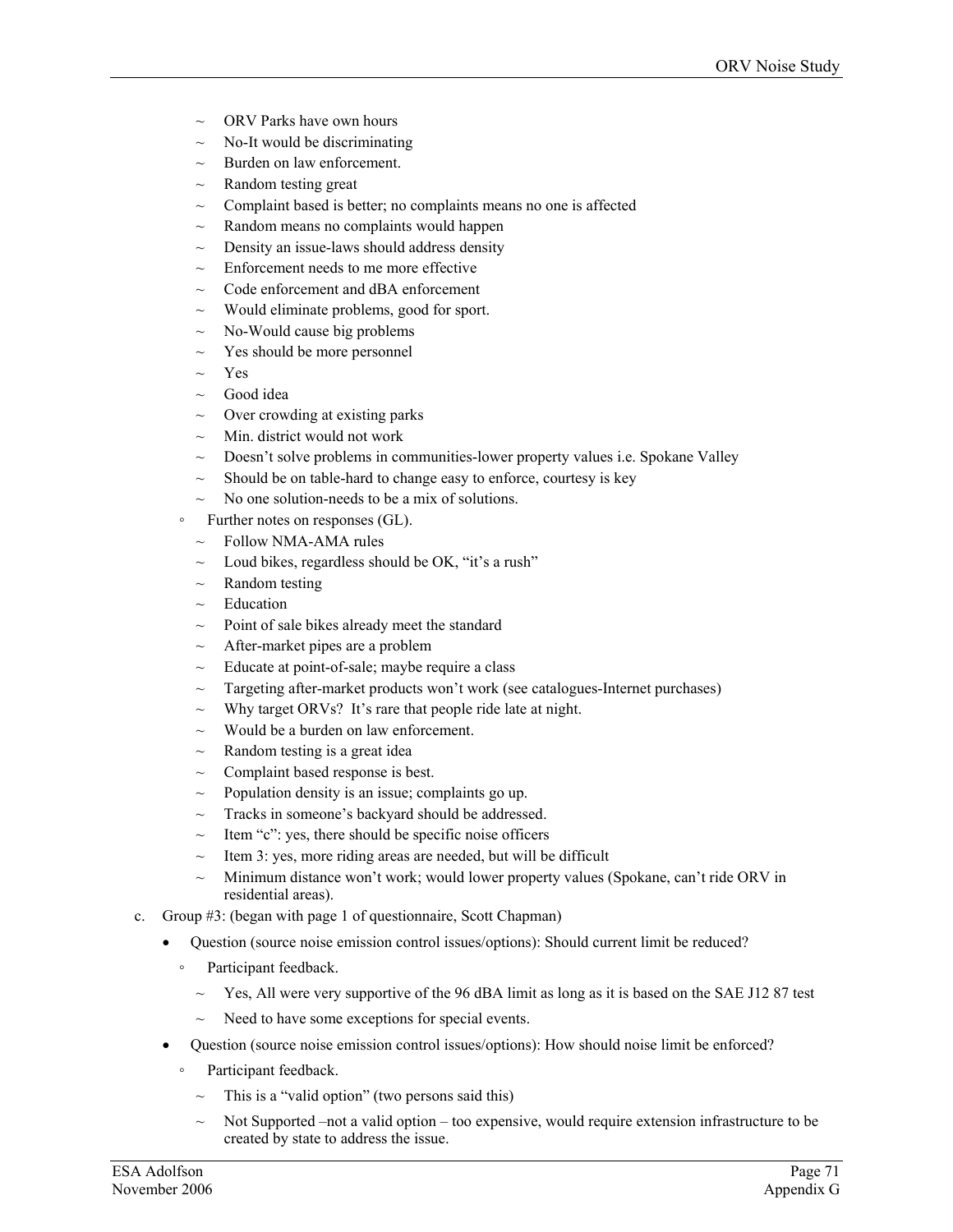- ~ ORV Parks have own hours
- ~ No-It would be discriminating
- ~ Burden on law enforcement.
- ~ Random testing great
- ~ Complaint based is better; no complaints means no one is affected
- ~ Random means no complaints would happen
- ~ Density an issue-laws should address density
- ~ Enforcement needs to me more effective
- ~ Code enforcement and dBA enforcement
- ~ Would eliminate problems, good for sport.
- ~ No-Would cause big problems
- ~ Yes should be more personnel
- ~ Yes
- ~ Good idea
- ~ Over crowding at existing parks
- ~ Min. district would not work
- ~ Doesn't solve problems in communities-lower property values i.e. Spokane Valley
- ~ Should be on table-hard to change easy to enforce, courtesy is key
- ~ No one solution-needs to be a mix of solutions.

◦ Further notes on responses (GL).

- ~ Follow NMA-AMA rules
- ~ Loud bikes, regardless should be OK, "it's a rush"
- ~ Random testing
- ~ Education
- ~ Point of sale bikes already meet the standard
- ~ After-market pipes are a problem
- ~ Educate at point-of-sale; maybe require a class
- ~ Targeting after-market products won't work (see catalogues-Internet purchases)
- ~ Why target ORVs? It's rare that people ride late at night.
- ~ Would be a burden on law enforcement.
- ~ Random testing is a great idea
- ~ Complaint based response is best.
- ~ Population density is an issue; complaints go up.
- ~ Tracks in someone's backyard should be addressed.
- ~ Item "c": yes, there should be specific noise officers
- ~ Item 3: yes, more riding areas are needed, but will be difficult
- ~ Minimum distance won't work; would lower property values (Spokane, can't ride ORV in residential areas).

c. Group #3: (began with page 1 of questionnaire, Scott Chapman)

- Question (source noise emission control issues/options): Should current limit be reduced?
  - ◦ Participant feedback.
    - ~ Yes, All were very supportive of the 96 dBA limit as long as it is based on the SAE J12 87 test
    - ~ Need to have some exceptions for special events.
- Question (source noise emission control issues/options): How should noise limit be enforced?
  - ◦ Participant feedback.
    - ~ This is a "valid option" (two persons said this)
    - ~ Not Supported –not a valid option – too expensive, would require extension infrastructure to be created by state to address the issue.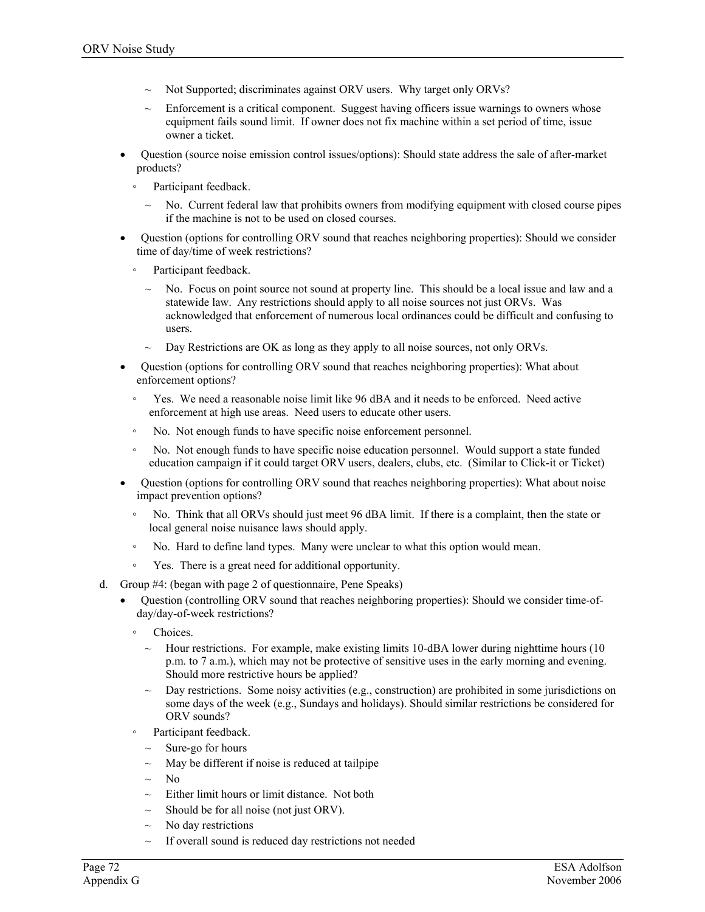- ~ Not Supported; discriminates against ORV users. Why target only ORVs?
  - ~ Enforcement is a critical component. Suggest having officers issue warnings to owners whose equipment fails sound limit. If owner does not fix machine within a set period of time, issue owner a ticket.

- Question (source noise emission control issues/options): Should state address the sale of after-market products?
  - ◦ Participant feedback.
    - ~ No. Current federal law that prohibits owners from modifying equipment with closed course pipes if the machine is not to be used on closed courses.
- Question (options for controlling ORV sound that reaches neighboring properties): Should we consider time of day/time of week restrictions?
  - ◦ Participant feedback.
    - ~ No. Focus on point source not sound at property line. This should be a local issue and law and a statewide law. Any restrictions should apply to all noise sources not just ORVs. Was acknowledged that enforcement of numerous local ordinances could be difficult and confusing to users.
    - ~ Day Restrictions are OK as long as they apply to all noise sources, not only ORVs.
- Question (options for controlling ORV sound that reaches neighboring properties): What about enforcement options?
  - ◦ Yes. We need a reasonable noise limit like 96 dBA and it needs to be enforced. Need active enforcement at high use areas. Need users to educate other users.
  - ◦ No. Not enough funds to have specific noise enforcement personnel.
  - ◦ No. Not enough funds to have specific noise education personnel. Would support a state funded education campaign if it could target ORV users, dealers, clubs, etc. (Similar to Click-it or Ticket)
- Question (options for controlling ORV sound that reaches neighboring properties): What about noise impact prevention options?
  - ◦ No. Think that all ORVs should just meet 96 dBA limit. If there is a complaint, then the state or local general noise nuisance laws should apply.
  - ◦ No. Hard to define land types. Many were unclear to what this option would mean.
  - ◦ Yes. There is a great need for additional opportunity.

d. Group #4: (began with page 2 of questionnaire, Pene Speaks)

- Question (controlling ORV sound that reaches neighboring properties): Should we consider time-of-day/day-of-week restrictions?
  - ◦ Choices.
    - ~ Hour restrictions. For example, make existing limits 10-dBA lower during nighttime hours (10 p.m. to 7 a.m.), which may not be protective of sensitive uses in the early morning and evening. Should more restrictive hours be applied?
    - ~ Day restrictions. Some noisy activities (e.g., construction) are prohibited in some jurisdictions on some days of the week (e.g., Sundays and holidays). Should similar restrictions be considered for ORV sounds?
  - ◦ Participant feedback.
    - ~ Sure-go for hours
    - ~ May be different if noise is reduced at tailpipe
    - ~ No
    - ~ Either limit hours or limit distance. Not both
    - ~ Should be for all noise (not just ORV).
    - ~ No day restrictions
    - ~ If overall sound is reduced day restrictions not needed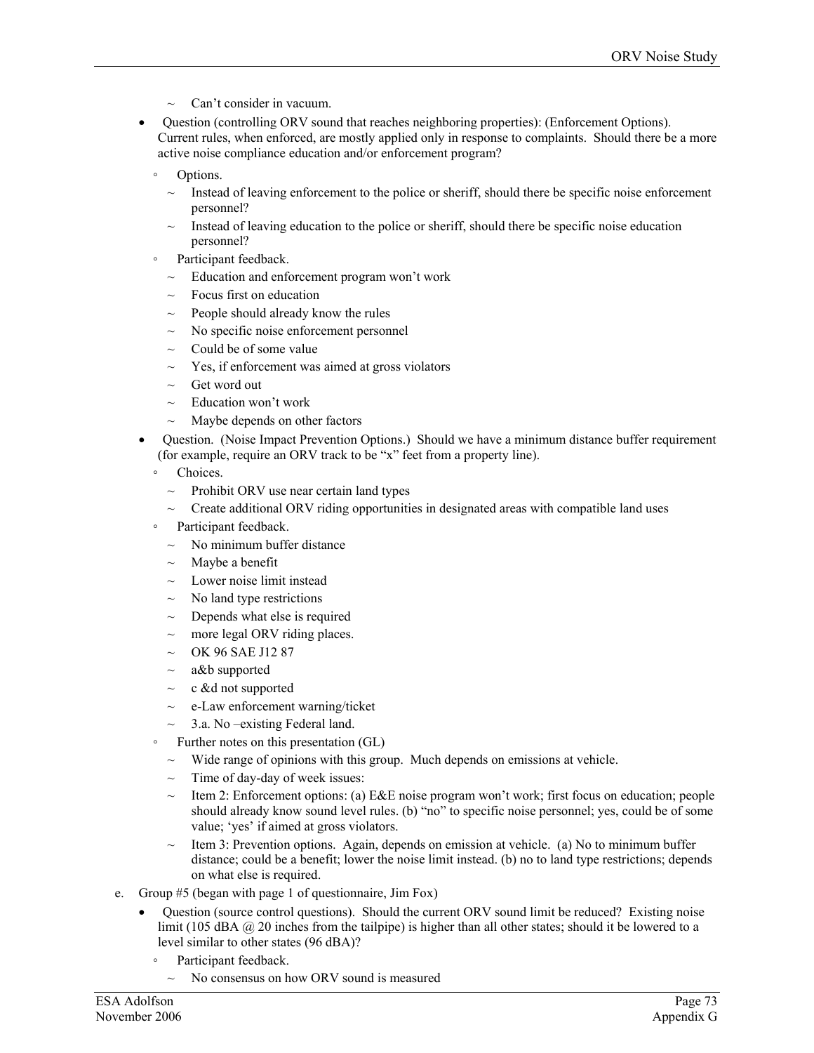- ~ Can't consider in vacuum.

- Question (controlling ORV sound that reaches neighboring properties): (Enforcement Options). Current rules, when enforced, are mostly applied only in response to complaints. Should there be a more active noise compliance education and/or enforcement program?
  - Options.
    - ~ Instead of leaving enforcement to the police or sheriff, should there be specific noise enforcement personnel?
    - ~ Instead of leaving education to the police or sheriff, should there be specific noise education personnel?
  - Participant feedback.
    - ~ Education and enforcement program won't work
    - ~ Focus first on education
    - ~ People should already know the rules
    - ~ No specific noise enforcement personnel
    - ~ Could be of some value
    - ~ Yes, if enforcement was aimed at gross violators
    - ~ Get word out
    - ~ Education won't work
    - ~ Maybe depends on other factors
- Question. (Noise Impact Prevention Options.) Should we have a minimum distance buffer requirement (for example, require an ORV track to be "x" feet from a property line).
  - Choices.
    - ~ Prohibit ORV use near certain land types
    - ~ Create additional ORV riding opportunities in designated areas with compatible land uses
  - Participant feedback.
    - ~ No minimum buffer distance
    - ~ Maybe a benefit
    - ~ Lower noise limit instead
    - ~ No land type restrictions
    - ~ Depends what else is required
    - ~ more legal ORV riding places.
    - ~ OK 96 SAE J12 87
    - ~ a&b supported
    - ~ c &d not supported
    - ~ e-Law enforcement warning/ticket
    - ~ 3.a. No –existing Federal land.
  - Further notes on this presentation (GL)
    - ~ Wide range of opinions with this group. Much depends on emissions at vehicle.
    - ~ Time of day-day of week issues:
    - ~ Item 2: Enforcement options: (a) E&E noise program won't work; first focus on education; people should already know sound level rules. (b) "no" to specific noise personnel; yes, could be of some value; 'yes' if aimed at gross violators.
    - ~ Item 3: Prevention options. Again, depends on emission at vehicle. (a) No to minimum buffer distance; could be a benefit; lower the noise limit instead. (b) no to land type restrictions; depends on what else is required.

e. Group #5 (began with page 1 of questionnaire, Jim Fox)

- Question (source control questions). Should the current ORV sound limit be reduced? Existing noise limit (105 dBA @ 20 inches from the tailpipe) is higher than all other states; should it be lowered to a level similar to other states (96 dBA)?
  - Participant feedback.
    - ~ No consensus on how ORV sound is measured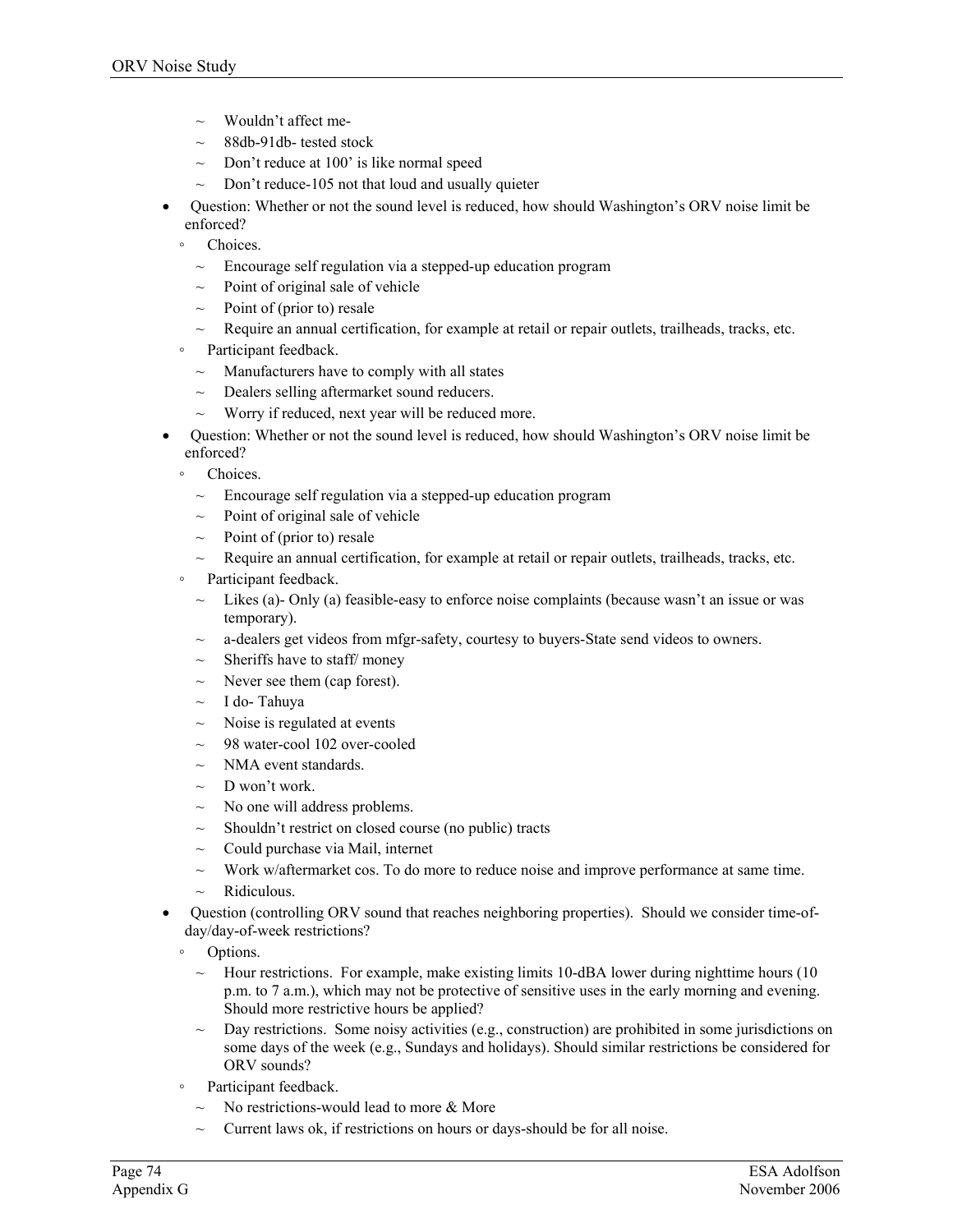- Wouldn't affect me-
  - 88db-91db- tested stock
  - Don't reduce at 100' is like normal speed
  - Don't reduce-105 not that loud and usually quieter
- Question: Whether or not the sound level is reduced, how should Washington's ORV noise limit be enforced?
  - Choices.
    - Encourage self regulation via a stepped-up education program
    - Point of original sale of vehicle
    - Point of (prior to) resale
    - Require an annual certification, for example at retail or repair outlets, trailheads, tracks, etc.
  - Participant feedback.
    - Manufacturers have to comply with all states
    - Dealers selling aftermarket sound reducers.
    - Worry if reduced, next year will be reduced more.
- Question: Whether or not the sound level is reduced, how should Washington's ORV noise limit be enforced?
  - Choices.
    - Encourage self regulation via a stepped-up education program
    - Point of original sale of vehicle
    - Point of (prior to) resale
    - Require an annual certification, for example at retail or repair outlets, trailheads, tracks, etc.
  - Participant feedback.
    - Likes (a)- Only (a) feasible-easy to enforce noise complaints (because wasn't an issue or was temporary).
    - a-dealers get videos from mfgr-safety, courtesy to buyers-State send videos to owners.
    - Sheriffs have to staff/ money
    - Never see them (cap forest).
    - I do- Tahuya
    - Noise is regulated at events
    - 98 water-cool 102 over-cooled
    - NMA event standards.
    - D won't work.
    - No one will address problems.
    - Shouldn't restrict on closed course (no public) tracts
    - Could purchase via Mail, internet
    - Work w/aftermarket cos. To do more to reduce noise and improve performance at same time.
    - Ridiculous.
- Question (controlling ORV sound that reaches neighboring properties). Should we consider time-of-day/day-of-week restrictions?
  - Options.
    - Hour restrictions. For example, make existing limits 10-dBA lower during nighttime hours (10 p.m. to 7 a.m.), which may not be protective of sensitive uses in the early morning and evening. Should more restrictive hours be applied?
    - Day restrictions. Some noisy activities (e.g., construction) are prohibited in some jurisdictions on some days of the week (e.g., Sundays and holidays). Should similar restrictions be considered for ORV sounds?
  - Participant feedback.
    - No restrictions-would lead to more & More
    - Current laws ok, if restrictions on hours or days-should be for all noise.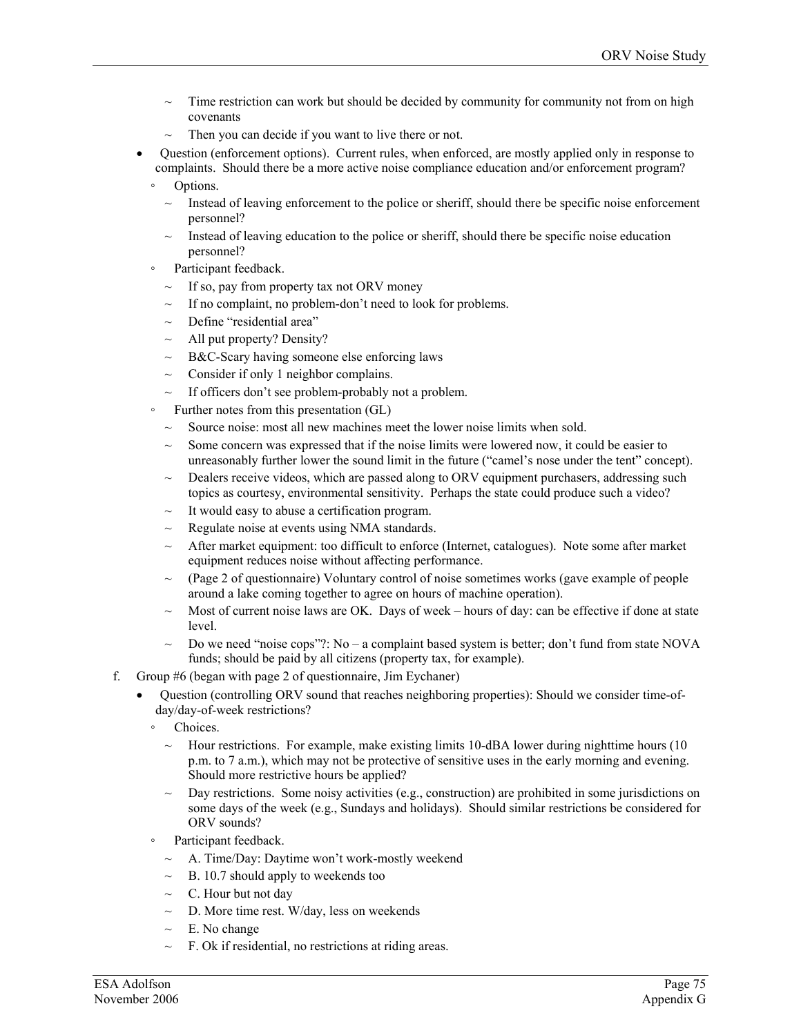- ~ Time restriction can work but should be decided by community for community not from on high covenants
  - ~ Then you can decide if you want to live there or not.
- Question (enforcement options). Current rules, when enforced, are mostly applied only in response to complaints. Should there be a more active noise compliance education and/or enforcement program?
  - ◦ Options.
    - ~ Instead of leaving enforcement to the police or sheriff, should there be specific noise enforcement personnel?
    - ~ Instead of leaving education to the police or sheriff, should there be specific noise education personnel?
  - ◦ Participant feedback.
    - ~ If so, pay from property tax not ORV money
    - ~ If no complaint, no problem-don't need to look for problems.
    - ~ Define "residential area"
    - ~ All put property? Density?
    - ~ B&C-Scary having someone else enforcing laws
    - ~ Consider if only 1 neighbor complains.
    - ~ If officers don't see problem-probably not a problem.
  - ◦ Further notes from this presentation (GL)
    - ~ Source noise: most all new machines meet the lower noise limits when sold.
    - ~ Some concern was expressed that if the noise limits were lowered now, it could be easier to unreasonably further lower the sound limit in the future ("camel's nose under the tent" concept).
    - ~ Dealers receive videos, which are passed along to ORV equipment purchasers, addressing such topics as courtesy, environmental sensitivity. Perhaps the state could produce such a video?
    - ~ It would easy to abuse a certification program.
    - ~ Regulate noise at events using NMA standards.
    - ~ After market equipment: too difficult to enforce (Internet, catalogues). Note some after market equipment reduces noise without affecting performance.
    - ~ (Page 2 of questionnaire) Voluntary control of noise sometimes works (gave example of people around a lake coming together to agree on hours of machine operation).
    - ~ Most of current noise laws are OK. Days of week – hours of day: can be effective if done at state level.
    - ~ Do we need "noise cops"?: No – a complaint based system is better; don't fund from state NOVA funds; should be paid by all citizens (property tax, for example).

f. Group #6 (began with page 2 of questionnaire, Jim Eychaner)

- Question (controlling ORV sound that reaches neighboring properties): Should we consider time-of-day/day-of-week restrictions?
  - ◦ Choices.
    - ~ Hour restrictions. For example, make existing limits 10-dBA lower during nighttime hours (10 p.m. to 7 a.m.), which may not be protective of sensitive uses in the early morning and evening. Should more restrictive hours be applied?
    - ~ Day restrictions. Some noisy activities (e.g., construction) are prohibited in some jurisdictions on some days of the week (e.g., Sundays and holidays). Should similar restrictions be considered for ORV sounds?
  - ◦ Participant feedback.
    - ~ A. Time/Day: Daytime won't work-mostly weekend
    - ~ B. 10.7 should apply to weekends too
    - ~ C. Hour but not day
    - ~ D. More time rest. W/day, less on weekends
    - ~ E. No change
    - ~ F. Ok if residential, no restrictions at riding areas.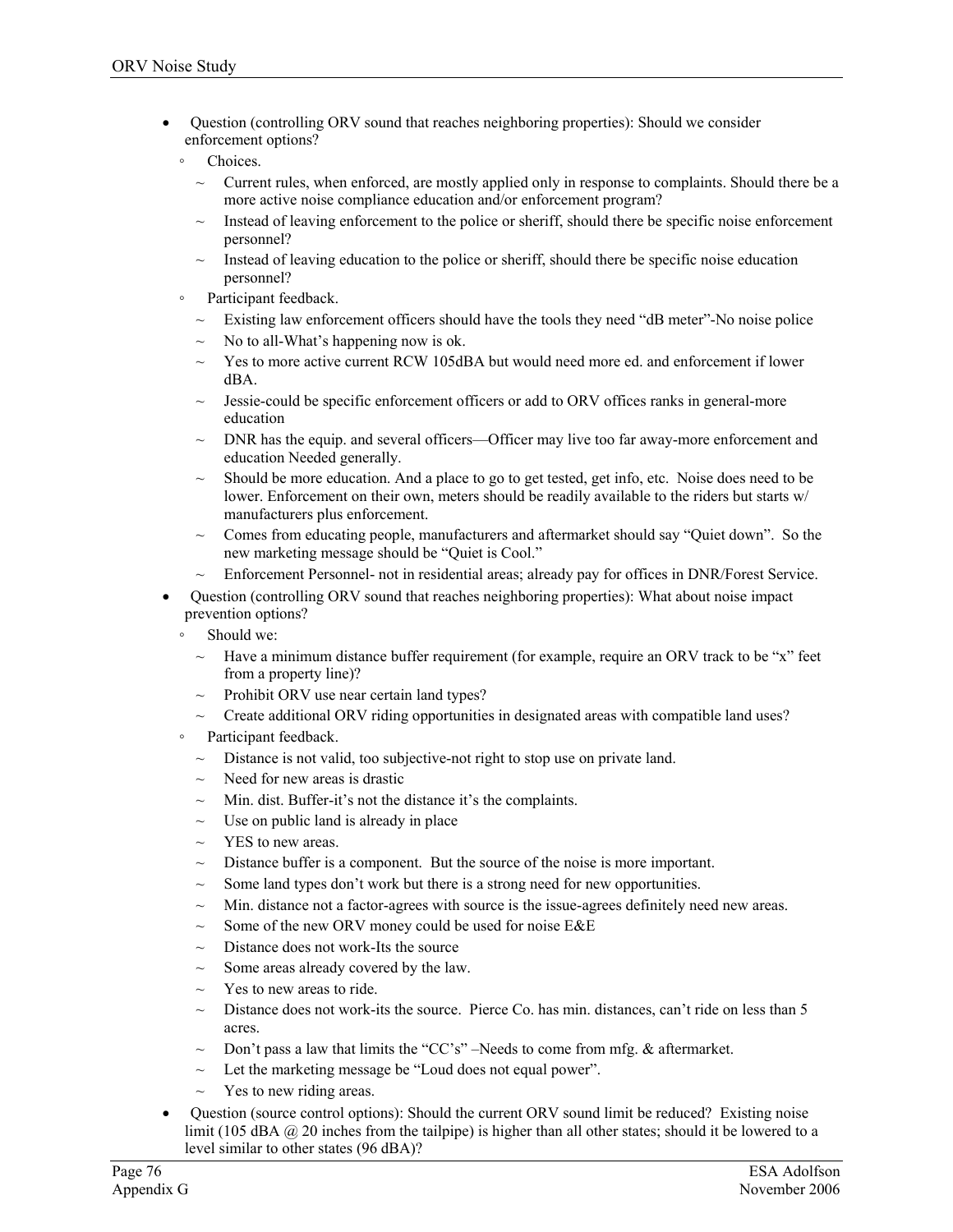- Question (controlling ORV sound that reaches neighboring properties): Should we consider enforcement options?
  - Choices.
    - Current rules, when enforced, are mostly applied only in response to complaints. Should there be a more active noise compliance education and/or enforcement program?
    - Instead of leaving enforcement to the police or sheriff, should there be specific noise enforcement personnel?
    - Instead of leaving education to the police or sheriff, should there be specific noise education personnel?
  - Participant feedback.
    - Existing law enforcement officers should have the tools they need "dB meter"-No noise police
    - No to all-What's happening now is ok.
    - Yes to more active current RCW 105dBA but would need more ed. and enforcement if lower dBA.
    - Jessie-could be specific enforcement officers or add to ORV offices ranks in general-more education
    - DNR has the equip. and several officers—Officer may live too far away-more enforcement and education Needed generally.
    - Should be more education. And a place to go to get tested, get info, etc. Noise does need to be lower. Enforcement on their own, meters should be readily available to the riders but starts w/ manufacturers plus enforcement.
    - Comes from educating people, manufacturers and aftermarket should say "Quiet down". So the new marketing message should be "Quiet is Cool."
    - Enforcement Personnel- not in residential areas; already pay for offices in DNR/Forest Service.
- Question (controlling ORV sound that reaches neighboring properties): What about noise impact prevention options?
  - Should we:
    - Have a minimum distance buffer requirement (for example, require an ORV track to be "x" feet from a property line)?
    - Prohibit ORV use near certain land types?
    - Create additional ORV riding opportunities in designated areas with compatible land uses?
  - Participant feedback.
    - Distance is not valid, too subjective-not right to stop use on private land.
    - Need for new areas is drastic
    - Min. dist. Buffer-it's not the distance it's the complaints.
    - Use on public land is already in place
    - YES to new areas.
    - Distance buffer is a component. But the source of the noise is more important.
    - Some land types don't work but there is a strong need for new opportunities.
    - Min. distance not a factor-agrees with source is the issue-agrees definitely need new areas.
    - Some of the new ORV money could be used for noise E&E
    - Distance does not work-Its the source
    - Some areas already covered by the law.
    - Yes to new areas to ride.
    - Distance does not work-its the source. Pierce Co. has min. distances, can't ride on less than 5 acres.
    - Don't pass a law that limits the "CC's" –Needs to come from mfg. & aftermarket.
    - Let the marketing message be "Loud does not equal power".
    - Yes to new riding areas.
- Question (source control options): Should the current ORV sound limit be reduced? Existing noise limit (105 dBA @ 20 inches from the tailpipe) is higher than all other states; should it be lowered to a level similar to other states (96 dBA)?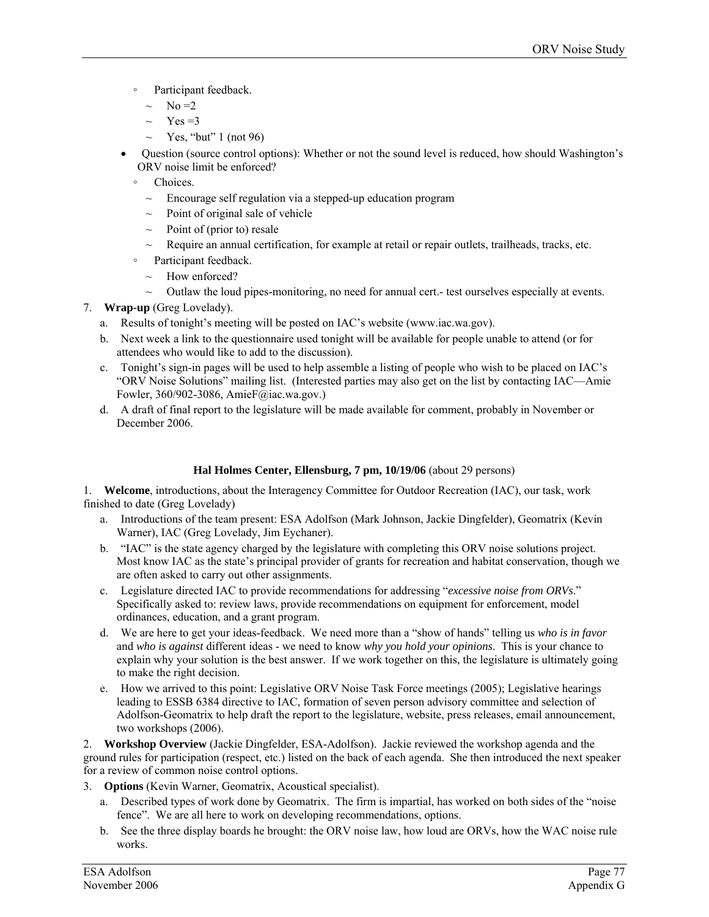- Participant feedback.
  - No =2
  - Yes =3
  - Yes, "but" 1 (not 96)
- Question (source control options): Whether or not the sound level is reduced, how should Washington's ORV noise limit be enforced?
  - Choices.
    - Encourage self regulation via a stepped-up education program
    - Point of original sale of vehicle
    - Point of (prior to) resale
    - Require an annual certification, for example at retail or repair outlets, trailheads, tracks, etc.
  - Participant feedback.
    - How enforced?
    - Outlaw the loud pipes-monitoring, no need for annual cert.- test ourselves especially at events.

7. **Wrap-up** (Greg Lovelady).
   a. Results of tonight's meeting will be posted on IAC's website (www.iac.wa.gov).
   b. Next week a link to the questionnaire used tonight will be available for people unable to attend (or for attendees who would like to add to the discussion).
   c. Tonight's sign-in pages will be used to help assemble a listing of people who wish to be placed on IAC's "ORV Noise Solutions" mailing list. (Interested parties may also get on the list by contacting IAC—Amie Fowler, 360/902-3086, AmieF@iac.wa.gov.)
   d. A draft of final report to the legislature will be made available for comment, probably in November or December 2006.

**Hal Holmes Center, Ellensburg, 7 pm, 10/19/06** (about 29 persons)

1. **Welcome**, introductions, about the Interagency Committee for Outdoor Recreation (IAC), our task, work finished to date (Greg Lovelady)
   a. Introductions of the team present: ESA Adolfson (Mark Johnson, Jackie Dingfelder), Geomatrix (Kevin Warner), IAC (Greg Lovelady, Jim Eychaner).
   b. "IAC" is the state agency charged by the legislature with completing this ORV noise solutions project. Most know IAC as the state's principal provider of grants for recreation and habitat conservation, though we are often asked to carry out other assignments.
   c. Legislature directed IAC to provide recommendations for addressing "*excessive noise from ORVs*." Specifically asked to: review laws, provide recommendations on equipment for enforcement, model ordinances, education, and a grant program.
   d. We are here to get your ideas-feedback. We need more than a "show of hands" telling us *who is in favor* and *who is against* different ideas - we need to know *why you hold your opinions*. This is your chance to explain why your solution is the best answer. If we work together on this, the legislature is ultimately going to make the right decision.
   e. How we arrived to this point: Legislative ORV Noise Task Force meetings (2005); Legislative hearings leading to ESSB 6384 directive to IAC, formation of seven person advisory committee and selection of Adolfson-Geomatrix to help draft the report to the legislature, website, press releases, email announcement, two workshops (2006).

2. **Workshop Overview** (Jackie Dingfelder, ESA-Adolfson). Jackie reviewed the workshop agenda and the ground rules for participation (respect, etc.) listed on the back of each agenda. She then introduced the next speaker for a review of common noise control options.

3. **Options** (Kevin Warner, Geomatrix, Acoustical specialist).
   a. Described types of work done by Geomatrix. The firm is impartial, has worked on both sides of the "noise fence". We are all here to work on developing recommendations, options.
   b. See the three display boards he brought: the ORV noise law, how loud are ORVs, how the WAC noise rule works.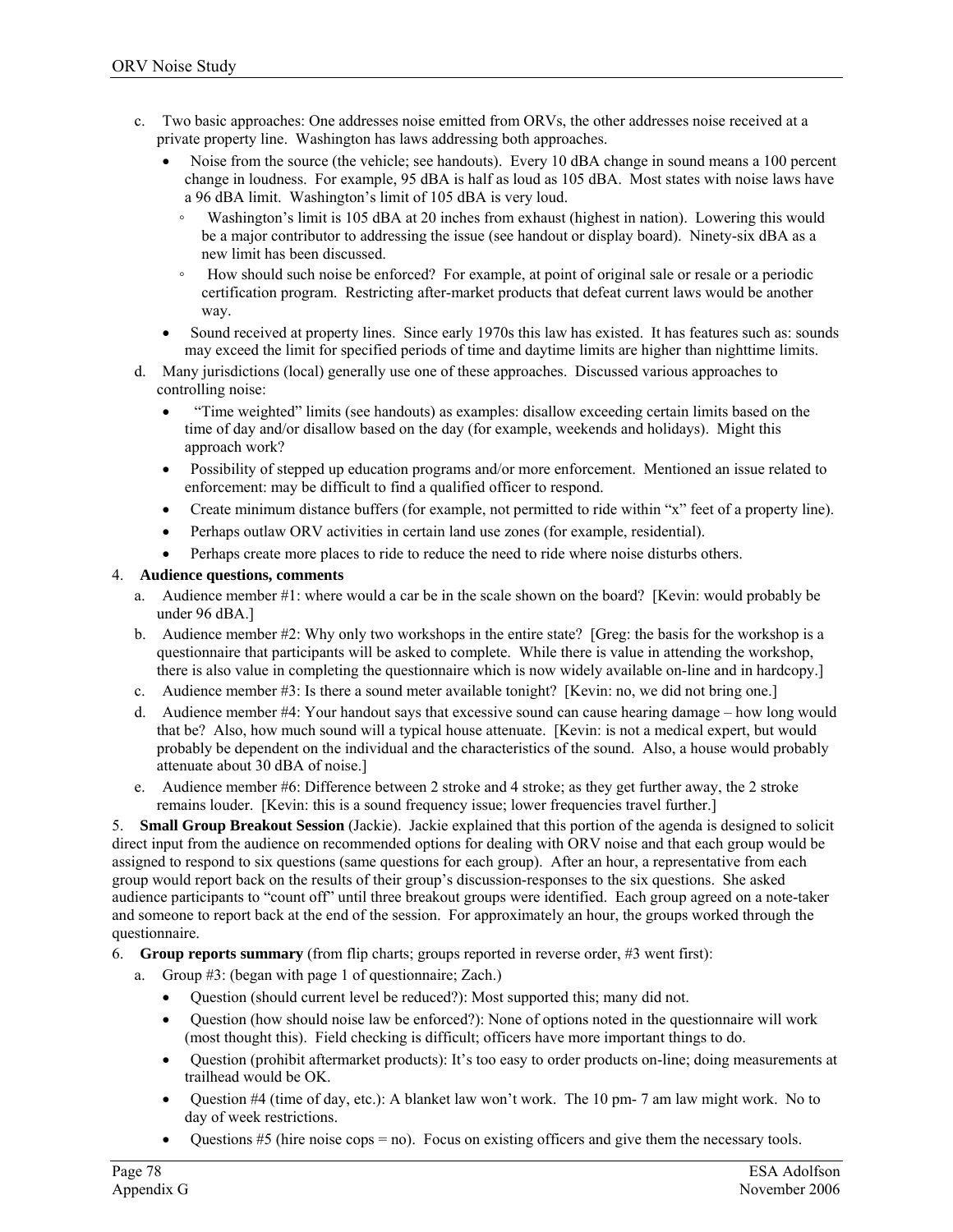c. Two basic approaches: One addresses noise emitted from ORVs, the other addresses noise received at a private property line. Washington has laws addressing both approaches.
   - Noise from the source (the vehicle; see handouts). Every 10 dBA change in sound means a 100 percent change in loudness. For example, 95 dBA is half as loud as 105 dBA. Most states with noise laws have a 96 dBA limit. Washington's limit of 105 dBA is very loud.
     - Washington's limit is 105 dBA at 20 inches from exhaust (highest in nation). Lowering this would be a major contributor to addressing the issue (see handout or display board). Ninety-six dBA as a new limit has been discussed.
     - How should such noise be enforced? For example, at point of original sale or resale or a periodic certification program. Restricting after-market products that defeat current laws would be another way.
   - Sound received at property lines. Since early 1970s this law has existed. It has features such as: sounds may exceed the limit for specified periods of time and daytime limits are higher than nighttime limits.

d. Many jurisdictions (local) generally use one of these approaches. Discussed various approaches to controlling noise:
   - "Time weighted" limits (see handouts) as examples: disallow exceeding certain limits based on the time of day and/or disallow based on the day (for example, weekends and holidays). Might this approach work?
   - Possibility of stepped up education programs and/or more enforcement. Mentioned an issue related to enforcement: may be difficult to find a qualified officer to respond.
   - Create minimum distance buffers (for example, not permitted to ride within "x" feet of a property line).
   - Perhaps outlaw ORV activities in certain land use zones (for example, residential).
   - Perhaps create more places to ride to reduce the need to ride where noise disturbs others.

4. **Audience questions, comments**
   a. Audience member #1: where would a car be in the scale shown on the board? [Kevin: would probably be under 96 dBA.]
   b. Audience member #2: Why only two workshops in the entire state? [Greg: the basis for the workshop is a questionnaire that participants will be asked to complete. While there is value in attending the workshop, there is also value in completing the questionnaire which is now widely available on-line and in hardcopy.]
   c. Audience member #3: Is there a sound meter available tonight? [Kevin: no, we did not bring one.]
   d. Audience member #4: Your handout says that excessive sound can cause hearing damage – how long would that be? Also, how much sound will a typical house attenuate. [Kevin: is not a medical expert, but would probably be dependent on the individual and the characteristics of the sound. Also, a house would probably attenuate about 30 dBA of noise.]
   e. Audience member #6: Difference between 2 stroke and 4 stroke; as they get further away, the 2 stroke remains louder. [Kevin: this is a sound frequency issue; lower frequencies travel further.]

5. **Small Group Breakout Session** (Jackie). Jackie explained that this portion of the agenda is designed to solicit direct input from the audience on recommended options for dealing with ORV noise and that each group would be assigned to respond to six questions (same questions for each group). After an hour, a representative from each group would report back on the results of their group's discussion-responses to the six questions. She asked audience participants to "count off" until three breakout groups were identified. Each group agreed on a note-taker and someone to report back at the end of the session. For approximately an hour, the groups worked through the questionnaire.

6. **Group reports summary** (from flip charts; groups reported in reverse order, #3 went first):
   a. Group #3: (began with page 1 of questionnaire; Zach.)
      - Question (should current level be reduced?): Most supported this; many did not.
      - Question (how should noise law be enforced?): None of options noted in the questionnaire will work (most thought this). Field checking is difficult; officers have more important things to do.
      - Question (prohibit aftermarket products): It's too easy to order products on-line; doing measurements at trailhead would be OK.
      - Question #4 (time of day, etc.): A blanket law won't work. The 10 pm- 7 am law might work. No to day of week restrictions.
      - Questions #5 (hire noise cops = no). Focus on existing officers and give them the necessary tools.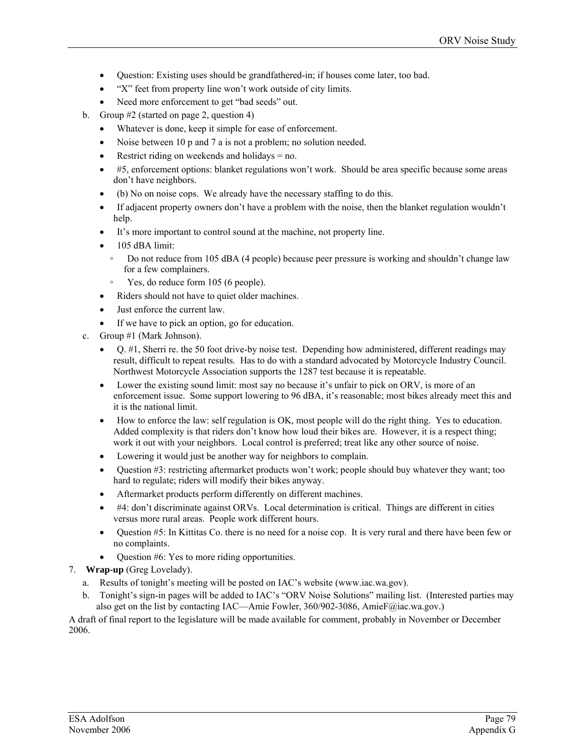- Question: Existing uses should be grandfathered-in; if houses come later, too bad.
- "X" feet from property line won't work outside of city limits.
- Need more enforcement to get "bad seeds" out.

b. Group #2 (started on page 2, question 4)

- Whatever is done, keep it simple for ease of enforcement.
- Noise between 10 p and 7 a is not a problem; no solution needed.
- Restrict riding on weekends and holidays = no.
- #5, enforcement options: blanket regulations won't work. Should be area specific because some areas don't have neighbors.
- (b) No on noise cops. We already have the necessary staffing to do this.
- If adjacent property owners don't have a problem with the noise, then the blanket regulation wouldn't help.
- It's more important to control sound at the machine, not property line.
- 105 dBA limit:
  - Do not reduce from 105 dBA (4 people) because peer pressure is working and shouldn't change law for a few complainers.
  - Yes, do reduce form 105 (6 people).
- Riders should not have to quiet older machines.
- Just enforce the current law.
- If we have to pick an option, go for education.

c. Group #1 (Mark Johnson).

- Q. #1, Sherri re. the 50 foot drive-by noise test. Depending how administered, different readings may result, difficult to repeat results. Has to do with a standard advocated by Motorcycle Industry Council. Northwest Motorcycle Association supports the 1287 test because it is repeatable.
- Lower the existing sound limit: most say no because it's unfair to pick on ORV, is more of an enforcement issue. Some support lowering to 96 dBA, it's reasonable; most bikes already meet this and it is the national limit.
- How to enforce the law: self regulation is OK, most people will do the right thing. Yes to education. Added complexity is that riders don't know how loud their bikes are. However, it is a respect thing; work it out with your neighbors. Local control is preferred; treat like any other source of noise.
- Lowering it would just be another way for neighbors to complain.
- Question #3: restricting aftermarket products won't work; people should buy whatever they want; too hard to regulate; riders will modify their bikes anyway.
- Aftermarket products perform differently on different machines.
- #4: don't discriminate against ORVs. Local determination is critical. Things are different in cities versus more rural areas. People work different hours.
- Question #5: In Kittitas Co. there is no need for a noise cop. It is very rural and there have been few or no complaints.
- Question #6: Yes to more riding opportunities.

7. **Wrap-up** (Greg Lovelady).

a. Results of tonight's meeting will be posted on IAC's website (www.iac.wa.gov).

b. Tonight's sign-in pages will be added to IAC's "ORV Noise Solutions" mailing list. (Interested parties may also get on the list by contacting IAC—Amie Fowler, 360/902-3086, AmieF@iac.wa.gov.)

A draft of final report to the legislature will be made available for comment, probably in November or December 2006.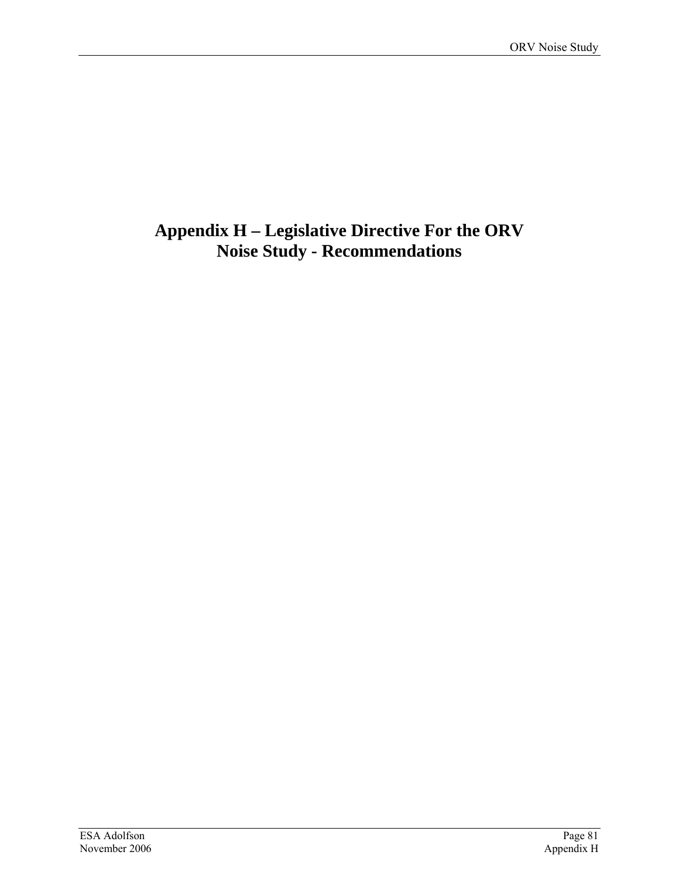# Appendix H – Legislative Directive For the ORV Noise Study - Recommendations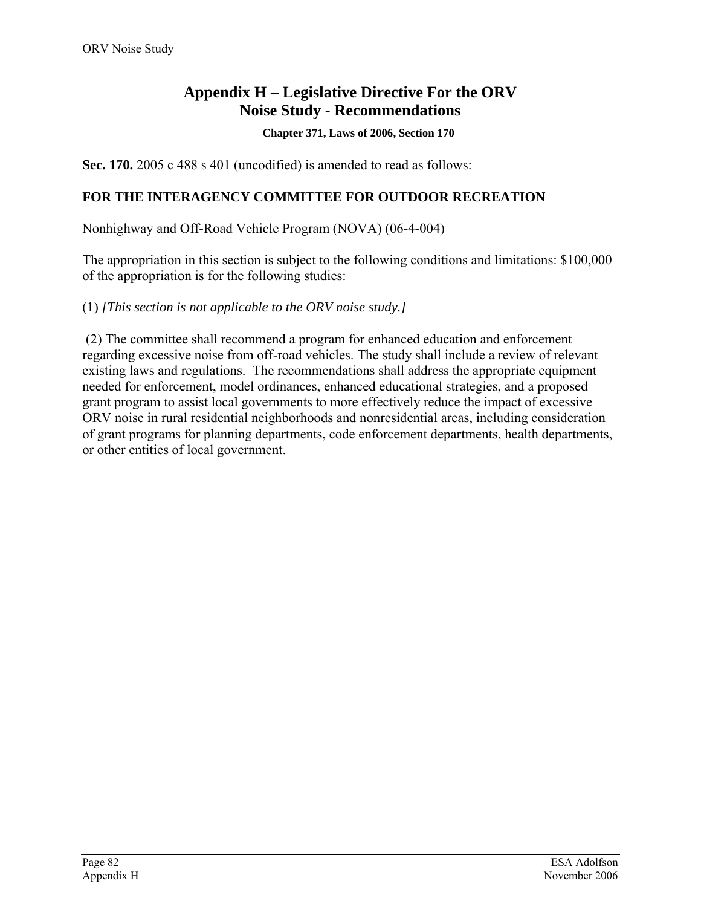# Appendix H – Legislative Directive For the ORV Noise Study - Recommendations

**Chapter 371, Laws of 2006, Section 170**

**Sec. 170.** 2005 c 488 s 401 (uncodified) is amended to read as follows:

**FOR THE INTERAGENCY COMMITTEE FOR OUTDOOR RECREATION**

Nonhighway and Off-Road Vehicle Program (NOVA) (06-4-004)

The appropriation in this section is subject to the following conditions and limitations: $100,000 of the appropriation is for the following studies:

(1) *[This section is not applicable to the ORV noise study.]*

(2) The committee shall recommend a program for enhanced education and enforcement regarding excessive noise from off-road vehicles. The study shall include a review of relevant existing laws and regulations. The recommendations shall address the appropriate equipment needed for enforcement, model ordinances, enhanced educational strategies, and a proposed grant program to assist local governments to more effectively reduce the impact of excessive ORV noise in rural residential neighborhoods and nonresidential areas, including consideration of grant programs for planning departments, code enforcement departments, health departments, or other entities of local government.